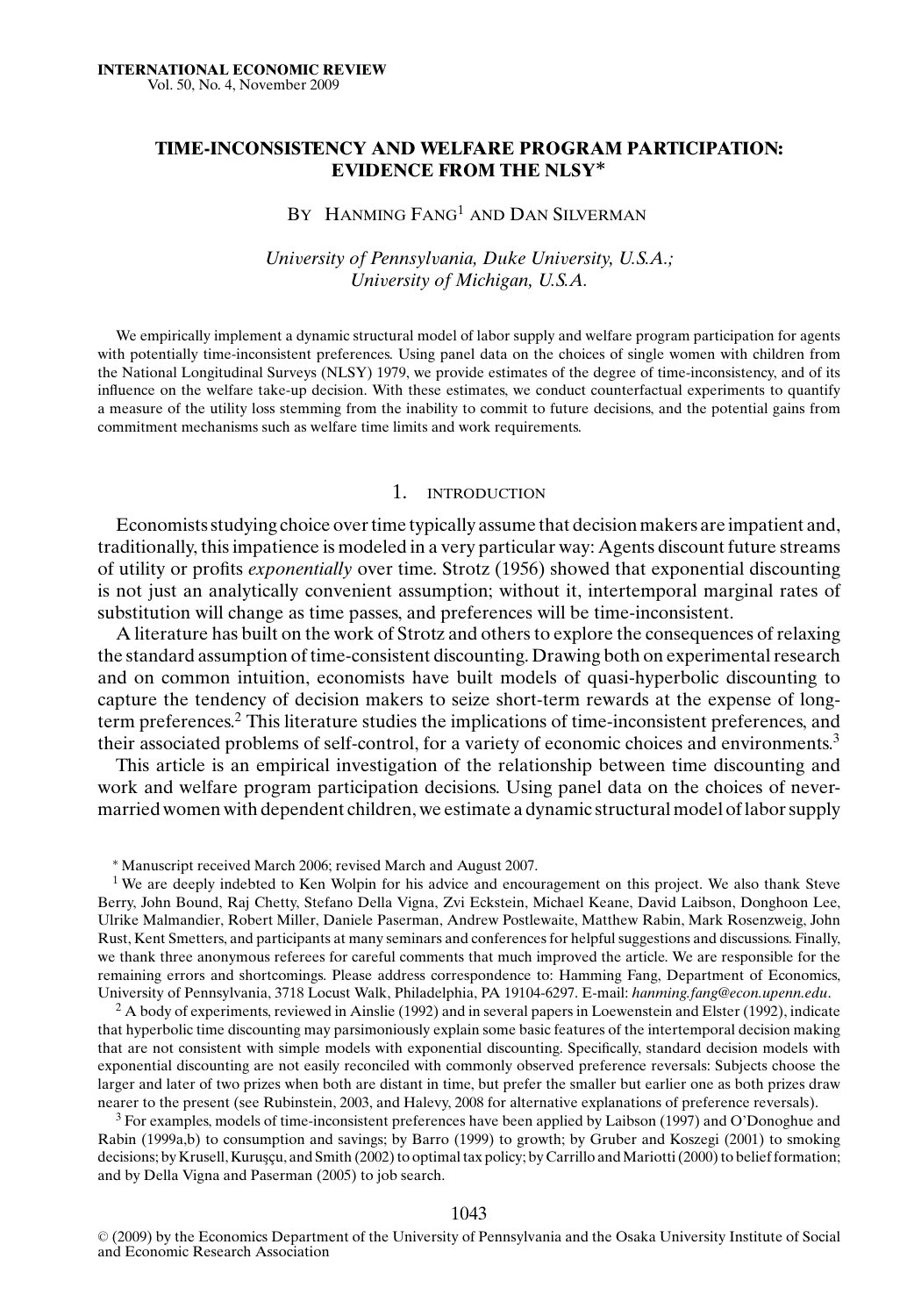# TIME-INCONSISTENCY AND WELFARE PROGRAM PARTICIPATION: EVIDENCE FROM THE NLSY*

By Hanming Fang[1] and Dan Silverman

*University of Pennsylvania, Duke University, U.S.A.; University of Michigan, U.S.A.*

We empirically implement a dynamic structural model of labor supply and welfare program participation for agents with potentially time-inconsistent preferences. Using panel data on the choices of single women with children from the National Longitudinal Surveys (NLSY) 1979, we provide estimates of the degree of time-inconsistency, and of its influence on the welfare take-up decision. With these estimates, we conduct counterfactual experiments to quantify a measure of the utility loss stemming from the inability to commit to future decisions, and the potential gains from commitment mechanisms such as welfare time limits and work requirements.

## 1. Introduction

Economists studying choice over time typically assume that decision makers are impatient and, traditionally, this impatience is modeled in a very particular way: Agents discount future streams of utility or profits *exponentially* over time. Strotz (1956) showed that exponential discounting is not just an analytically convenient assumption; without it, intertemporal marginal rates of substitution will change as time passes, and preferences will be time-inconsistent.

A literature has built on the work of Strotz and others to explore the consequences of relaxing the standard assumption of time-consistent discounting. Drawing both on experimental research and on common intuition, economists have built models of quasi-hyperbolic discounting to capture the tendency of decision makers to seize short-term rewards at the expense of long-term preferences.[2] This literature studies the implications of time-inconsistent preferences, and their associated problems of self-control, for a variety of economic choices and environments.[3]

This article is an empirical investigation of the relationship between time discounting and work and welfare program participation decisions. Using panel data on the choices of never-married women with dependent children, we estimate a dynamic structural model of labor supply

---

* Manuscript received March 2006; revised March and August 2007.

[1] We are deeply indebted to Ken Wolpin for his advice and encouragement on this project. We also thank Steve Berry, John Bound, Raj Chetty, Stefano Della Vigna, Zvi Eckstein, Michael Keane, David Laibson, Donghoon Lee, Ulrike Malmandier, Robert Miller, Daniele Paserman, Andrew Postlewaite, Matthew Rabin, Mark Rosenzweig, John Rust, Kent Smetters, and participants at many seminars and conferences for helpful suggestions and discussions. Finally, we thank three anonymous referees for careful comments that much improved the article. We are responsible for the remaining errors and shortcomings. Please address correspondence to: Hamming Fang, Department of Economics, University of Pennsylvania, 3718 Locust Walk, Philadelphia, PA 19104-6297. E-mail: *hanming.fang@econ.upenn.edu*.

[2] A body of experiments, reviewed in Ainslie (1992) and in several papers in Loewenstein and Elster (1992), indicate that hyperbolic time discounting may parsimoniously explain some basic features of the intertemporal decision making that are not consistent with simple models with exponential discounting. Specifically, standard decision models with exponential discounting are not easily reconciled with commonly observed preference reversals: Subjects choose the larger and later of two prizes when both are distant in time, but prefer the smaller but earlier one as both prizes draw nearer to the present (see Rubinstein, 2003, and Halevy, 2008 for alternative explanations of preference reversals).

[3] For examples, models of time-inconsistent preferences have been applied by Laibson (1997) and O'Donoghue and Rabin (1999a,b) to consumption and savings; by Barro (1999) to growth; by Gruber and Koszegi (2001) to smoking decisions; by Krusell, Kuruşçu, and Smith (2002) to optimal tax policy; by Carrillo and Mariotti (2000) to belief formation; and by Della Vigna and Paserman (2005) to job search.

© (2009) by the Economics Department of the University of Pennsylvania and the Osaka University Institute of Social and Economic Research Association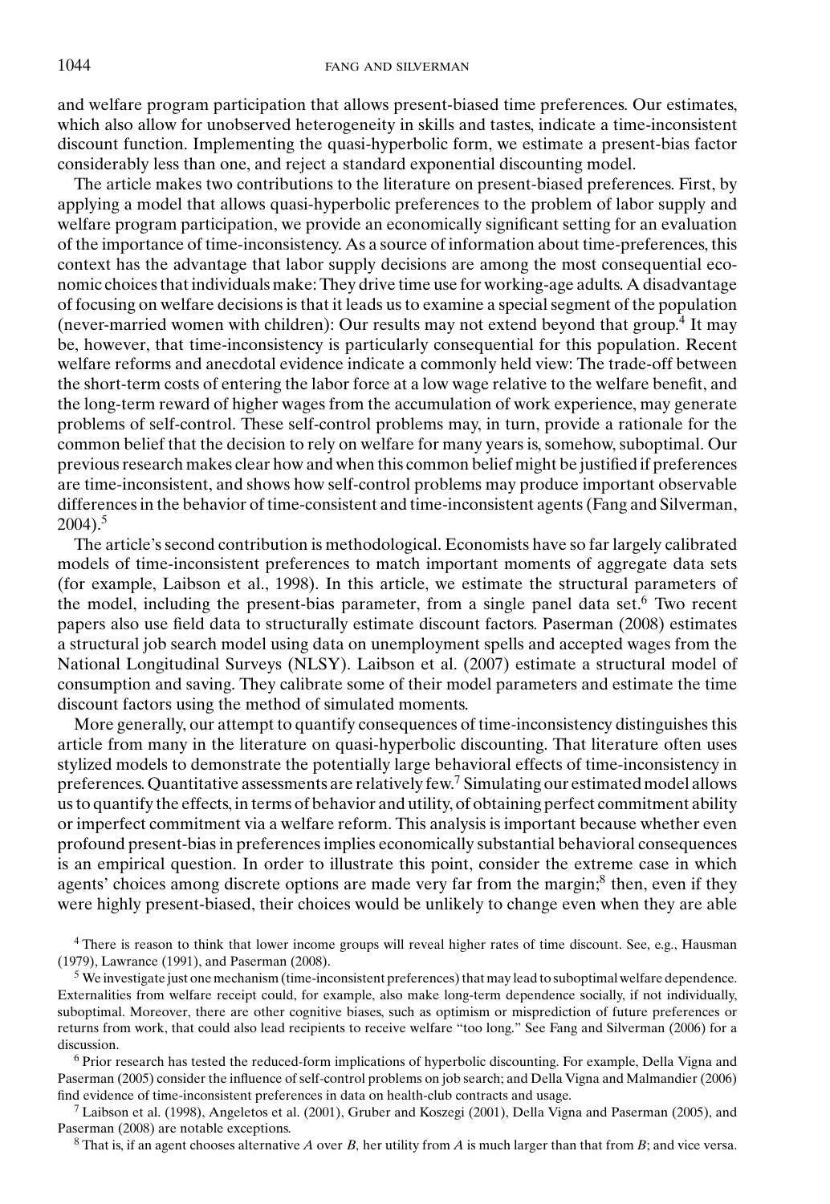and welfare program participation that allows present-biased time preferences. Our estimates, which also allow for unobserved heterogeneity in skills and tastes, indicate a time-inconsistent discount function. Implementing the quasi-hyperbolic form, we estimate a present-bias factor considerably less than one, and reject a standard exponential discounting model.

The article makes two contributions to the literature on present-biased preferences. First, by applying a model that allows quasi-hyperbolic preferences to the problem of labor supply and welfare program participation, we provide an economically significant setting for an evaluation of the importance of time-inconsistency. As a source of information about time-preferences, this context has the advantage that labor supply decisions are among the most consequential economic choices that individuals make: They drive time use for working-age adults. A disadvantage of focusing on welfare decisions is that it leads us to examine a special segment of the population (never-married women with children): Our results may not extend beyond that group.[4] It may be, however, that time-inconsistency is particularly consequential for this population. Recent welfare reforms and anecdotal evidence indicate a commonly held view: The trade-off between the short-term costs of entering the labor force at a low wage relative to the welfare benefit, and the long-term reward of higher wages from the accumulation of work experience, may generate problems of self-control. These self-control problems may, in turn, provide a rationale for the common belief that the decision to rely on welfare for many years is, somehow, suboptimal. Our previous research makes clear how and when this common belief might be justified if preferences are time-inconsistent, and shows how self-control problems may produce important observable differences in the behavior of time-consistent and time-inconsistent agents (Fang and Silverman, 2004).[5]

The article's second contribution is methodological. Economists have so far largely calibrated models of time-inconsistent preferences to match important moments of aggregate data sets (for example, Laibson et al., 1998). In this article, we estimate the structural parameters of the model, including the present-bias parameter, from a single panel data set.[6] Two recent papers also use field data to structurally estimate discount factors. Paserman (2008) estimates a structural job search model using data on unemployment spells and accepted wages from the National Longitudinal Surveys (NLSY). Laibson et al. (2007) estimate a structural model of consumption and saving. They calibrate some of their model parameters and estimate the time discount factors using the method of simulated moments.

More generally, our attempt to quantify consequences of time-inconsistency distinguishes this article from many in the literature on quasi-hyperbolic discounting. That literature often uses stylized models to demonstrate the potentially large behavioral effects of time-inconsistency in preferences. Quantitative assessments are relatively few.[7] Simulating our estimated model allows us to quantify the effects, in terms of behavior and utility, of obtaining perfect commitment ability or imperfect commitment via a welfare reform. This analysis is important because whether even profound present-bias in preferences implies economically substantial behavioral consequences is an empirical question. In order to illustrate this point, consider the extreme case in which agents' choices among discrete options are made very far from the margin;[8] then, even if they were highly present-biased, their choices would be unlikely to change even when they are able

[4] There is reason to think that lower income groups will reveal higher rates of time discount. See, e.g., Hausman (1979), Lawrance (1991), and Paserman (2008).

[5] We investigate just one mechanism (time-inconsistent preferences) that may lead to suboptimal welfare dependence. Externalities from welfare receipt could, for example, also make long-term dependence socially, if not individually, suboptimal. Moreover, there are other cognitive biases, such as optimism or misprediction of future preferences or returns from work, that could also lead recipients to receive welfare "too long." See Fang and Silverman (2006) for a discussion.

[6] Prior research has tested the reduced-form implications of hyperbolic discounting. For example, Della Vigna and Paserman (2005) consider the influence of self-control problems on job search; and Della Vigna and Malmandier (2006) find evidence of time-inconsistent preferences in data on health-club contracts and usage.

[7] Laibson et al. (1998), Angeletos et al. (2001), Gruber and Koszegi (2001), Della Vigna and Paserman (2005), and Paserman (2008) are notable exceptions.

[8] That is, if an agent chooses alternative *A* over *B*, her utility from *A* is much larger than that from *B*; and vice versa.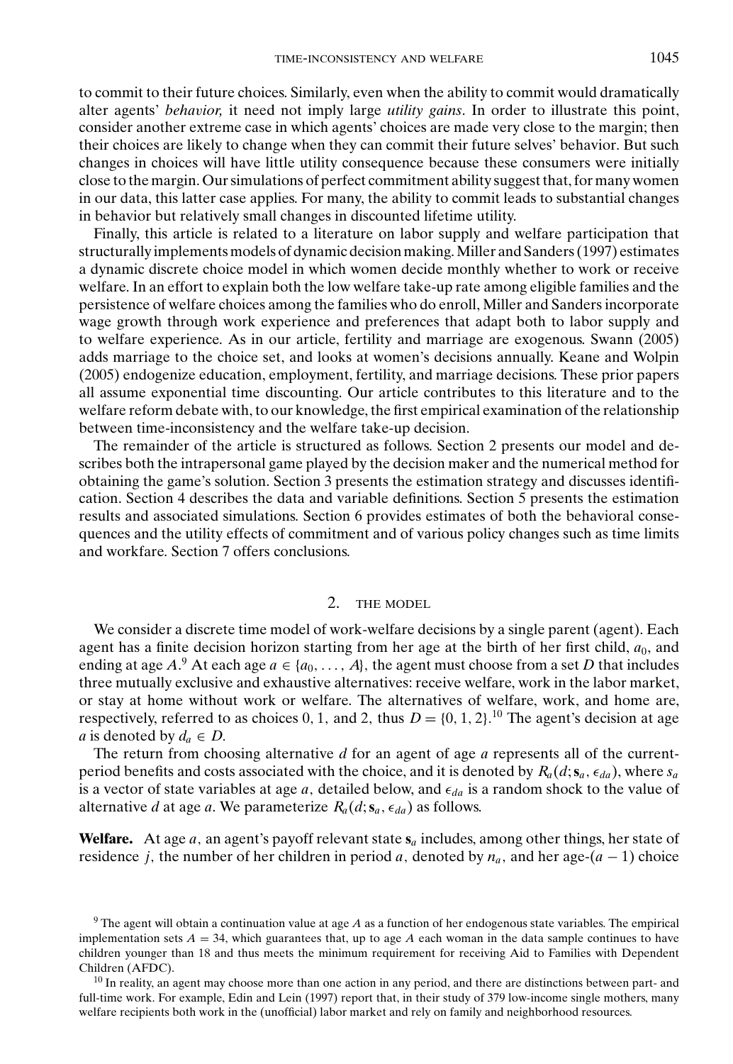to commit to their future choices. Similarly, even when the ability to commit would dramatically alter agents' *behavior,* it need not imply large *utility gains*. In order to illustrate this point, consider another extreme case in which agents' choices are made very close to the margin; then their choices are likely to change when they can commit their future selves' behavior. But such changes in choices will have little utility consequence because these consumers were initially close to the margin. Our simulations of perfect commitment ability suggest that, for many women in our data, this latter case applies. For many, the ability to commit leads to substantial changes in behavior but relatively small changes in discounted lifetime utility.

Finally, this article is related to a literature on labor supply and welfare participation that structurally implements models of dynamic decision making. Miller and Sanders (1997) estimates a dynamic discrete choice model in which women decide monthly whether to work or receive welfare. In an effort to explain both the low welfare take-up rate among eligible families and the persistence of welfare choices among the families who do enroll, Miller and Sanders incorporate wage growth through work experience and preferences that adapt both to labor supply and to welfare experience. As in our article, fertility and marriage are exogenous. Swann (2005) adds marriage to the choice set, and looks at women's decisions annually. Keane and Wolpin (2005) endogenize education, employment, fertility, and marriage decisions. These prior papers all assume exponential time discounting. Our article contributes to this literature and to the welfare reform debate with, to our knowledge, the first empirical examination of the relationship between time-inconsistency and the welfare take-up decision.

The remainder of the article is structured as follows. Section 2 presents our model and describes both the intrapersonal game played by the decision maker and the numerical method for obtaining the game's solution. Section 3 presents the estimation strategy and discusses identification. Section 4 describes the data and variable definitions. Section 5 presents the estimation results and associated simulations. Section 6 provides estimates of both the behavioral consequences and the utility effects of commitment and of various policy changes such as time limits and workfare. Section 7 offers conclusions.

## 2. THE MODEL

We consider a discrete time model of work-welfare decisions by a single parent (agent). Each agent has a finite decision horizon starting from her age at the birth of her first child, $a_0$, and ending at age $A$.[9] At each age $a \in \{a_0, \ldots, A\}$, the agent must choose from a set $D$ that includes three mutually exclusive and exhaustive alternatives: receive welfare, work in the labor market, or stay at home without work or welfare. The alternatives of welfare, work, and home are, respectively, referred to as choices 0, 1, and 2, thus $D = \{0, 1, 2\}$.[10] The agent's decision at age $a$ is denoted by $d_a \in D$.

The return from choosing alternative $d$ for an agent of age $a$ represents all of the current-period benefits and costs associated with the choice, and it is denoted by $R_a(d; \mathbf{s}_a, \epsilon_{da})$, where $s_a$ is a vector of state variables at age $a$, detailed below, and $\epsilon_{da}$ is a random shock to the value of alternative $d$ at age $a$. We parameterize $R_a(d; \mathbf{s}_a, \epsilon_{da})$ as follows.

**Welfare.** At age $a$, an agent's payoff relevant state $\mathbf{s}_a$ includes, among other things, her state of residence $j$, the number of her children in period $a$, denoted by $n_a$, and her age-$(a-1)$ choice

[9] The agent will obtain a continuation value at age $A$ as a function of her endogenous state variables. The empirical implementation sets $A = 34$, which guarantees that, up to age $A$ each woman in the data sample continues to have children younger than 18 and thus meets the minimum requirement for receiving Aid to Families with Dependent Children (AFDC).

[10] In reality, an agent may choose more than one action in any period, and there are distinctions between part- and full-time work. For example, Edin and Lein (1997) report that, in their study of 379 low-income single mothers, many welfare recipients both work in the (unofficial) labor market and rely on family and neighborhood resources.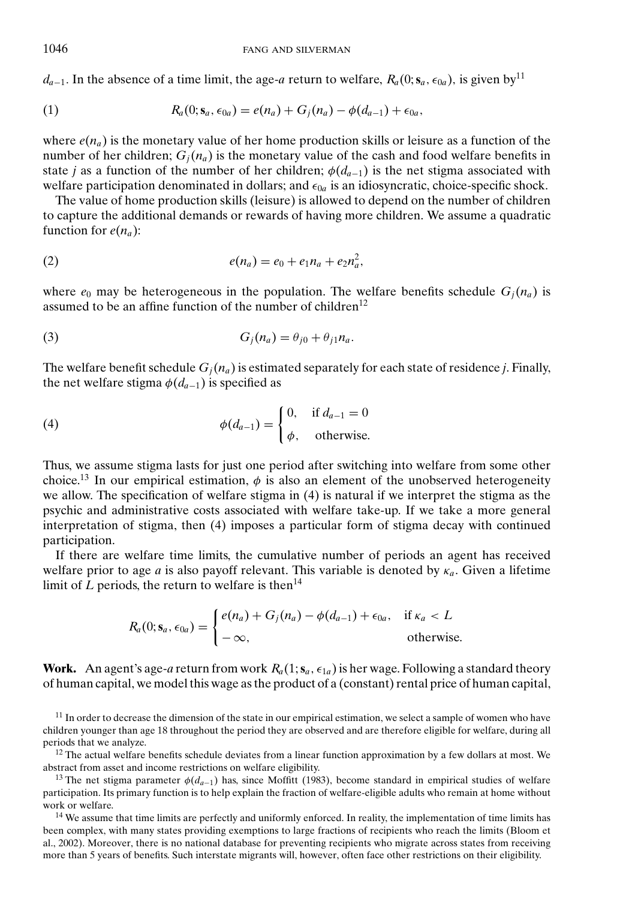$d_{a-1}$. In the absence of a time limit, the age-$a$ return to welfare, $R_a(0; \mathbf{s}_a, \epsilon_{0a})$, is given by[11]

$$R_a(0; \mathbf{s}_a, \epsilon_{0a}) = e(n_a) + G_j(n_a) - \phi(d_{a-1}) + \epsilon_{0a}, \tag{1}$$

where $e(n_a)$ is the monetary value of her home production skills or leisure as a function of the number of her children; $G_j(n_a)$ is the monetary value of the cash and food welfare benefits in state $j$ as a function of the number of her children; $\phi(d_{a-1})$ is the net stigma associated with welfare participation denominated in dollars; and $\epsilon_{0a}$ is an idiosyncratic, choice-specific shock.

The value of home production skills (leisure) is allowed to depend on the number of children to capture the additional demands or rewards of having more children. We assume a quadratic function for $e(n_a)$:

$$e(n_a) = e_0 + e_1 n_a + e_2 n_a^2, \tag{2}$$

where $e_0$ may be heterogeneous in the population. The welfare benefits schedule $G_j(n_a)$ is assumed to be an affine function of the number of children[12]

$$G_j(n_a) = \theta_{j0} + \theta_{j1} n_a. \tag{3}$$

The welfare benefit schedule $G_j(n_a)$ is estimated separately for each state of residence $j$. Finally, the net welfare stigma $\phi(d_{a-1})$ is specified as

$$\phi(d_{a-1}) = \begin{cases} 0, & \text{if } d_{a-1} = 0 \\ \phi, & \text{otherwise.} \end{cases} \tag{4}$$

Thus, we assume stigma lasts for just one period after switching into welfare from some other choice.[13] In our empirical estimation, $\phi$ is also an element of the unobserved heterogeneity we allow. The specification of welfare stigma in (4) is natural if we interpret the stigma as the psychic and administrative costs associated with welfare take-up. If we take a more general interpretation of stigma, then (4) imposes a particular form of stigma decay with continued participation.

If there are welfare time limits, the cumulative number of periods an agent has received welfare prior to age $a$ is also payoff relevant. This variable is denoted by $\kappa_a$. Given a lifetime limit of $L$ periods, the return to welfare is then[14]

$$R_a(0; \mathbf{s}_a, \epsilon_{0a}) = \begin{cases} e(n_a) + G_j(n_a) - \phi(d_{a-1}) + \epsilon_{0a}, & \text{if } \kappa_a < L \\ -\infty, & \text{otherwise.} \end{cases}$$

**Work.** An agent's age-$a$ return from work $R_a(1; \mathbf{s}_a, \epsilon_{1a})$ is her wage. Following a standard theory of human capital, we model this wage as the product of a (constant) rental price of human capital,

[11] In order to decrease the dimension of the state in our empirical estimation, we select a sample of women who have children younger than age 18 throughout the period they are observed and are therefore eligible for welfare, during all periods that we analyze.

[12] The actual welfare benefits schedule deviates from a linear function approximation by a few dollars at most. We abstract from asset and income restrictions on welfare eligibility.

[13] The net stigma parameter $\phi(d_{a-1})$ has, since Moffitt (1983), become standard in empirical studies of welfare participation. Its primary function is to help explain the fraction of welfare-eligible adults who remain at home without work or welfare.

[14] We assume that time limits are perfectly and uniformly enforced. In reality, the implementation of time limits has been complex, with many states providing exemptions to large fractions of recipients who reach the limits (Bloom et al., 2002). Moreover, there is no national database for preventing recipients who migrate across states from receiving more than 5 years of benefits. Such interstate migrants will, however, often face other restrictions on their eligibility.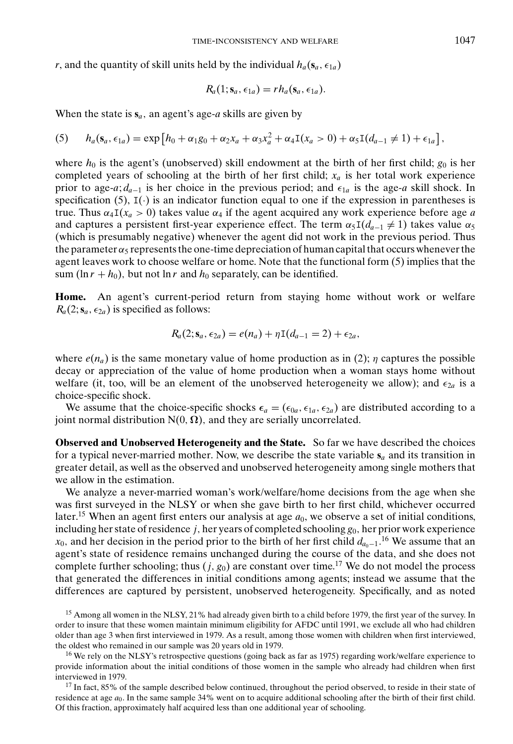$r$, and the quantity of skill units held by the individual $h_a(\mathbf{s}_a, \epsilon_{1a})$

$$R_a(1; \mathbf{s}_a, \epsilon_{1a}) = r h_a(\mathbf{s}_a, \epsilon_{1a}).$$

When the state is $\mathbf{s}_a$, an agent's age-$a$ skills are given by

$$h_a(\mathbf{s}_a, \epsilon_{1a}) = \exp\left[h_0 + \alpha_1 g_0 + \alpha_2 x_a + \alpha_3 x_a^2 + \alpha_4 \mathrm{I}(x_a > 0) + \alpha_5 \mathrm{I}(d_{a-1} \neq 1) + \epsilon_{1a}\right], \tag{5}$$

where $h_0$ is the agent's (unobserved) skill endowment at the birth of her first child; $g_0$ is her completed years of schooling at the birth of her first child; $x_a$ is her total work experience prior to age-$a$; $d_{a-1}$ is her choice in the previous period; and $\epsilon_{1a}$ is the age-$a$ skill shock. In specification (5), $\mathrm{I}(\cdot)$ is an indicator function equal to one if the expression in parentheses is true. Thus $\alpha_4 \mathrm{I}(x_a > 0)$ takes value $\alpha_4$ if the agent acquired any work experience before age $a$ and captures a persistent first-year experience effect. The term $\alpha_5 \mathrm{I}(d_{a-1} \neq 1)$ takes value $\alpha_5$ (which is presumably negative) whenever the agent did not work in the previous period. Thus the parameter $\alpha_5$ represents the one-time depreciation of human capital that occurs whenever the agent leaves work to choose welfare or home. Note that the functional form (5) implies that the sum $(\ln r + h_0)$, but not $\ln r$ and $h_0$ separately, can be identified.

**Home.** An agent's current-period return from staying home without work or welfare $R_a(2; \mathbf{s}_a, \epsilon_{2a})$ is specified as follows:

$$R_a(2; \mathbf{s}_a, \epsilon_{2a}) = e(n_a) + \eta \mathrm{I}(d_{a-1} = 2) + \epsilon_{2a},$$

where $e(n_a)$ is the same monetary value of home production as in (2); $\eta$ captures the possible decay or appreciation of the value of home production when a woman stays home without welfare (it, too, will be an element of the unobserved heterogeneity we allow); and $\epsilon_{2a}$ is a choice-specific shock.

We assume that the choice-specific shocks $\boldsymbol{\epsilon}_a = (\epsilon_{0a}, \epsilon_{1a}, \epsilon_{2a})$ are distributed according to a joint normal distribution $\mathrm{N}(0, \boldsymbol{\Omega})$, and they are serially uncorrelated.

**Observed and Unobserved Heterogeneity and the State.** So far we have described the choices for a typical never-married mother. Now, we describe the state variable $\mathbf{s}_a$ and its transition in greater detail, as well as the observed and unobserved heterogeneity among single mothers that we allow in the estimation.

We analyze a never-married woman's work/welfare/home decisions from the age when she was first surveyed in the NLSY or when she gave birth to her first child, whichever occurred later.[15] When an agent first enters our analysis at age $a_0$, we observe a set of initial conditions, including her state of residence $j$, her years of completed schooling $g_0$, her prior work experience $x_0$, and her decision in the period prior to the birth of her first child $d_{a_0-1}$.[16] We assume that an agent's state of residence remains unchanged during the course of the data, and she does not complete further schooling; thus $(j, g_0)$ are constant over time.[17] We do not model the process that generated the differences in initial conditions among agents; instead we assume that the differences are captured by persistent, unobserved heterogeneity. Specifically, and as noted

[15] Among all women in the NLSY, 21% had already given birth to a child before 1979, the first year of the survey. In order to insure that these women maintain minimum eligibility for AFDC until 1991, we exclude all who had children older than age 3 when first interviewed in 1979. As a result, among those women with children when first interviewed, the oldest who remained in our sample was 20 years old in 1979.

[16] We rely on the NLSY's retrospective questions (going back as far as 1975) regarding work/welfare experience to provide information about the initial conditions of those women in the sample who already had children when first interviewed in 1979.

[17] In fact, 85% of the sample described below continued, throughout the period observed, to reside in their state of residence at age $a_0$. In the same sample 34% went on to acquire additional schooling after the birth of their first child. Of this fraction, approximately half acquired less than one additional year of schooling.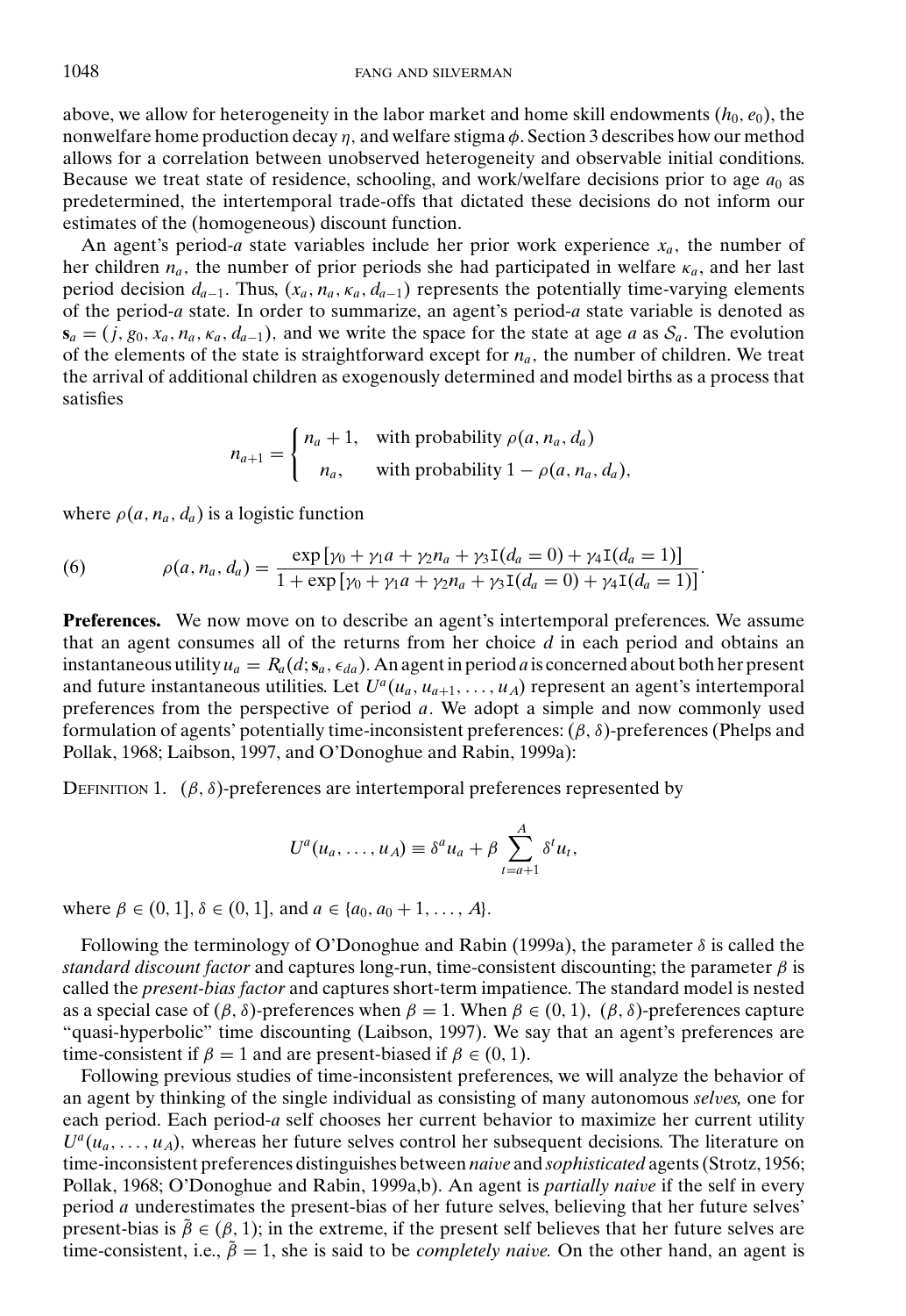above, we allow for heterogeneity in the labor market and home skill endowments $(h_0, e_0)$, the nonwelfare home production decay $\eta$, and welfare stigma $\phi$. Section 3 describes how our method allows for a correlation between unobserved heterogeneity and observable initial conditions. Because we treat state of residence, schooling, and work/welfare decisions prior to age $a_0$ as predetermined, the intertemporal trade-offs that dictated these decisions do not inform our estimates of the (homogeneous) discount function.

An agent's period-$a$ state variables include her prior work experience $x_a$, the number of her children $n_a$, the number of prior periods she had participated in welfare $\kappa_a$, and her last period decision $d_{a-1}$. Thus, $(x_a, n_a, \kappa_a, d_{a-1})$ represents the potentially time-varying elements of the period-$a$ state. In order to summarize, an agent's period-$a$ state variable is denoted as $\mathbf{s}_a = (j, g_0, x_a, n_a, \kappa_a, d_{a-1})$, and we write the space for the state at age $a$ as $\mathcal{S}_a$. The evolution of the elements of the state is straightforward except for $n_a$, the number of children. We treat the arrival of additional children as exogenously determined and model births as a process that satisfies

$$n_{a+1} = \begin{cases} n_a + 1, & \text{with probability } \rho(a, n_a, d_a) \\ n_a, & \text{with probability } 1 - \rho(a, n_a, d_a), \end{cases}$$

where $\rho(a, n_a, d_a)$ is a logistic function

$$\rho(a, n_a, d_a) = \frac{\exp\left[\gamma_0 + \gamma_1 a + \gamma_2 n_a + \gamma_3 \mathtt{I}(d_a = 0) + \gamma_4 \mathtt{I}(d_a = 1)\right]}{1 + \exp\left[\gamma_0 + \gamma_1 a + \gamma_2 n_a + \gamma_3 \mathtt{I}(d_a = 0) + \gamma_4 \mathtt{I}(d_a = 1)\right]}. \tag{6}$$

**Preferences.** We now move on to describe an agent's intertemporal preferences. We assume that an agent consumes all of the returns from her choice $d$ in each period and obtains an instantaneous utility $u_a = R_a(d; \mathbf{s}_a, \epsilon_{da})$. An agent in period $a$ is concerned about both her present and future instantaneous utilities. Let $U^a(u_a, u_{a+1}, \ldots, u_A)$ represent an agent's intertemporal preferences from the perspective of period $a$. We adopt a simple and now commonly used formulation of agents' potentially time-inconsistent preferences: $(\beta, \delta)$-preferences (Phelps and Pollak, 1968; Laibson, 1997, and O'Donoghue and Rabin, 1999a):

DEFINITION 1. $(\beta, \delta)$-preferences are intertemporal preferences represented by

$$U^a(u_a, \ldots, u_A) \equiv \delta^a u_a + \beta \sum_{t=a+1}^{A} \delta^t u_t,$$

where $\beta \in (0, 1]$, $\delta \in (0, 1]$, and $a \in \{a_0, a_0 + 1, \ldots, A\}$.

Following the terminology of O'Donoghue and Rabin (1999a), the parameter $\delta$ is called the *standard discount factor* and captures long-run, time-consistent discounting; the parameter $\beta$ is called the *present-bias factor* and captures short-term impatience. The standard model is nested as a special case of $(\beta, \delta)$-preferences when $\beta = 1$. When $\beta \in (0, 1)$, $(\beta, \delta)$-preferences capture "quasi-hyperbolic" time discounting (Laibson, 1997). We say that an agent's preferences are time-consistent if $\beta = 1$ and are present-biased if $\beta \in (0, 1)$.

Following previous studies of time-inconsistent preferences, we will analyze the behavior of an agent by thinking of the single individual as consisting of many autonomous *selves,* one for each period. Each period-$a$ self chooses her current behavior to maximize her current utility $U^a(u_a, \ldots, u_A)$, whereas her future selves control her subsequent decisions. The literature on time-inconsistent preferences distinguishes between *naive* and *sophisticated* agents (Strotz, 1956; Pollak, 1968; O'Donoghue and Rabin, 1999a,b). An agent is *partially naive* if the self in every period $a$ underestimates the present-bias of her future selves, believing that her future selves' present-bias is $\tilde{\beta} \in (\beta, 1)$; in the extreme, if the present self believes that her future selves are time-consistent, i.e., $\tilde{\beta} = 1$, she is said to be *completely naive.* On the other hand, an agent is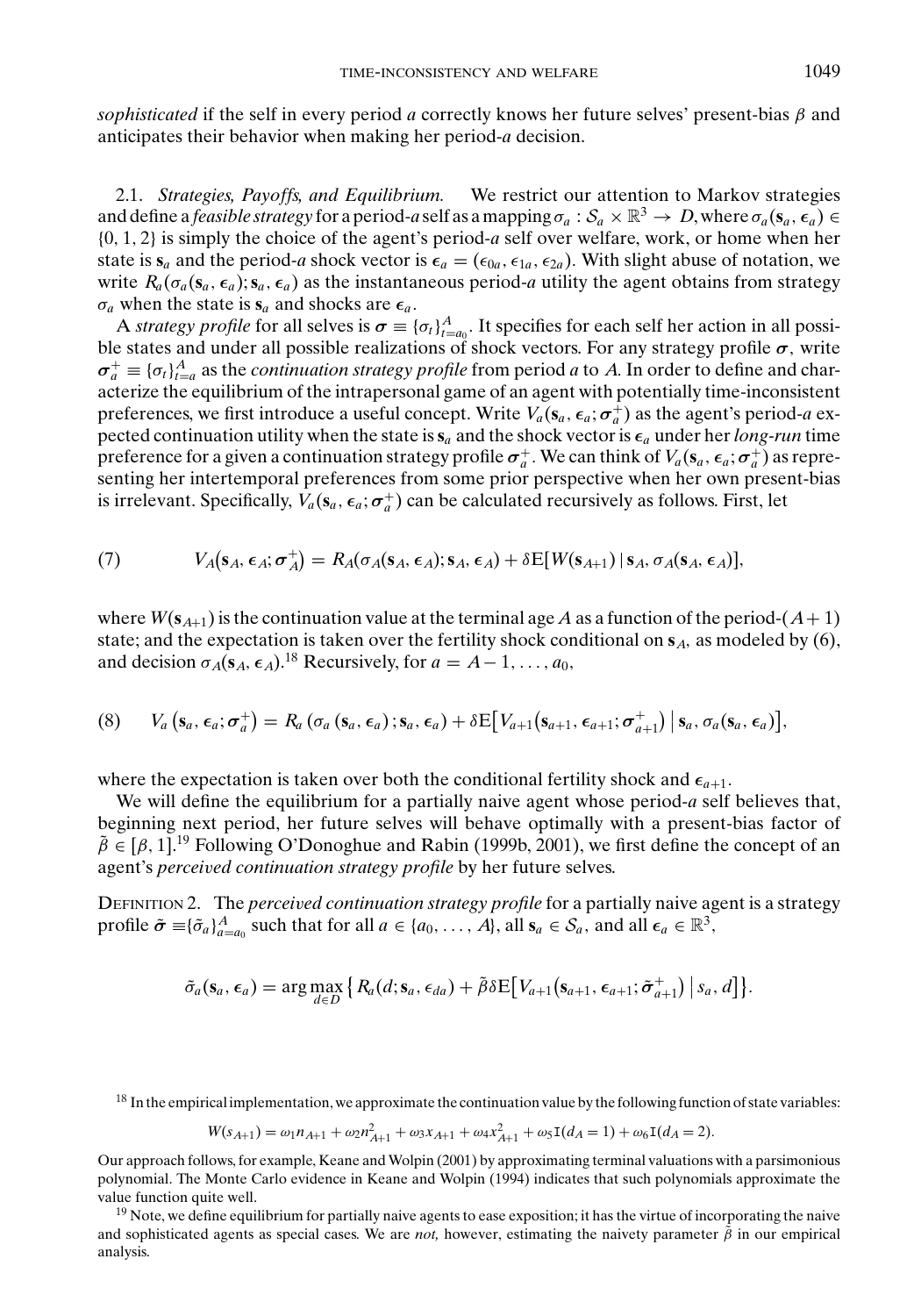*sophisticated* if the self in every period $a$ correctly knows her future selves' present-bias $\beta$ and anticipates their behavior when making her period-$a$ decision.

### 2.1. *Strategies, Payoffs, and Equilibrium.*

We restrict our attention to Markov strategies and define a *feasible strategy* for a period-$a$ self as a mapping $\sigma_a : \mathcal{S}_a \times \mathbb{R}^3 \to D$, where $\sigma_a(\mathbf{s}_a, \boldsymbol{\epsilon}_a) \in \{0, 1, 2\}$ is simply the choice of the agent's period-$a$ self over welfare, work, or home when her state is $\mathbf{s}_a$ and the period-$a$ shock vector is $\boldsymbol{\epsilon}_a = (\epsilon_{0a}, \epsilon_{1a}, \epsilon_{2a})$. With slight abuse of notation, we write $R_a(\sigma_a(\mathbf{s}_a, \boldsymbol{\epsilon}_a); \mathbf{s}_a, \boldsymbol{\epsilon}_a)$ as the instantaneous period-$a$ utility the agent obtains from strategy $\sigma_a$ when the state is $\mathbf{s}_a$ and shocks are $\boldsymbol{\epsilon}_a$.

A *strategy profile* for all selves is $\boldsymbol{\sigma} \equiv \{\sigma_t\}_{t=a_0}^{A}$. It specifies for each self her action in all possible states and under all possible realizations of shock vectors. For any strategy profile $\boldsymbol{\sigma}$, write $\boldsymbol{\sigma}_a^+ \equiv \{\sigma_t\}_{t=a}^{A}$ as the *continuation strategy profile* from period $a$ to $A$. In order to define and characterize the equilibrium of the intrapersonal game of an agent with potentially time-inconsistent preferences, we first introduce a useful concept. Write $V_a(\mathbf{s}_a, \boldsymbol{\epsilon}_a; \boldsymbol{\sigma}_a^+)$ as the agent's period-$a$ expected continuation utility when the state is $\mathbf{s}_a$ and the shock vector is $\boldsymbol{\epsilon}_a$ under her *long-run* time preference for a given a continuation strategy profile $\boldsymbol{\sigma}_a^+$. We can think of $V_a(\mathbf{s}_a, \boldsymbol{\epsilon}_a; \boldsymbol{\sigma}_a^+)$ as representing her intertemporal preferences from some prior perspective when her own present-bias is irrelevant. Specifically, $V_a(\mathbf{s}_a, \boldsymbol{\epsilon}_a; \boldsymbol{\sigma}_a^+)$ can be calculated recursively as follows. First, let

$$V_A(\mathbf{s}_A, \boldsymbol{\epsilon}_A; \boldsymbol{\sigma}_A^+) = R_A(\sigma_A(\mathbf{s}_A, \boldsymbol{\epsilon}_A); \mathbf{s}_A, \boldsymbol{\epsilon}_A) + \delta \mathrm{E}[W(\mathbf{s}_{A+1}) \mid \mathbf{s}_A, \sigma_A(\mathbf{s}_A, \boldsymbol{\epsilon}_A)], \tag{7}$$

where $W(\mathbf{s}_{A+1})$ is the continuation value at the terminal age $A$ as a function of the period-$(A+1)$ state; and the expectation is taken over the fertility shock conditional on $\mathbf{s}_A$, as modeled by (6), and decision $\sigma_A(\mathbf{s}_A, \boldsymbol{\epsilon}_A)$.[18] Recursively, for $a = A-1, \ldots, a_0$,

$$V_a(\mathbf{s}_a, \boldsymbol{\epsilon}_a; \boldsymbol{\sigma}_a^+) = R_a(\sigma_a(\mathbf{s}_a, \boldsymbol{\epsilon}_a); \mathbf{s}_a, \boldsymbol{\epsilon}_a) + \delta \mathrm{E}\left[V_{a+1}(\mathbf{s}_{a+1}, \boldsymbol{\epsilon}_{a+1}; \boldsymbol{\sigma}_{a+1}^+) \mid \mathbf{s}_a, \sigma_a(\mathbf{s}_a, \boldsymbol{\epsilon}_a)\right], \tag{8}$$

where the expectation is taken over both the conditional fertility shock and $\boldsymbol{\epsilon}_{a+1}$.

We will define the equilibrium for a partially naive agent whose period-$a$ self believes that, beginning next period, her future selves will behave optimally with a present-bias factor of $\tilde{\beta} \in [\beta, 1]$.[19] Following O'Donoghue and Rabin (1999b, 2001), we first define the concept of an agent's *perceived continuation strategy profile* by her future selves.

DEFINITION 2. The *perceived continuation strategy profile* for a partially naive agent is a strategy profile $\tilde{\boldsymbol{\sigma}} \equiv \{\tilde{\sigma}_a\}_{a=a_0}^{A}$ such that for all $a \in \{a_0, \ldots, A\}$, all $\mathbf{s}_a \in \mathcal{S}_a$, and all $\boldsymbol{\epsilon}_a \in \mathbb{R}^3$,

$$\tilde{\sigma}_a(\mathbf{s}_a, \boldsymbol{\epsilon}_a) = \arg\max_{d \in D} \left\{ R_a(d; \mathbf{s}_a, \epsilon_{da}) + \tilde{\beta}\delta \mathrm{E}\left[V_{a+1}(\mathbf{s}_{a+1}, \boldsymbol{\epsilon}_{a+1}; \tilde{\boldsymbol{\sigma}}_{a+1}^+) \mid s_a, d\right]\right\}.$$

---

[18] In the empirical implementation, we approximate the continuation value by the following function of state variables:

$$W(s_{A+1}) = \omega_1 n_{A+1} + \omega_2 n_{A+1}^2 + \omega_3 x_{A+1} + \omega_4 x_{A+1}^2 + \omega_5 \mathrm{I}(d_A = 1) + \omega_6 \mathrm{I}(d_A = 2).$$

Our approach follows, for example, Keane and Wolpin (2001) by approximating terminal valuations with a parsimonious polynomial. The Monte Carlo evidence in Keane and Wolpin (1994) indicates that such polynomials approximate the value function quite well.

[19] Note, we define equilibrium for partially naive agents to ease exposition; it has the virtue of incorporating the naive and sophisticated agents as special cases. We are *not,* however, estimating the naivety parameter $\tilde{\beta}$ in our empirical analysis.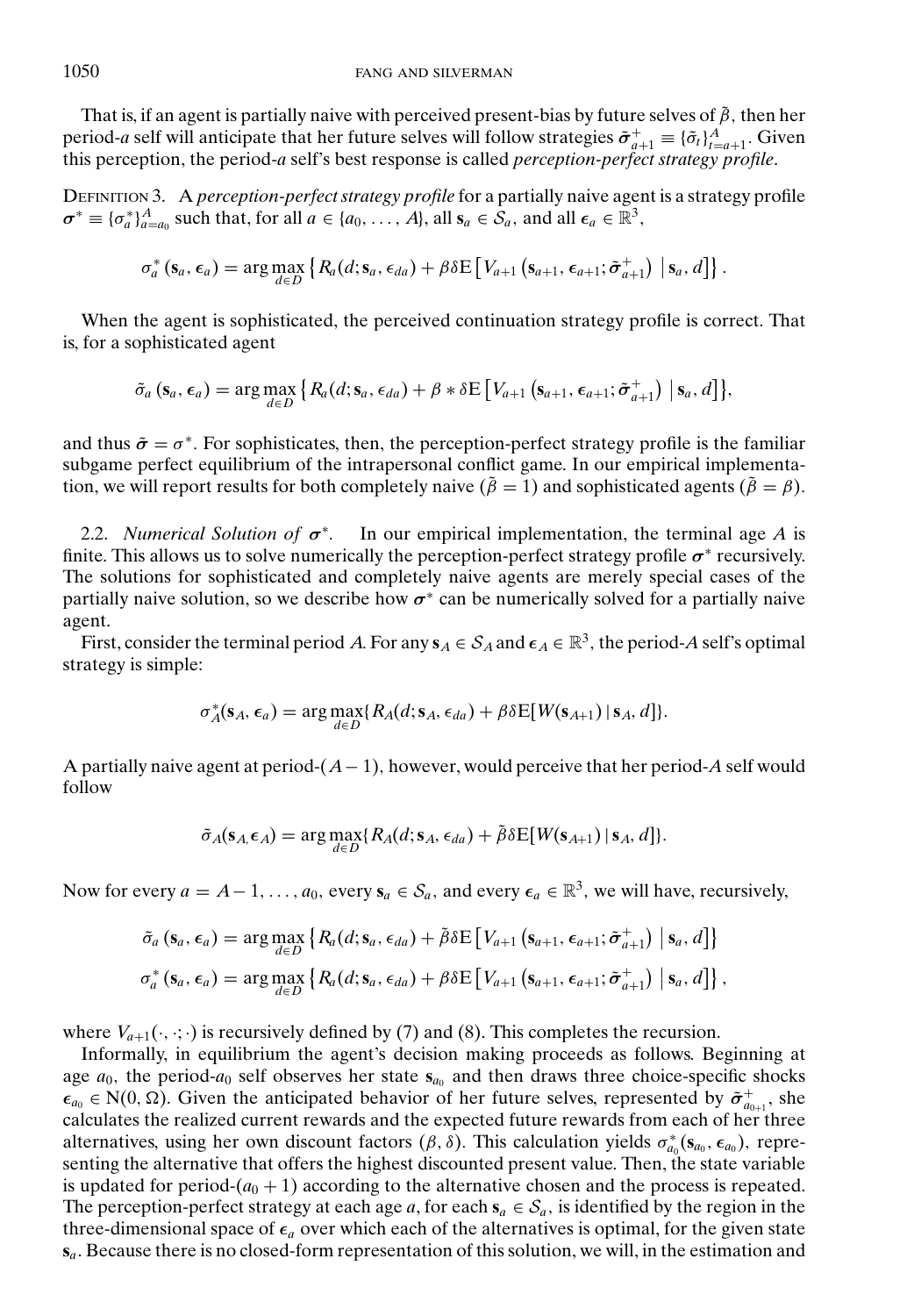That is, if an agent is partially naive with perceived present-bias by future selves of $\tilde{\beta}$, then her period-$a$ self will anticipate that her future selves will follow strategies $\tilde{\boldsymbol{\sigma}}^{+}_{a+1} \equiv \{\tilde{\sigma}_t\}_{t=a+1}^{A}$. Given this perception, the period-$a$ self's best response is called *perception-perfect strategy profile*.

DEFINITION 3. A *perception-perfect strategy profile* for a partially naive agent is a strategy profile $\boldsymbol{\sigma}^* \equiv \{\sigma_a^*\}_{a=a_0}^{A}$ such that, for all $a \in \{a_0, \ldots, A\}$, all $\mathbf{s}_a \in \mathcal{S}_a$, and all $\boldsymbol{\epsilon}_a \in \mathbb{R}^3$,

$$\sigma_a^*(\mathbf{s}_a, \boldsymbol{\epsilon}_a) = \arg\max_{d \in D} \left\{ R_a(d; \mathbf{s}_a, \epsilon_{da}) + \beta\delta \mathrm{E}\left[ V_{a+1}\left(\mathbf{s}_{a+1}, \boldsymbol{\epsilon}_{a+1}; \tilde{\boldsymbol{\sigma}}^{+}_{a+1}\right) \mid \mathbf{s}_a, d \right] \right\}.$$

When the agent is sophisticated, the perceived continuation strategy profile is correct. That is, for a sophisticated agent

$$\tilde{\sigma}_a(\mathbf{s}_a, \boldsymbol{\epsilon}_a) = \arg\max_{d \in D} \left\{ R_a(d; \mathbf{s}_a, \epsilon_{da}) + \beta * \delta \mathrm{E}\left[ V_{a+1}\left(\mathbf{s}_{a+1}, \boldsymbol{\epsilon}_{a+1}; \tilde{\boldsymbol{\sigma}}^{+}_{a+1}\right) \mid \mathbf{s}_a, d \right] \right\},$$

and thus $\tilde{\boldsymbol{\sigma}} = \sigma^*$. For sophisticates, then, the perception-perfect strategy profile is the familiar subgame perfect equilibrium of the intrapersonal conflict game. In our empirical implementation, we will report results for both completely naive ($\tilde{\beta} = 1$) and sophisticated agents ($\tilde{\beta} = \beta$).

2.2. *Numerical Solution of $\boldsymbol{\sigma}^*$.* In our empirical implementation, the terminal age $A$ is finite. This allows us to solve numerically the perception-perfect strategy profile $\boldsymbol{\sigma}^*$ recursively. The solutions for sophisticated and completely naive agents are merely special cases of the partially naive solution, so we describe how $\boldsymbol{\sigma}^*$ can be numerically solved for a partially naive agent.

First, consider the terminal period $A$. For any $\mathbf{s}_A \in \mathcal{S}_A$ and $\boldsymbol{\epsilon}_A \in \mathbb{R}^3$, the period-$A$ self's optimal strategy is simple:

$$\sigma_A^*(\mathbf{s}_A, \boldsymbol{\epsilon}_a) = \arg\max_{d \in D} \{R_A(d; \mathbf{s}_A, \epsilon_{da}) + \beta\delta \mathrm{E}[W(\mathbf{s}_{A+1}) \mid \mathbf{s}_A, d]\}.$$

A partially naive agent at period-$(A-1)$, however, would perceive that her period-$A$ self would follow

$$\tilde{\sigma}_A(\mathbf{s}_A, \boldsymbol{\epsilon}_A) = \arg\max_{d \in D} \{R_A(d; \mathbf{s}_A, \epsilon_{da}) + \tilde{\beta}\delta \mathrm{E}[W(\mathbf{s}_{A+1}) \mid \mathbf{s}_A, d]\}.$$

Now for every $a = A-1, \ldots, a_0$, every $\mathbf{s}_a \in \mathcal{S}_a$, and every $\boldsymbol{\epsilon}_a \in \mathbb{R}^3$, we will have, recursively,

$$\tilde{\sigma}_a(\mathbf{s}_a, \boldsymbol{\epsilon}_a) = \arg\max_{d \in D} \left\{ R_a(d; \mathbf{s}_a, \epsilon_{da}) + \tilde{\beta}\delta \mathrm{E}\left[ V_{a+1}\left(\mathbf{s}_{a+1}, \boldsymbol{\epsilon}_{a+1}; \tilde{\boldsymbol{\sigma}}^{+}_{a+1}\right) \mid \mathbf{s}_a, d \right] \right\}$$

$$\sigma_a^*(\mathbf{s}_a, \boldsymbol{\epsilon}_a) = \arg\max_{d \in D} \left\{ R_a(d; \mathbf{s}_a, \epsilon_{da}) + \beta\delta \mathrm{E}\left[ V_{a+1}\left(\mathbf{s}_{a+1}, \boldsymbol{\epsilon}_{a+1}; \tilde{\boldsymbol{\sigma}}^{+}_{a+1}\right) \mid \mathbf{s}_a, d \right] \right\},$$

where $V_{a+1}(\cdot, \cdot; \cdot)$ is recursively defined by (7) and (8). This completes the recursion.

Informally, in equilibrium the agent's decision making proceeds as follows. Beginning at age $a_0$, the period-$a_0$ self observes her state $\mathbf{s}_{a_0}$ and then draws three choice-specific shocks $\boldsymbol{\epsilon}_{a_0} \in \mathrm{N}(0, \Omega)$. Given the anticipated behavior of her future selves, represented by $\tilde{\boldsymbol{\sigma}}^{+}_{a_{0+1}}$, she calculates the realized current rewards and the expected future rewards from each of her three alternatives, using her own discount factors $(\beta, \delta)$. This calculation yields $\sigma_{a_0}^*(\mathbf{s}_{a_0}, \boldsymbol{\epsilon}_{a_0})$, representing the alternative that offers the highest discounted present value. Then, the state variable is updated for period-$(a_0 + 1)$ according to the alternative chosen and the process is repeated. The perception-perfect strategy at each age $a$, for each $\mathbf{s}_a \in \mathcal{S}_a$, is identified by the region in the three-dimensional space of $\boldsymbol{\epsilon}_a$ over which each of the alternatives is optimal, for the given state $\mathbf{s}_a$. Because there is no closed-form representation of this solution, we will, in the estimation and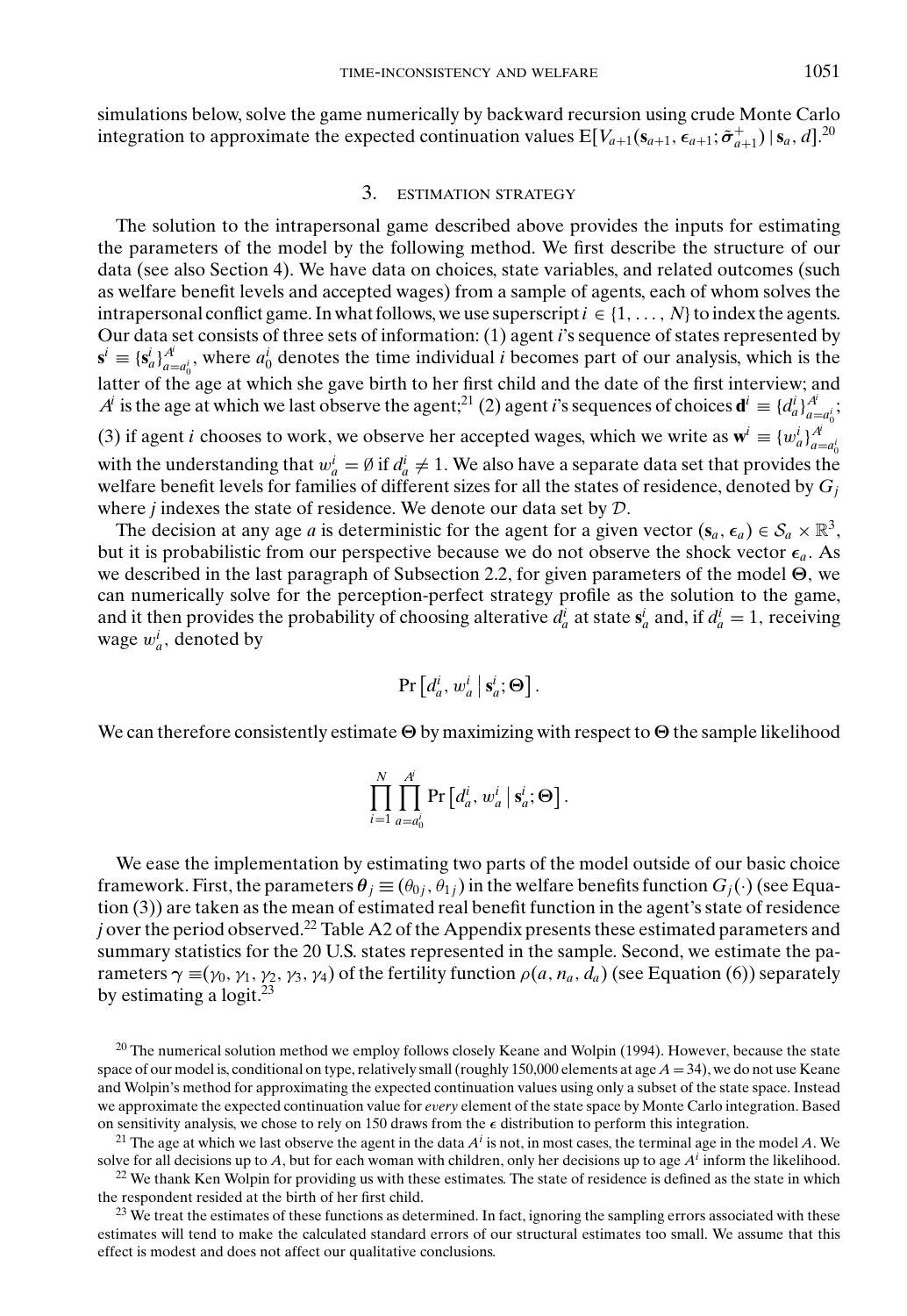simulations below, solve the game numerically by backward recursion using crude Monte Carlo integration to approximate the expected continuation values $E[V_{a+1}(\mathbf{s}_{a+1}, \boldsymbol{\epsilon}_{a+1}; \tilde{\boldsymbol{\sigma}}_{a+1}^{+}) \mid \mathbf{s}_a, d]$.[20]

## 3. ESTIMATION STRATEGY

The solution to the intrapersonal game described above provides the inputs for estimating the parameters of the model by the following method. We first describe the structure of our data (see also Section 4). We have data on choices, state variables, and related outcomes (such as welfare benefit levels and accepted wages) from a sample of agents, each of whom solves the intrapersonal conflict game. In what follows, we use superscript $i \in \{1, \ldots, N\}$ to index the agents. Our data set consists of three sets of information: (1) agent $i$'s sequence of states represented by $\mathbf{s}^i \equiv \{\mathbf{s}_a^i\}_{a=a_0^i}^{A^i}$, where $a_0^i$ denotes the time individual $i$ becomes part of our analysis, which is the latter of the age at which she gave birth to her first child and the date of the first interview; and $A^i$ is the age at which we last observe the agent;[21] (2) agent $i$'s sequences of choices $\mathbf{d}^i \equiv \{d_a^i\}_{a=a_0^i}^{A^i}$; (3) if agent $i$ chooses to work, we observe her accepted wages, which we write as $\mathbf{w}^i \equiv \{w_a^i\}_{a=a_0^i}^{A^i}$ with the understanding that $w_a^i = \emptyset$ if $d_a^i \neq 1$. We also have a separate data set that provides the welfare benefit levels for families of different sizes for all the states of residence, denoted by $G_j$ where $j$ indexes the state of residence. We denote our data set by $\mathcal{D}$.

The decision at any age $a$ is deterministic for the agent for a given vector $(\mathbf{s}_a, \boldsymbol{\epsilon}_a) \in \mathcal{S}_a \times \mathbb{R}^3$, but it is probabilistic from our perspective because we do not observe the shock vector $\boldsymbol{\epsilon}_a$. As we described in the last paragraph of Subsection 2.2, for given parameters of the model $\boldsymbol{\Theta}$, we can numerically solve for the perception-perfect strategy profile as the solution to the game, and it then provides the probability of choosing alternative $d_a^i$ at state $\mathbf{s}_a^i$ and, if $d_a^i = 1$, receiving wage $w_a^i$, denoted by

$$\Pr\left[d_a^i, w_a^i \mid \mathbf{s}_a^i; \boldsymbol{\Theta}\right].$$

We can therefore consistently estimate $\boldsymbol{\Theta}$ by maximizing with respect to $\boldsymbol{\Theta}$ the sample likelihood

$$\prod_{i=1}^{N} \prod_{a=a_0^i}^{A^i} \Pr\left[d_a^i, w_a^i \mid \mathbf{s}_a^i; \boldsymbol{\Theta}\right].$$

We ease the implementation by estimating two parts of the model outside of our basic choice framework. First, the parameters $\boldsymbol{\theta}_j \equiv (\theta_{0j}, \theta_{1j})$ in the welfare benefits function $G_j(\cdot)$ (see Equation (3)) are taken as the mean of estimated real benefit function in the agent's state of residence $j$ over the period observed.[22] Table A2 of the Appendix presents these estimated parameters and summary statistics for the 20 U.S. states represented in the sample. Second, we estimate the parameters $\boldsymbol{\gamma} \equiv (\gamma_0, \gamma_1, \gamma_2, \gamma_3, \gamma_4)$ of the fertility function $\rho(a, n_a, d_a)$ (see Equation (6)) separately by estimating a logit.[23]

[20] The numerical solution method we employ follows closely Keane and Wolpin (1994). However, because the state space of our model is, conditional on type, relatively small (roughly 150,000 elements at age $A = 34$), we do not use Keane and Wolpin's method for approximating the expected continuation values using only a subset of the state space. Instead we approximate the expected continuation value for *every* element of the state space by Monte Carlo integration. Based on sensitivity analysis, we chose to rely on 150 draws from the $\epsilon$ distribution to perform this integration.

[21] The age at which we last observe the agent in the data $A^i$ is not, in most cases, the terminal age in the model $A$. We solve for all decisions up to $A$, but for each woman with children, only her decisions up to age $A^i$ inform the likelihood.

[22] We thank Ken Wolpin for providing us with these estimates. The state of residence is defined as the state in which the respondent resided at the birth of her first child.

[23] We treat the estimates of these functions as determined. In fact, ignoring the sampling errors associated with these estimates will tend to make the calculated standard errors of our structural estimates too small. We assume that this effect is modest and does not affect our qualitative conclusions.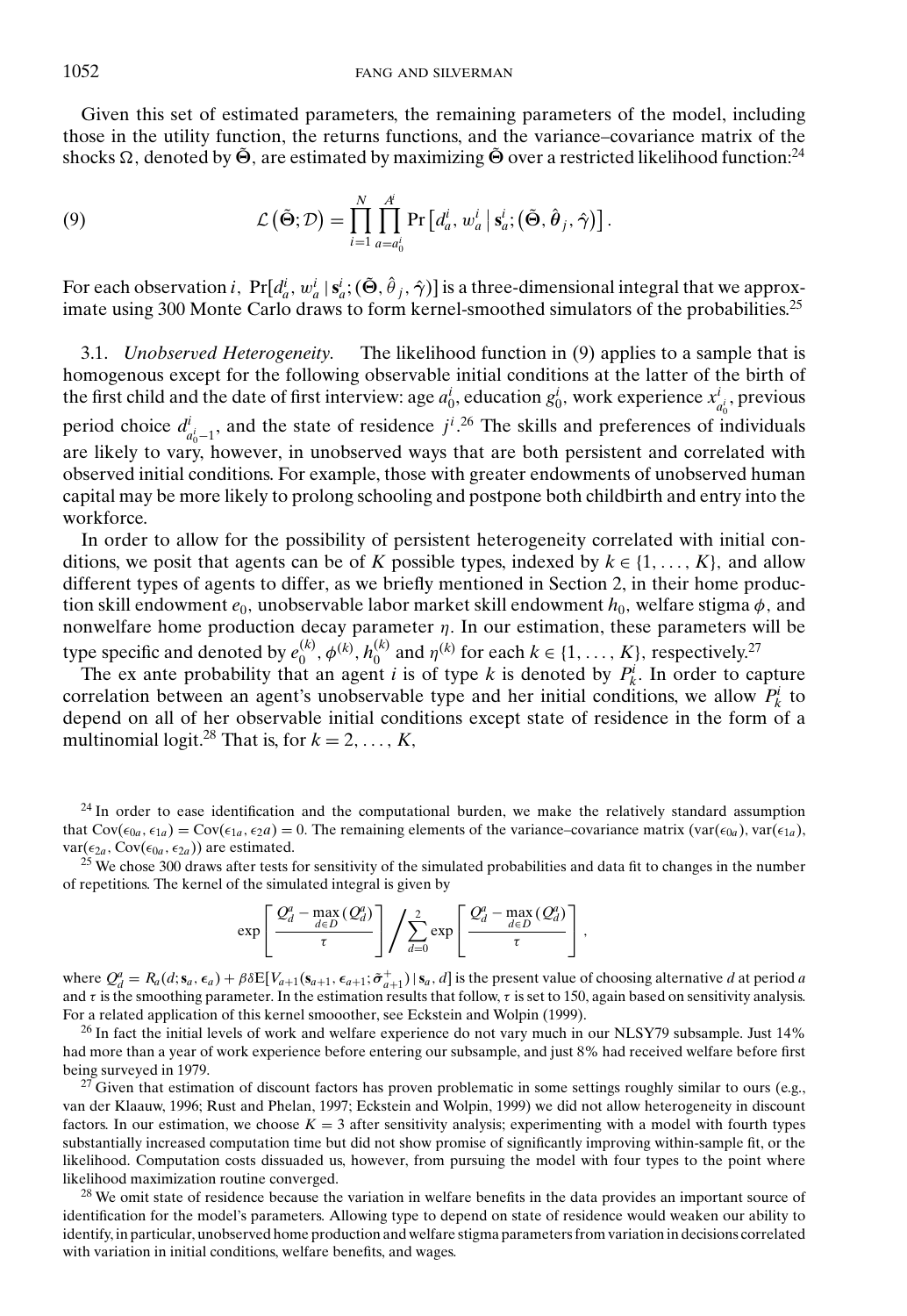Given this set of estimated parameters, the remaining parameters of the model, including those in the utility function, the returns functions, and the variance–covariance matrix of the shocks $\Omega$, denoted by $\tilde{\Theta}$, are estimated by maximizing $\tilde{\Theta}$ over a restricted likelihood function:[24]

$$\mathcal{L}\left(\tilde{\Theta}; \mathcal{D}\right) = \prod_{i=1}^{N} \prod_{a=a_0^i}^{A^i} \Pr\left[d_a^i, w_a^i \mid \mathbf{s}_a^i; \left(\tilde{\Theta}, \hat{\theta}_j, \hat{\gamma}\right)\right]. \tag{9}$$

For each observation $i$, $\Pr[d_a^i, w_a^i \mid \mathbf{s}_a^i; (\tilde{\Theta}, \hat{\theta}_j, \hat{\gamma})]$ is a three-dimensional integral that we approximate using 300 Monte Carlo draws to form kernel-smoothed simulators of the probabilities.[25]

3.1. *Unobserved Heterogeneity.* The likelihood function in (9) applies to a sample that is homogenous except for the following observable initial conditions at the latter of the birth of the first child and the date of first interview: age $a_0^i$, education $g_0^i$, work experience $x_{a_0^i}^i$, previous period choice $d_{a_0^i-1}^i$, and the state of residence $j^i$.[26] The skills and preferences of individuals are likely to vary, however, in unobserved ways that are both persistent and correlated with observed initial conditions. For example, those with greater endowments of unobserved human capital may be more likely to prolong schooling and postpone both childbirth and entry into the workforce.

In order to allow for the possibility of persistent heterogeneity correlated with initial conditions, we posit that agents can be of $K$ possible types, indexed by $k \in \{1, \ldots, K\}$, and allow different types of agents to differ, as we briefly mentioned in Section 2, in their home production skill endowment $e_0$, unobservable labor market skill endowment $h_0$, welfare stigma $\phi$, and nonwelfare home production decay parameter $\eta$. In our estimation, these parameters will be type specific and denoted by $e_0^{(k)}, \phi^{(k)}, h_0^{(k)}$ and $\eta^{(k)}$ for each $k \in \{1, \ldots, K\}$, respectively.[27]

The ex ante probability that an agent $i$ is of type $k$ is denoted by $P_k^i$. In order to capture correlation between an agent's unobservable type and her initial conditions, we allow $P_k^i$ to depend on all of her observable initial conditions except state of residence in the form of a multinomial logit.[28] That is, for $k = 2, \ldots, K$,

[24] In order to ease identification and the computational burden, we make the relatively standard assumption that $\text{Cov}(\epsilon_{0a}, \epsilon_{1a}) = \text{Cov}(\epsilon_{1a}, \epsilon_{2}a) = 0$. The remaining elements of the variance–covariance matrix ($\text{var}(\epsilon_{0a})$, $\text{var}(\epsilon_{1a})$, $\text{var}(\epsilon_{2a}$, $\text{Cov}(\epsilon_{0a}, \epsilon_{2a})$) are estimated.

[25] We chose 300 draws after tests for sensitivity of the simulated probabilities and data fit to changes in the number of repetitions. The kernel of the simulated integral is given by

$$\exp\left[\frac{Q_d^a - \max\limits_{d \in D}(Q_d^a)}{\tau}\right] \Bigg/ \sum_{d=0}^{2} \exp\left[\frac{Q_d^a - \max\limits_{d \in D}(Q_d^a)}{\tau}\right],$$

where $Q_d^a = R_a(d; \mathbf{s}_a, \boldsymbol{\epsilon}_a) + \beta\delta \text{E}[V_{a+1}(\mathbf{s}_{a+1}, \boldsymbol{\epsilon}_{a+1}; \tilde{\boldsymbol{\sigma}}_{a+1}^{+}) \mid \mathbf{s}_a, d]$ is the present value of choosing alternative $d$ at period $a$ and $\tau$ is the smoothing parameter. In the estimation results that follow, $\tau$ is set to 150, again based on sensitivity analysis. For a related application of this kernel smooother, see Eckstein and Wolpin (1999).

[26] In fact the initial levels of work and welfare experience do not vary much in our NLSY79 subsample. Just 14% had more than a year of work experience before entering our subsample, and just 8% had received welfare before first being surveyed in 1979.

[27] Given that estimation of discount factors has proven problematic in some settings roughly similar to ours (e.g., van der Klaauw, 1996; Rust and Phelan, 1997; Eckstein and Wolpin, 1999) we did not allow heterogeneity in discount factors. In our estimation, we choose $K = 3$ after sensitivity analysis; experimenting with a model with fourth types substantially increased computation time but did not show promise of significantly improving within-sample fit, or the likelihood. Computation costs dissuaded us, however, from pursuing the model with four types to the point where likelihood maximization routine converged.

[28] We omit state of residence because the variation in welfare benefits in the data provides an important source of identification for the model's parameters. Allowing type to depend on state of residence would weaken our ability to identify, in particular, unobserved home production and welfare stigma parameters from variation in decisions correlated with variation in initial conditions, welfare benefits, and wages.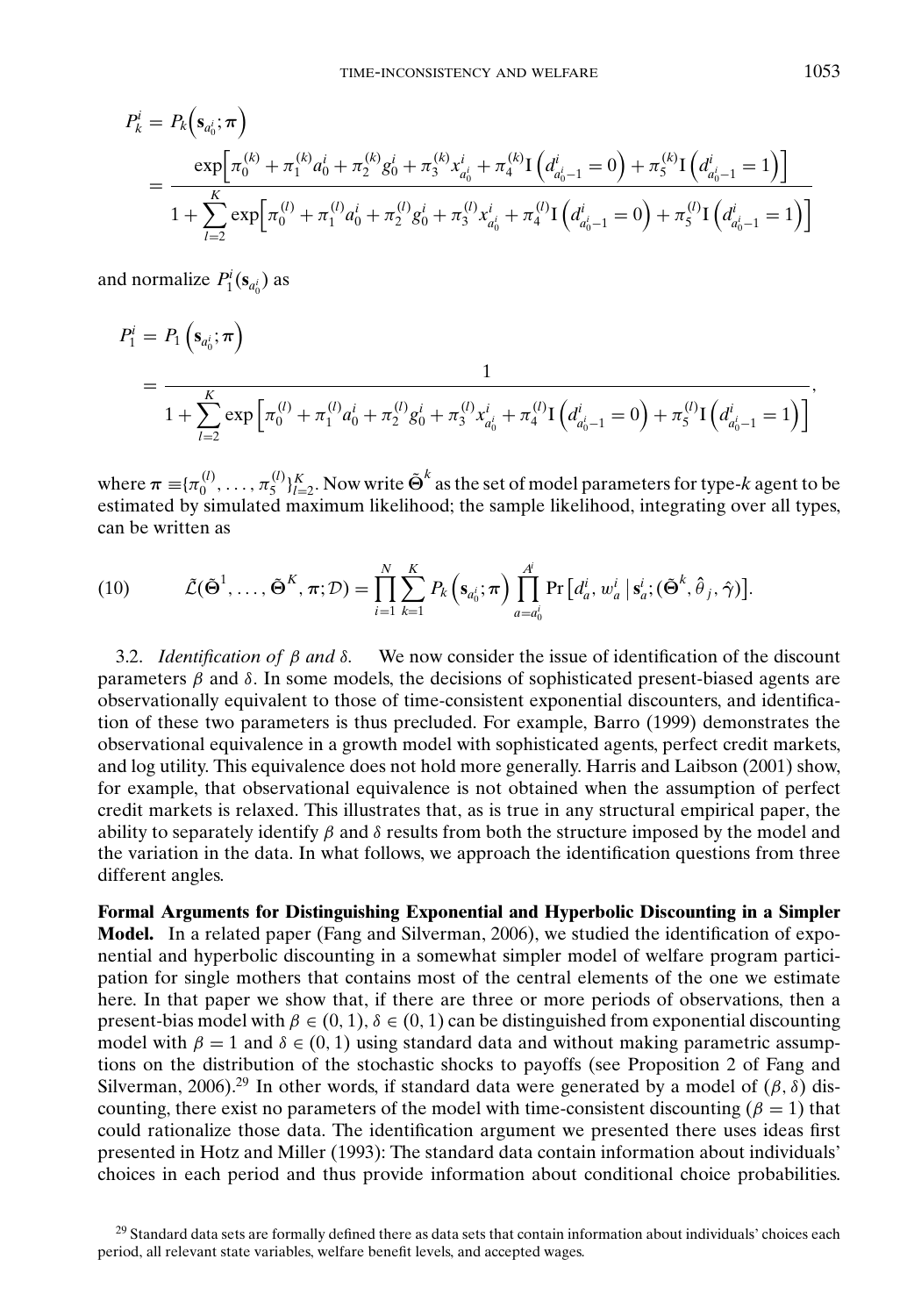$$
P_k^i = P_k\left(\mathbf{s}_{a_0^i};\boldsymbol{\pi}\right) = \frac{\exp\left[\pi_0^{(k)} + \pi_1^{(k)} a_0^i + \pi_2^{(k)} g_0^i + \pi_3^{(k)} x_{a_0^i}^i + \pi_4^{(k)} \mathrm{I}\left(d_{a_0^i-1}^i = 0\right) + \pi_5^{(k)} \mathrm{I}\left(d_{a_0^i-1}^i = 1\right)\right]}{1 + \sum_{l=2}^{K} \exp\left[\pi_0^{(l)} + \pi_1^{(l)} a_0^i + \pi_2^{(l)} g_0^i + \pi_3^{(l)} x_{a_0^i}^i + \pi_4^{(l)} \mathrm{I}\left(d_{a_0^i-1}^i = 0\right) + \pi_5^{(l)} \mathrm{I}\left(d_{a_0^i-1}^i = 1\right)\right]}
$$

and normalize $P_1^i(\mathbf{s}_{a_0^i})$ as

$$
P_1^i = P_1\left(\mathbf{s}_{a_0^i};\boldsymbol{\pi}\right) = \frac{1}{1 + \sum_{l=2}^{K} \exp\left[\pi_0^{(l)} + \pi_1^{(l)} a_0^i + \pi_2^{(l)} g_0^i + \pi_3^{(l)} x_{a_0^i}^i + \pi_4^{(l)} \mathrm{I}\left(d_{a_0^i-1}^i = 0\right) + \pi_5^{(l)} \mathrm{I}\left(d_{a_0^i-1}^i = 1\right)\right]},
$$

where $\boldsymbol{\pi} \equiv \{\pi_0^{(l)}, \ldots, \pi_5^{(l)}\}_{l=2}^{K}$. Now write $\tilde{\boldsymbol{\Theta}}^k$ as the set of model parameters for type-$k$ agent to be estimated by simulated maximum likelihood; the sample likelihood, integrating over all types, can be written as

$$
(10) \qquad \tilde{\mathcal{L}}(\tilde{\boldsymbol{\Theta}}^1, \ldots, \tilde{\boldsymbol{\Theta}}^K, \boldsymbol{\pi}; \mathcal{D}) = \prod_{i=1}^{N} \sum_{k=1}^{K} P_k\left(\mathbf{s}_{a_0^i};\boldsymbol{\pi}\right) \prod_{a=a_0^i}^{A^i} \Pr\left[d_a^i, w_a^i \mid \mathbf{s}_a^i; (\tilde{\boldsymbol{\Theta}}^k, \hat{\theta}_j, \hat{\gamma})\right].
$$

3.2. *Identification of $\beta$ and $\delta$.* We now consider the issue of identification of the discount parameters $\beta$ and $\delta$. In some models, the decisions of sophisticated present-biased agents are observationally equivalent to those of time-consistent exponential discounters, and identification of these two parameters is thus precluded. For example, Barro (1999) demonstrates the observational equivalence in a growth model with sophisticated agents, perfect credit markets, and log utility. This equivalence does not hold more generally. Harris and Laibson (2001) show, for example, that observational equivalence is not obtained when the assumption of perfect credit markets is relaxed. This illustrates that, as is true in any structural empirical paper, the ability to separately identify $\beta$ and $\delta$ results from both the structure imposed by the model and the variation in the data. In what follows, we approach the identification questions from three different angles.

**Formal Arguments for Distinguishing Exponential and Hyperbolic Discounting in a Simpler Model.** In a related paper (Fang and Silverman, 2006), we studied the identification of exponential and hyperbolic discounting in a somewhat simpler model of welfare program participation for single mothers that contains most of the central elements of the one we estimate here. In that paper we show that, if there are three or more periods of observations, then a present-bias model with $\beta \in (0, 1)$, $\delta \in (0, 1)$ can be distinguished from exponential discounting model with $\beta = 1$ and $\delta \in (0, 1)$ using standard data and without making parametric assumptions on the distribution of the stochastic shocks to payoffs (see Proposition 2 of Fang and Silverman, 2006).[29] In other words, if standard data were generated by a model of $(\beta, \delta)$ discounting, there exist no parameters of the model with time-consistent discounting ($\beta = 1$) that could rationalize those data. The identification argument we presented there uses ideas first presented in Hotz and Miller (1993): The standard data contain information about individuals' choices in each period and thus provide information about conditional choice probabilities.

[29] Standard data sets are formally defined there as data sets that contain information about individuals' choices each period, all relevant state variables, welfare benefit levels, and accepted wages.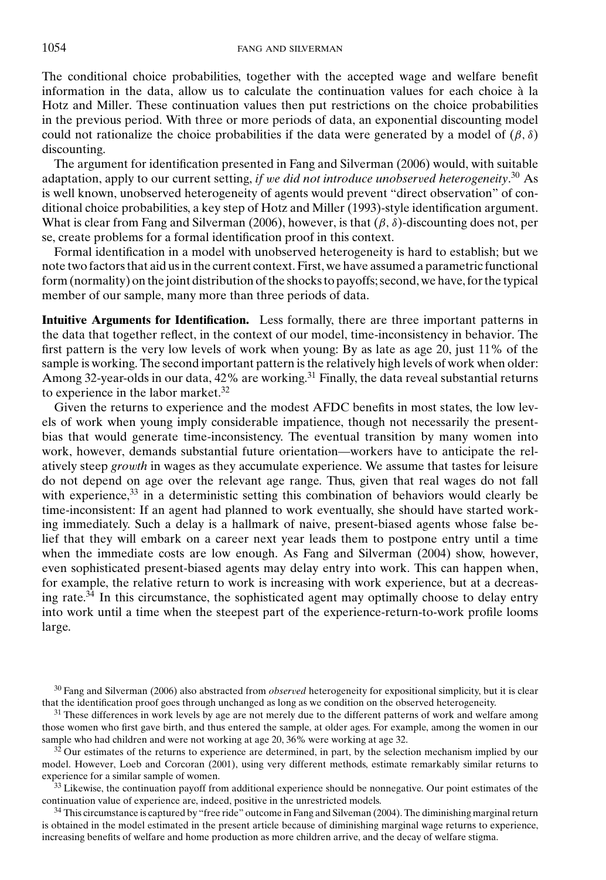The conditional choice probabilities, together with the accepted wage and welfare benefit information in the data, allow us to calculate the continuation values for each choice à la Hotz and Miller. These continuation values then put restrictions on the choice probabilities in the previous period. With three or more periods of data, an exponential discounting model could not rationalize the choice probabilities if the data were generated by a model of $(\beta, \delta)$ discounting.

The argument for identification presented in Fang and Silverman (2006) would, with suitable adaptation, apply to our current setting, *if we did not introduce unobserved heterogeneity*.[30] As is well known, unobserved heterogeneity of agents would prevent "direct observation" of conditional choice probabilities, a key step of Hotz and Miller (1993)-style identification argument. What is clear from Fang and Silverman (2006), however, is that $(\beta, \delta)$-discounting does not, per se, create problems for a formal identification proof in this context.

Formal identification in a model with unobserved heterogeneity is hard to establish; but we note two factors that aid us in the current context. First, we have assumed a parametric functional form (normality) on the joint distribution of the shocks to payoffs; second, we have, for the typical member of our sample, many more than three periods of data.

**Intuitive Arguments for Identification.** Less formally, there are three important patterns in the data that together reflect, in the context of our model, time-inconsistency in behavior. The first pattern is the very low levels of work when young: By as late as age 20, just 11% of the sample is working. The second important pattern is the relatively high levels of work when older: Among 32-year-olds in our data, 42% are working.[31] Finally, the data reveal substantial returns to experience in the labor market.[32]

Given the returns to experience and the modest AFDC benefits in most states, the low levels of work when young imply considerable impatience, though not necessarily the present-bias that would generate time-inconsistency. The eventual transition by many women into work, however, demands substantial future orientation—workers have to anticipate the relatively steep *growth* in wages as they accumulate experience. We assume that tastes for leisure do not depend on age over the relevant age range. Thus, given that real wages do not fall with experience,[33] in a deterministic setting this combination of behaviors would clearly be time-inconsistent: If an agent had planned to work eventually, she should have started working immediately. Such a delay is a hallmark of naive, present-biased agents whose false belief that they will embark on a career next year leads them to postpone entry until a time when the immediate costs are low enough. As Fang and Silverman (2004) show, however, even sophisticated present-biased agents may delay entry into work. This can happen when, for example, the relative return to work is increasing with work experience, but at a decreasing rate.[34] In this circumstance, the sophisticated agent may optimally choose to delay entry into work until a time when the steepest part of the experience-return-to-work profile looms large.

[30] Fang and Silverman (2006) also abstracted from *observed* heterogeneity for expositional simplicity, but it is clear that the identification proof goes through unchanged as long as we condition on the observed heterogeneity.

[31] These differences in work levels by age are not merely due to the different patterns of work and welfare among those women who first gave birth, and thus entered the sample, at older ages. For example, among the women in our sample who had children and were not working at age 20, 36% were working at age 32.

[32] Our estimates of the returns to experience are determined, in part, by the selection mechanism implied by our model. However, Loeb and Corcoran (2001), using very different methods, estimate remarkably similar returns to experience for a similar sample of women.

[33] Likewise, the continuation payoff from additional experience should be nonnegative. Our point estimates of the continuation value of experience are, indeed, positive in the unrestricted models.

[34] This circumstance is captured by "free ride" outcome in Fang and Silveman (2004). The diminishing marginal return is obtained in the model estimated in the present article because of diminishing marginal wage returns to experience, increasing benefits of welfare and home production as more children arrive, and the decay of welfare stigma.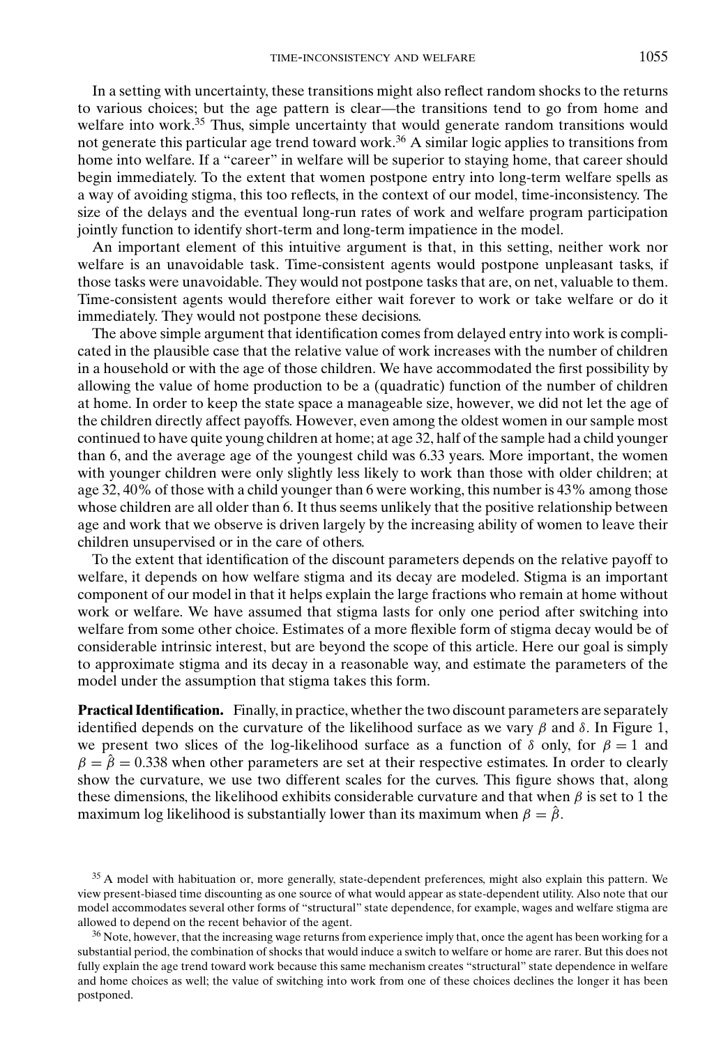In a setting with uncertainty, these transitions might also reflect random shocks to the returns to various choices; but the age pattern is clear—the transitions tend to go from home and welfare into work.[35] Thus, simple uncertainty that would generate random transitions would not generate this particular age trend toward work.[36] A similar logic applies to transitions from home into welfare. If a "career" in welfare will be superior to staying home, that career should begin immediately. To the extent that women postpone entry into long-term welfare spells as a way of avoiding stigma, this too reflects, in the context of our model, time-inconsistency. The size of the delays and the eventual long-run rates of work and welfare program participation jointly function to identify short-term and long-term impatience in the model.

An important element of this intuitive argument is that, in this setting, neither work nor welfare is an unavoidable task. Time-consistent agents would postpone unpleasant tasks, if those tasks were unavoidable. They would not postpone tasks that are, on net, valuable to them. Time-consistent agents would therefore either wait forever to work or take welfare or do it immediately. They would not postpone these decisions.

The above simple argument that identification comes from delayed entry into work is complicated in the plausible case that the relative value of work increases with the number of children in a household or with the age of those children. We have accommodated the first possibility by allowing the value of home production to be a (quadratic) function of the number of children at home. In order to keep the state space a manageable size, however, we did not let the age of the children directly affect payoffs. However, even among the oldest women in our sample most continued to have quite young children at home; at age 32, half of the sample had a child younger than 6, and the average age of the youngest child was 6.33 years. More important, the women with younger children were only slightly less likely to work than those with older children; at age 32, 40% of those with a child younger than 6 were working, this number is 43% among those whose children are all older than 6. It thus seems unlikely that the positive relationship between age and work that we observe is driven largely by the increasing ability of women to leave their children unsupervised or in the care of others.

To the extent that identification of the discount parameters depends on the relative payoff to welfare, it depends on how welfare stigma and its decay are modeled. Stigma is an important component of our model in that it helps explain the large fractions who remain at home without work or welfare. We have assumed that stigma lasts for only one period after switching into welfare from some other choice. Estimates of a more flexible form of stigma decay would be of considerable intrinsic interest, but are beyond the scope of this article. Here our goal is simply to approximate stigma and its decay in a reasonable way, and estimate the parameters of the model under the assumption that stigma takes this form.

**Practical Identification.** Finally, in practice, whether the two discount parameters are separately identified depends on the curvature of the likelihood surface as we vary $\beta$ and $\delta$. In Figure 1, we present two slices of the log-likelihood surface as a function of $\delta$ only, for $\beta = 1$ and $\beta = \hat{\beta} = 0.338$ when other parameters are set at their respective estimates. In order to clearly show the curvature, we use two different scales for the curves. This figure shows that, along these dimensions, the likelihood exhibits considerable curvature and that when $\beta$ is set to 1 the maximum log likelihood is substantially lower than its maximum when $\beta = \hat{\beta}$.

[35] A model with habituation or, more generally, state-dependent preferences, might also explain this pattern. We view present-biased time discounting as one source of what would appear as state-dependent utility. Also note that our model accommodates several other forms of "structural" state dependence, for example, wages and welfare stigma are allowed to depend on the recent behavior of the agent.

[36] Note, however, that the increasing wage returns from experience imply that, once the agent has been working for a substantial period, the combination of shocks that would induce a switch to welfare or home are rarer. But this does not fully explain the age trend toward work because this same mechanism creates "structural" state dependence in welfare and home choices as well; the value of switching into work from one of these choices declines the longer it has been postponed.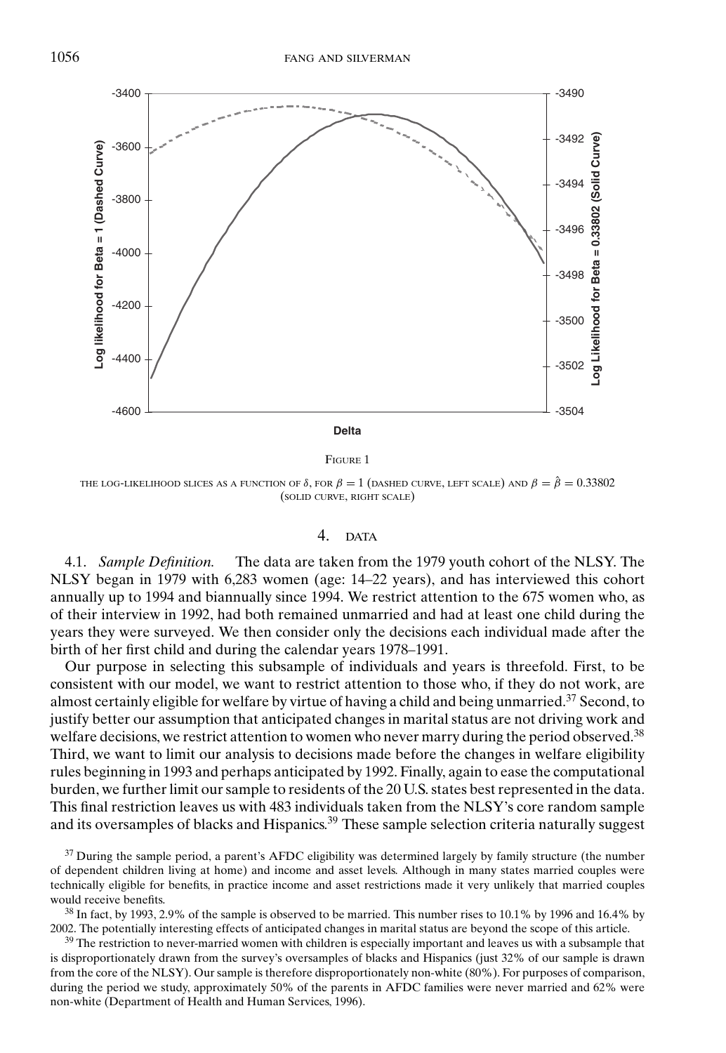FIGURE 1

THE LOG-LIKELIHOOD SLICES AS A FUNCTION OF $\delta$, FOR $\beta = 1$ (DASHED CURVE, LEFT SCALE) AND $\beta = \hat{\beta} = 0.33802$ (SOLID CURVE, RIGHT SCALE)

## 4. DATA

4.1. *Sample Definition.* The data are taken from the 1979 youth cohort of the NLSY. The NLSY began in 1979 with 6,283 women (age: 14–22 years), and has interviewed this cohort annually up to 1994 and biannually since 1994. We restrict attention to the 675 women who, as of their interview in 1992, had both remained unmarried and had at least one child during the years they were surveyed. We then consider only the decisions each individual made after the birth of her first child and during the calendar years 1978–1991.

Our purpose in selecting this subsample of individuals and years is threefold. First, to be consistent with our model, we want to restrict attention to those who, if they do not work, are almost certainly eligible for welfare by virtue of having a child and being unmarried.[37] Second, to justify better our assumption that anticipated changes in marital status are not driving work and welfare decisions, we restrict attention to women who never marry during the period observed.[38] Third, we want to limit our analysis to decisions made before the changes in welfare eligibility rules beginning in 1993 and perhaps anticipated by 1992. Finally, again to ease the computational burden, we further limit our sample to residents of the 20 U.S. states best represented in the data. This final restriction leaves us with 483 individuals taken from the NLSY's core random sample and its oversamples of blacks and Hispanics.[39] These sample selection criteria naturally suggest

[37] During the sample period, a parent's AFDC eligibility was determined largely by family structure (the number of dependent children living at home) and income and asset levels. Although in many states married couples were technically eligible for benefits, in practice income and asset restrictions made it very unlikely that married couples would receive benefits.

[38] In fact, by 1993, 2.9% of the sample is observed to be married. This number rises to 10.1% by 1996 and 16.4% by 2002. The potentially interesting effects of anticipated changes in marital status are beyond the scope of this article.

[39] The restriction to never-married women with children is especially important and leaves us with a subsample that is disproportionately drawn from the survey's oversamples of blacks and Hispanics (just 32% of our sample is drawn from the core of the NLSY). Our sample is therefore disproportionately non-white (80%). For purposes of comparison, during the period we study, approximately 50% of the parents in AFDC families were never married and 62% were non-white (Department of Health and Human Services, 1996).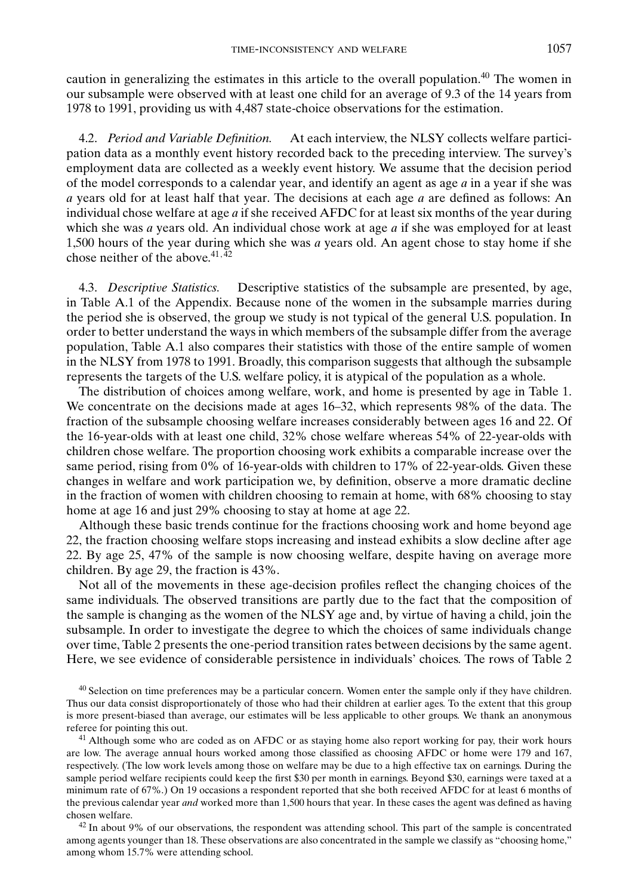caution in generalizing the estimates in this article to the overall population.[40] The women in our subsample were observed with at least one child for an average of 9.3 of the 14 years from 1978 to 1991, providing us with 4,487 state-choice observations for the estimation.

4.2. *Period and Variable Definition.* At each interview, the NLSY collects welfare participation data as a monthly event history recorded back to the preceding interview. The survey's employment data are collected as a weekly event history. We assume that the decision period of the model corresponds to a calendar year, and identify an agent as age $a$ in a year if she was $a$ years old for at least half that year. The decisions at each age $a$ are defined as follows: An individual chose welfare at age $a$ if she received AFDC for at least six months of the year during which she was $a$ years old. An individual chose work at age $a$ if she was employed for at least 1,500 hours of the year during which she was $a$ years old. An agent chose to stay home if she chose neither of the above.[41,42]

4.3. *Descriptive Statistics.* Descriptive statistics of the subsample are presented, by age, in Table A.1 of the Appendix. Because none of the women in the subsample marries during the period she is observed, the group we study is not typical of the general U.S. population. In order to better understand the ways in which members of the subsample differ from the average population, Table A.1 also compares their statistics with those of the entire sample of women in the NLSY from 1978 to 1991. Broadly, this comparison suggests that although the subsample represents the targets of the U.S. welfare policy, it is atypical of the population as a whole.

The distribution of choices among welfare, work, and home is presented by age in Table 1. We concentrate on the decisions made at ages 16–32, which represents 98% of the data. The fraction of the subsample choosing welfare increases considerably between ages 16 and 22. Of the 16-year-olds with at least one child, 32% chose welfare whereas 54% of 22-year-olds with children chose welfare. The proportion choosing work exhibits a comparable increase over the same period, rising from 0% of 16-year-olds with children to 17% of 22-year-olds. Given these changes in welfare and work participation we, by definition, observe a more dramatic decline in the fraction of women with children choosing to remain at home, with 68% choosing to stay home at age 16 and just 29% choosing to stay at home at age 22.

Although these basic trends continue for the fractions choosing work and home beyond age 22, the fraction choosing welfare stops increasing and instead exhibits a slow decline after age 22. By age 25, 47% of the sample is now choosing welfare, despite having on average more children. By age 29, the fraction is 43%.

Not all of the movements in these age-decision profiles reflect the changing choices of the same individuals. The observed transitions are partly due to the fact that the composition of the sample is changing as the women of the NLSY age and, by virtue of having a child, join the subsample. In order to investigate the degree to which the choices of same individuals change over time, Table 2 presents the one-period transition rates between decisions by the same agent. Here, we see evidence of considerable persistence in individuals' choices. The rows of Table 2

[40] Selection on time preferences may be a particular concern. Women enter the sample only if they have children. Thus our data consist disproportionately of those who had their children at earlier ages. To the extent that this group is more present-biased than average, our estimates will be less applicable to other groups. We thank an anonymous referee for pointing this out.

[41] Although some who are coded as on AFDC or as staying home also report working for pay, their work hours are low. The average annual hours worked among those classified as choosing AFDC or home were 179 and 167, respectively. (The low work levels among those on welfare may be due to a high effective tax on earnings. During the sample period welfare recipients could keep the first \$30 per month in earnings. Beyond \$30, earnings were taxed at a minimum rate of 67%.) On 19 occasions a respondent reported that she both received AFDC for at least 6 months of the previous calendar year *and* worked more than 1,500 hours that year. In these cases the agent was defined as having chosen welfare.

[42] In about 9% of our observations, the respondent was attending school. This part of the sample is concentrated among agents younger than 18. These observations are also concentrated in the sample we classify as "choosing home," among whom 15.7% were attending school.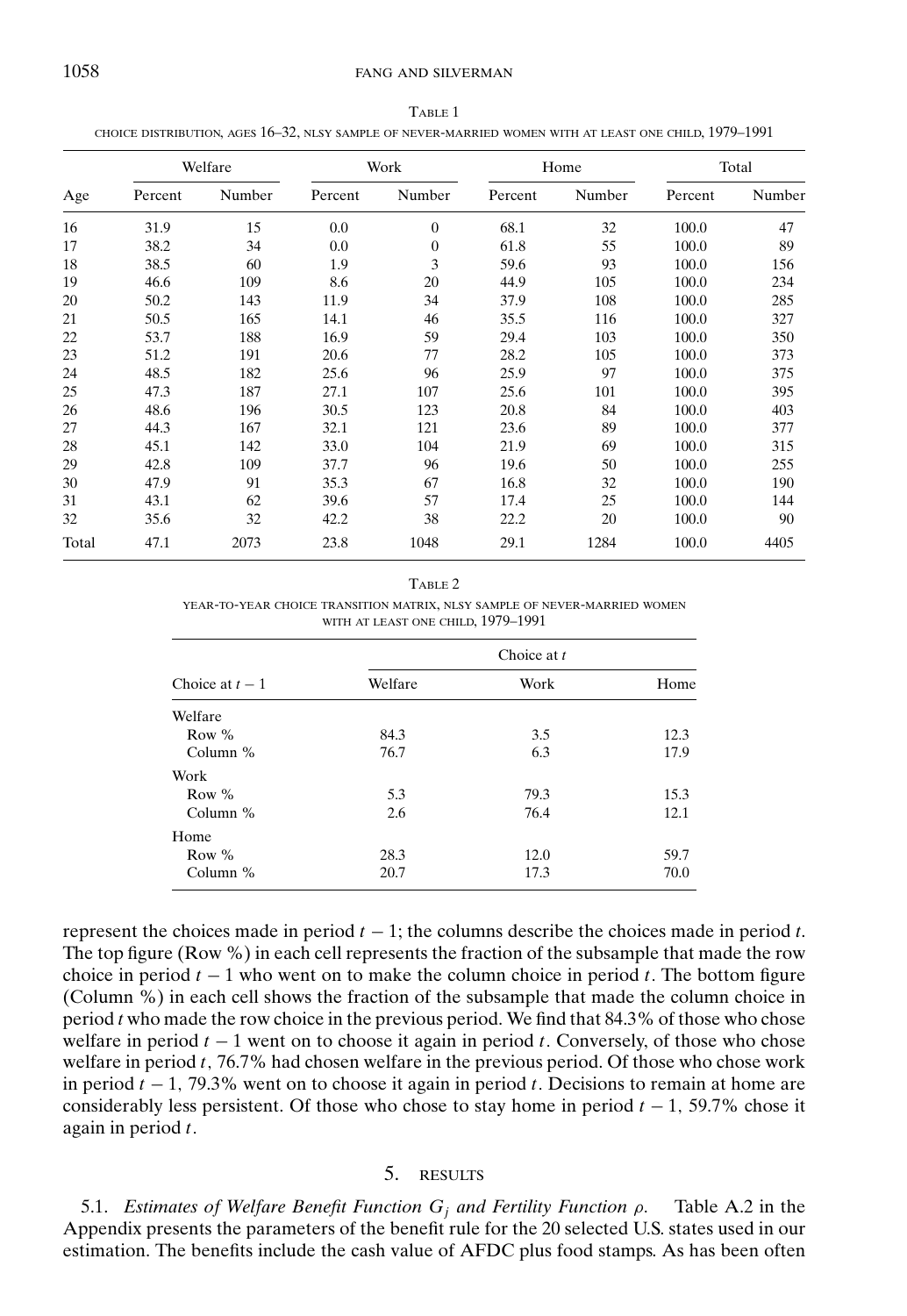Table 1

choice distribution, ages 16–32, nlsy sample of never-married women with at least one child, 1979–1991

| Age | Welfare | | Work | | Home | | Total | |
|---|---|---|---|---|---|---|---|---|
| | Percent | Number | Percent | Number | Percent | Number | Percent | Number |
| 16 | 31.9 | 15 | 0.0 | 0 | 68.1 | 32 | 100.0 | 47 |
| 17 | 38.2 | 34 | 0.0 | 0 | 61.8 | 55 | 100.0 | 89 |
| 18 | 38.5 | 60 | 1.9 | 3 | 59.6 | 93 | 100.0 | 156 |
| 19 | 46.6 | 109 | 8.6 | 20 | 44.9 | 105 | 100.0 | 234 |
| 20 | 50.2 | 143 | 11.9 | 34 | 37.9 | 108 | 100.0 | 285 |
| 21 | 50.5 | 165 | 14.1 | 46 | 35.5 | 116 | 100.0 | 327 |
| 22 | 53.7 | 188 | 16.9 | 59 | 29.4 | 103 | 100.0 | 350 |
| 23 | 51.2 | 191 | 20.6 | 77 | 28.2 | 105 | 100.0 | 373 |
| 24 | 48.5 | 182 | 25.6 | 96 | 25.9 | 97 | 100.0 | 375 |
| 25 | 47.3 | 187 | 27.1 | 107 | 25.6 | 101 | 100.0 | 395 |
| 26 | 48.6 | 196 | 30.5 | 123 | 20.8 | 84 | 100.0 | 403 |
| 27 | 44.3 | 167 | 32.1 | 121 | 23.6 | 89 | 100.0 | 377 |
| 28 | 45.1 | 142 | 33.0 | 104 | 21.9 | 69 | 100.0 | 315 |
| 29 | 42.8 | 109 | 37.7 | 96 | 19.6 | 50 | 100.0 | 255 |
| 30 | 47.9 | 91 | 35.3 | 67 | 16.8 | 32 | 100.0 | 190 |
| 31 | 43.1 | 62 | 39.6 | 57 | 17.4 | 25 | 100.0 | 144 |
| 32 | 35.6 | 32 | 42.2 | 38 | 22.2 | 20 | 100.0 | 90 |
| Total | 47.1 | 2073 | 23.8 | 1048 | 29.1 | 1284 | 100.0 | 4405 |

Table 2

year-to-year choice transition matrix, nlsy sample of never-married women with at least one child, 1979–1991

| Choice at $t-1$ | Choice at $t$ | | |
|---|---|---|---|
| | Welfare | Work | Home |
| Welfare | | | |
| Row % | 84.3 | 3.5 | 12.3 |
| Column % | 76.7 | 6.3 | 17.9 |
| Work | | | |
| Row % | 5.3 | 79.3 | 15.3 |
| Column % | 2.6 | 76.4 | 12.1 |
| Home | | | |
| Row % | 28.3 | 12.0 | 59.7 |
| Column % | 20.7 | 17.3 | 70.0 |

represent the choices made in period $t-1$; the columns describe the choices made in period $t$. The top figure (Row %) in each cell represents the fraction of the subsample that made the row choice in period $t-1$ who went on to make the column choice in period $t$. The bottom figure (Column %) in each cell shows the fraction of the subsample that made the column choice in period $t$ who made the row choice in the previous period. We find that 84.3% of those who chose welfare in period $t-1$ went on to choose it again in period $t$. Conversely, of those who chose welfare in period $t$, 76.7% had chosen welfare in the previous period. Of those who chose work in period $t-1$, 79.3% went on to choose it again in period $t$. Decisions to remain at home are considerably less persistent. Of those who chose to stay home in period $t-1$, 59.7% chose it again in period $t$.

## 5. Results

5.1. *Estimates of Welfare Benefit Function $G_j$ and Fertility Function $\rho$.* Table A.2 in the Appendix presents the parameters of the benefit rule for the 20 selected U.S. states used in our estimation. The benefits include the cash value of AFDC plus food stamps. As has been often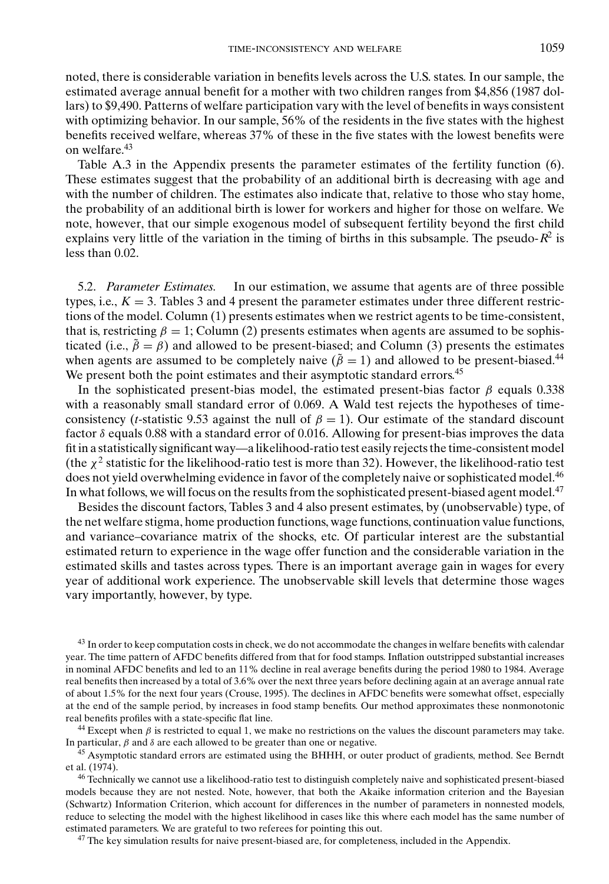noted, there is considerable variation in benefits levels across the U.S. states. In our sample, the estimated average annual benefit for a mother with two children ranges from \$4,856 (1987 dollars) to \$9,490. Patterns of welfare participation vary with the level of benefits in ways consistent with optimizing behavior. In our sample, 56% of the residents in the five states with the highest benefits received welfare, whereas 37% of these in the five states with the lowest benefits were on welfare.[43]

Table A.3 in the Appendix presents the parameter estimates of the fertility function (6). These estimates suggest that the probability of an additional birth is decreasing with age and with the number of children. The estimates also indicate that, relative to those who stay home, the probability of an additional birth is lower for workers and higher for those on welfare. We note, however, that our simple exogenous model of subsequent fertility beyond the first child explains very little of the variation in the timing of births in this subsample. The pseudo-$R^2$ is less than 0.02.

5.2. *Parameter Estimates.* In our estimation, we assume that agents are of three possible types, i.e., $K = 3$. Tables 3 and 4 present the parameter estimates under three different restrictions of the model. Column (1) presents estimates when we restrict agents to be time-consistent, that is, restricting $\beta = 1$; Column (2) presents estimates when agents are assumed to be sophisticated (i.e., $\tilde{\beta} = \beta$) and allowed to be present-biased; and Column (3) presents the estimates when agents are assumed to be completely naive ($\tilde{\beta} = 1$) and allowed to be present-biased.[44] We present both the point estimates and their asymptotic standard errors.[45]

In the sophisticated present-bias model, the estimated present-bias factor $\beta$ equals 0.338 with a reasonably small standard error of 0.069. A Wald test rejects the hypotheses of time-consistency ($t$-statistic 9.53 against the null of $\beta = 1$). Our estimate of the standard discount factor $\delta$ equals 0.88 with a standard error of 0.016. Allowing for present-bias improves the data fit in a statistically significant way—a likelihood-ratio test easily rejects the time-consistent model (the $\chi^2$ statistic for the likelihood-ratio test is more than 32). However, the likelihood-ratio test does not yield overwhelming evidence in favor of the completely naive or sophisticated model.[46] In what follows, we will focus on the results from the sophisticated present-biased agent model.[47]

Besides the discount factors, Tables 3 and 4 also present estimates, by (unobservable) type, of the net welfare stigma, home production functions, wage functions, continuation value functions, and variance–covariance matrix of the shocks, etc. Of particular interest are the substantial estimated return to experience in the wage offer function and the considerable variation in the estimated skills and tastes across types. There is an important average gain in wages for every year of additional work experience. The unobservable skill levels that determine those wages vary importantly, however, by type.

---

[43] In order to keep computation costs in check, we do not accommodate the changes in welfare benefits with calendar year. The time pattern of AFDC benefits differed from that for food stamps. Inflation outstripped substantial increases in nominal AFDC benefits and led to an 11% decline in real average benefits during the period 1980 to 1984. Average real benefits then increased by a total of 3.6% over the next three years before declining again at an average annual rate of about 1.5% for the next four years (Crouse, 1995). The declines in AFDC benefits were somewhat offset, especially at the end of the sample period, by increases in food stamp benefits. Our method approximates these nonmonotonic real benefits profiles with a state-specific flat line.

[44] Except when $\beta$ is restricted to equal 1, we make no restrictions on the values the discount parameters may take. In particular, $\beta$ and $\delta$ are each allowed to be greater than one or negative.

[45] Asymptotic standard errors are estimated using the BHHH, or outer product of gradients, method. See Berndt et al. (1974).

[46] Technically we cannot use a likelihood-ratio test to distinguish completely naive and sophisticated present-biased models because they are not nested. Note, however, that both the Akaike information criterion and the Bayesian (Schwartz) Information Criterion, which account for differences in the number of parameters in nonnested models, reduce to selecting the model with the highest likelihood in cases like this where each model has the same number of estimated parameters. We are grateful to two referees for pointing this out.

[47] The key simulation results for naive present-biased are, for completeness, included in the Appendix.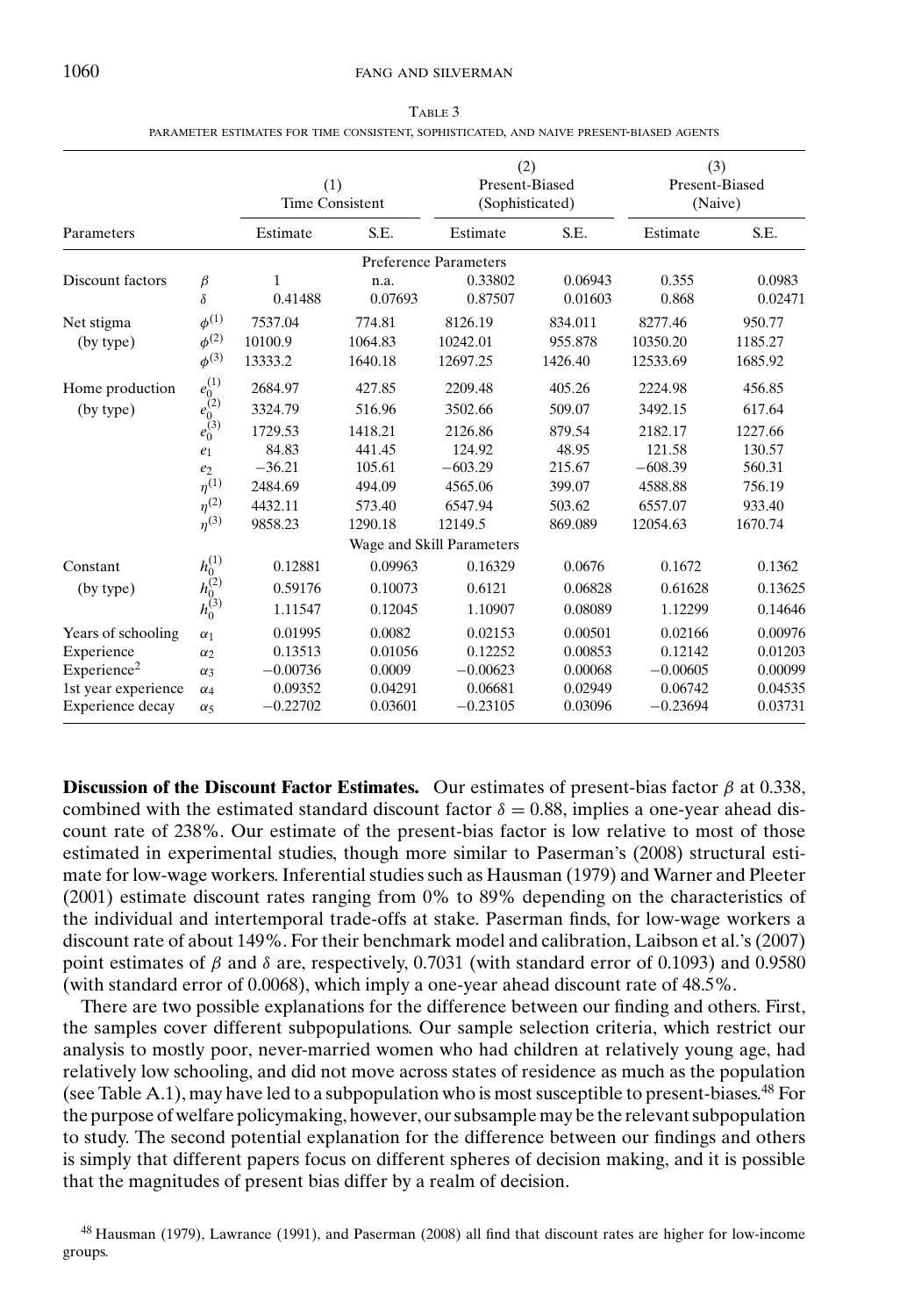TABLE 3

PARAMETER ESTIMATES FOR TIME CONSISTENT, SOPHISTICATED, AND NAIVE PRESENT-BIASED AGENTS

| Parameters | | (1) Time Consistent | | (2) Present-Biased (Sophisticated) | | (3) Present-Biased (Naive) | |
|---|---|---|---|---|---|---|---|
| | | Estimate | S.E. | Estimate | S.E. | Estimate | S.E. |
| | | | | Preference Parameters | | | |
| Discount factors | $\beta$ | 1 | n.a. | 0.33802 | 0.06943 | 0.355 | 0.0983 |
| | $\delta$ | 0.41488 | 0.07693 | 0.87507 | 0.01603 | 0.868 | 0.02471 |
| Net stigma | $\phi^{(1)}$ | 7537.04 | 774.81 | 8126.19 | 834.011 | 8277.46 | 950.77 |
| (by type) | $\phi^{(2)}$ | 10100.9 | 1064.83 | 10242.01 | 955.878 | 10350.20 | 1185.27 |
| | $\phi^{(3)}$ | 13333.2 | 1640.18 | 12697.25 | 1426.40 | 12533.69 | 1685.92 |
| Home production | $e_0^{(1)}$ | 2684.97 | 427.85 | 2209.48 | 405.26 | 2224.98 | 456.85 |
| (by type) | $e_0^{(2)}$ | 3324.79 | 516.96 | 3502.66 | 509.07 | 3492.15 | 617.64 |
| | $e_0^{(3)}$ | 1729.53 | 1418.21 | 2126.86 | 879.54 | 2182.17 | 1227.66 |
| | $e_1$ | 84.83 | 441.45 | 124.92 | 48.95 | 121.58 | 130.57 |
| | $e_2$ | −36.21 | 105.61 | −603.29 | 215.67 | −608.39 | 560.31 |
| | $\eta^{(1)}$ | 2484.69 | 494.09 | 4565.06 | 399.07 | 4588.88 | 756.19 |
| | $\eta^{(2)}$ | 4432.11 | 573.40 | 6547.94 | 503.62 | 6557.07 | 933.40 |
| | $\eta^{(3)}$ | 9858.23 | 1290.18 | 12149.5 | 869.089 | 12054.63 | 1670.74 |
| | | | | Wage and Skill Parameters | | | |
| Constant | $h_0^{(1)}$ | 0.12881 | 0.09963 | 0.16329 | 0.0676 | 0.1672 | 0.1362 |
| (by type) | $h_0^{(2)}$ | 0.59176 | 0.10073 | 0.6121 | 0.06828 | 0.61628 | 0.13625 |
| | $h_0^{(3)}$ | 1.11547 | 0.12045 | 1.10907 | 0.08089 | 1.12299 | 0.14646 |
| Years of schooling | $\alpha_1$ | 0.01995 | 0.0082 | 0.02153 | 0.00501 | 0.02166 | 0.00976 |
| Experience | $\alpha_2$ | 0.13513 | 0.01056 | 0.12252 | 0.00853 | 0.12142 | 0.01203 |
| Experience$^2$ | $\alpha_3$ | −0.00736 | 0.0009 | −0.00623 | 0.00068 | −0.00605 | 0.00099 |
| 1st year experience | $\alpha_4$ | 0.09352 | 0.04291 | 0.06681 | 0.02949 | 0.06742 | 0.04535 |
| Experience decay | $\alpha_5$ | −0.22702 | 0.03601 | −0.23105 | 0.03096 | −0.23694 | 0.03731 |

**Discussion of the Discount Factor Estimates.** Our estimates of present-bias factor $\beta$ at 0.338, combined with the estimated standard discount factor $\delta = 0.88$, implies a one-year ahead discount rate of 238%. Our estimate of the present-bias factor is low relative to most of those estimated in experimental studies, though more similar to Paserman's (2008) structural estimate for low-wage workers. Inferential studies such as Hausman (1979) and Warner and Pleeter (2001) estimate discount rates ranging from 0% to 89% depending on the characteristics of the individual and intertemporal trade-offs at stake. Paserman finds, for low-wage workers a discount rate of about 149%. For their benchmark model and calibration, Laibson et al.'s (2007) point estimates of $\beta$ and $\delta$ are, respectively, 0.7031 (with standard error of 0.1093) and 0.9580 (with standard error of 0.0068), which imply a one-year ahead discount rate of 48.5%.

There are two possible explanations for the difference between our finding and others. First, the samples cover different subpopulations. Our sample selection criteria, which restrict our analysis to mostly poor, never-married women who had children at relatively young age, had relatively low schooling, and did not move across states of residence as much as the population (see Table A.1), may have led to a subpopulation who is most susceptible to present-biases.[48] For the purpose of welfare policymaking, however, our subsample may be the relevant subpopulation to study. The second potential explanation for the difference between our findings and others is simply that different papers focus on different spheres of decision making, and it is possible that the magnitudes of present bias differ by a realm of decision.

[48] Hausman (1979), Lawrance (1991), and Paserman (2008) all find that discount rates are higher for low-income groups.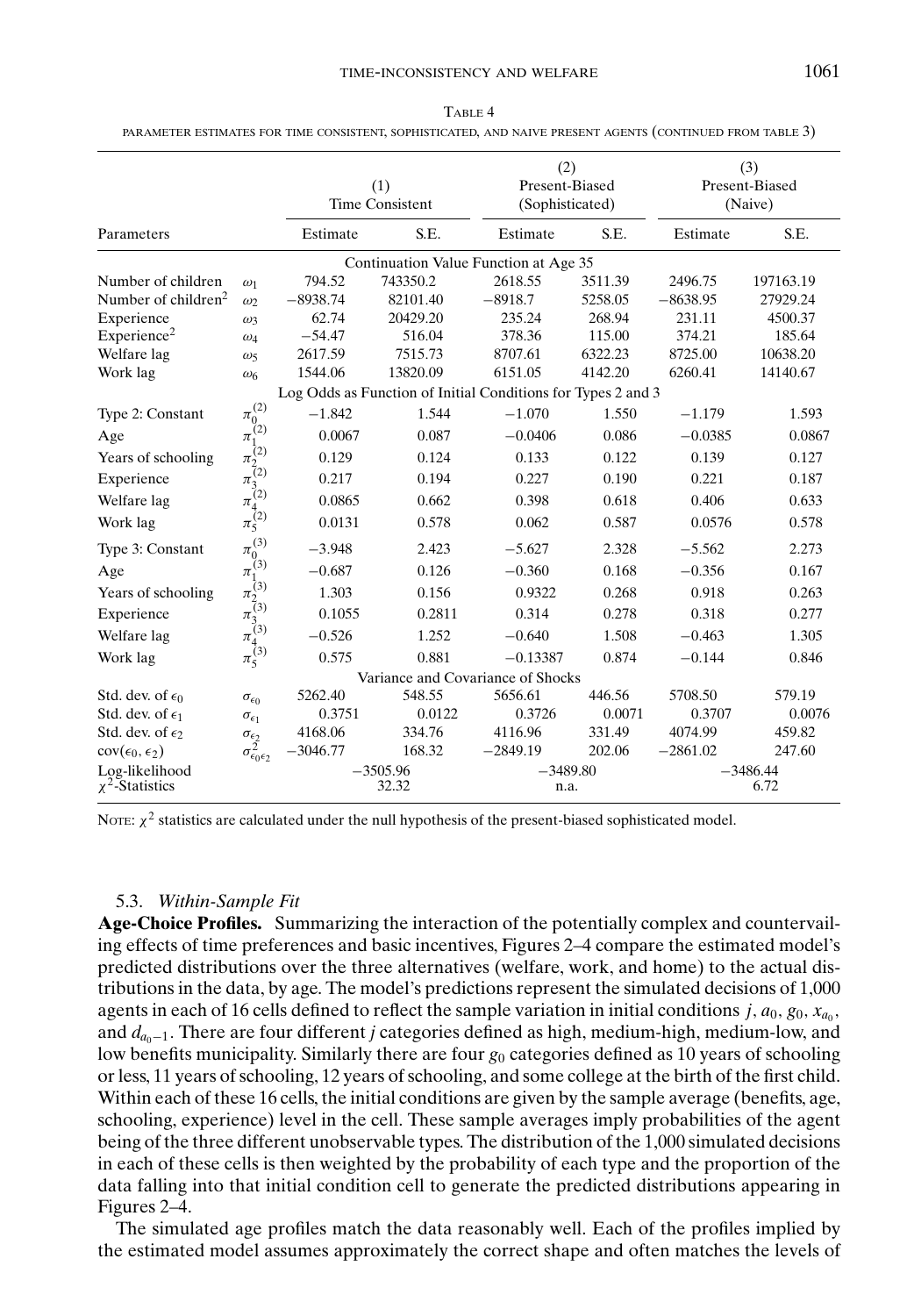TABLE 4

PARAMETER ESTIMATES FOR TIME CONSISTENT, SOPHISTICATED, AND NAIVE PRESENT AGENTS (CONTINUED FROM TABLE 3)

| Parameters | | (1) Time Consistent | | (2) Present-Biased (Sophisticated) | | (3) Present-Biased (Naive) | |
|---|---|---|---|---|---|---|---|
| | | Estimate | S.E. | Estimate | S.E. | Estimate | S.E. |
| Continuation Value Function at Age 35 | | | | | | | |
| Number of children | $\omega_1$ | 794.52 | 743350.2 | 2618.55 | 3511.39 | 2496.75 | 197163.19 |
| Number of children$^2$ | $\omega_2$ | −8938.74 | 82101.40 | −8918.7 | 5258.05 | −8638.95 | 27929.24 |
| Experience | $\omega_3$ | 62.74 | 20429.20 | 235.24 | 268.94 | 231.11 | 4500.37 |
| Experience$^2$ | $\omega_4$ | −54.47 | 516.04 | 378.36 | 115.00 | 374.21 | 185.64 |
| Welfare lag | $\omega_5$ | 2617.59 | 7515.73 | 8707.61 | 6322.23 | 8725.00 | 10638.20 |
| Work lag | $\omega_6$ | 1544.06 | 13820.09 | 6151.05 | 4142.20 | 6260.41 | 14140.67 |
| Log Odds as Function of Initial Conditions for Types 2 and 3 | | | | | | | |
| Type 2: Constant | $\pi_0^{(2)}$ | −1.842 | 1.544 | −1.070 | 1.550 | −1.179 | 1.593 |
| Age | $\pi_1^{(2)}$ | 0.0067 | 0.087 | −0.0406 | 0.086 | −0.0385 | 0.0867 |
| Years of schooling | $\pi_2^{(2)}$ | 0.129 | 0.124 | 0.133 | 0.122 | 0.139 | 0.127 |
| Experience | $\pi_3^{(2)}$ | 0.217 | 0.194 | 0.227 | 0.190 | 0.221 | 0.187 |
| Welfare lag | $\pi_4^{(2)}$ | 0.0865 | 0.662 | 0.398 | 0.618 | 0.406 | 0.633 |
| Work lag | $\pi_5^{(2)}$ | 0.0131 | 0.578 | 0.062 | 0.587 | 0.0576 | 0.578 |
| Type 3: Constant | $\pi_0^{(3)}$ | −3.948 | 2.423 | −5.627 | 2.328 | −5.562 | 2.273 |
| Age | $\pi_1^{(3)}$ | −0.687 | 0.126 | −0.360 | 0.168 | −0.356 | 0.167 |
| Years of schooling | $\pi_2^{(3)}$ | 1.303 | 0.156 | 0.9322 | 0.268 | 0.918 | 0.263 |
| Experience | $\pi_3^{(3)}$ | 0.1055 | 0.2811 | 0.314 | 0.278 | 0.318 | 0.277 |
| Welfare lag | $\pi_4^{(3)}$ | −0.526 | 1.252 | −0.640 | 1.508 | −0.463 | 1.305 |
| Work lag | $\pi_5^{(3)}$ | 0.575 | 0.881 | −0.13387 | 0.874 | −0.144 | 0.846 |
| Variance and Covariance of Shocks | | | | | | | |
| Std. dev. of $\epsilon_0$ | $\sigma_{\epsilon_0}$ | 5262.40 | 548.55 | 5656.61 | 446.56 | 5708.50 | 579.19 |
| Std. dev. of $\epsilon_1$ | $\sigma_{\epsilon_1}$ | 0.3751 | 0.0122 | 0.3726 | 0.0071 | 0.3707 | 0.0076 |
| Std. dev. of $\epsilon_2$ | $\sigma_{\epsilon_2}$ | 4168.06 | 334.76 | 4116.96 | 331.49 | 4074.99 | 459.82 |
| $\text{cov}(\epsilon_0, \epsilon_2)$ | $\sigma^2_{\epsilon_0\epsilon_2}$ | −3046.77 | 168.32 | −2849.19 | 202.06 | −2861.02 | 247.60 |
| Log-likelihood | | −3505.96 | | −3489.80 | | −3486.44 | |
| $\chi^2$-Statistics | | 32.32 | | n.a. | | 6.72 | |

NOTE: $\chi^2$ statistics are calculated under the null hypothesis of the present-biased sophisticated model.

### 5.3. *Within-Sample Fit*

**Age-Choice Profiles.** Summarizing the interaction of the potentially complex and countervailing effects of time preferences and basic incentives, Figures 2–4 compare the estimated model's predicted distributions over the three alternatives (welfare, work, and home) to the actual distributions in the data, by age. The model's predictions represent the simulated decisions of 1,000 agents in each of 16 cells defined to reflect the sample variation in initial conditions $j$, $a_0$, $g_0$, $x_{a_0}$, and $d_{a_0-1}$. There are four different $j$ categories defined as high, medium-high, medium-low, and low benefits municipality. Similarly there are four $g_0$ categories defined as 10 years of schooling or less, 11 years of schooling, 12 years of schooling, and some college at the birth of the first child. Within each of these 16 cells, the initial conditions are given by the sample average (benefits, age, schooling, experience) level in the cell. These sample averages imply probabilities of the agent being of the three different unobservable types. The distribution of the 1,000 simulated decisions in each of these cells is then weighted by the probability of each type and the proportion of the data falling into that initial condition cell to generate the predicted distributions appearing in Figures 2–4.

The simulated age profiles match the data reasonably well. Each of the profiles implied by the estimated model assumes approximately the correct shape and often matches the levels of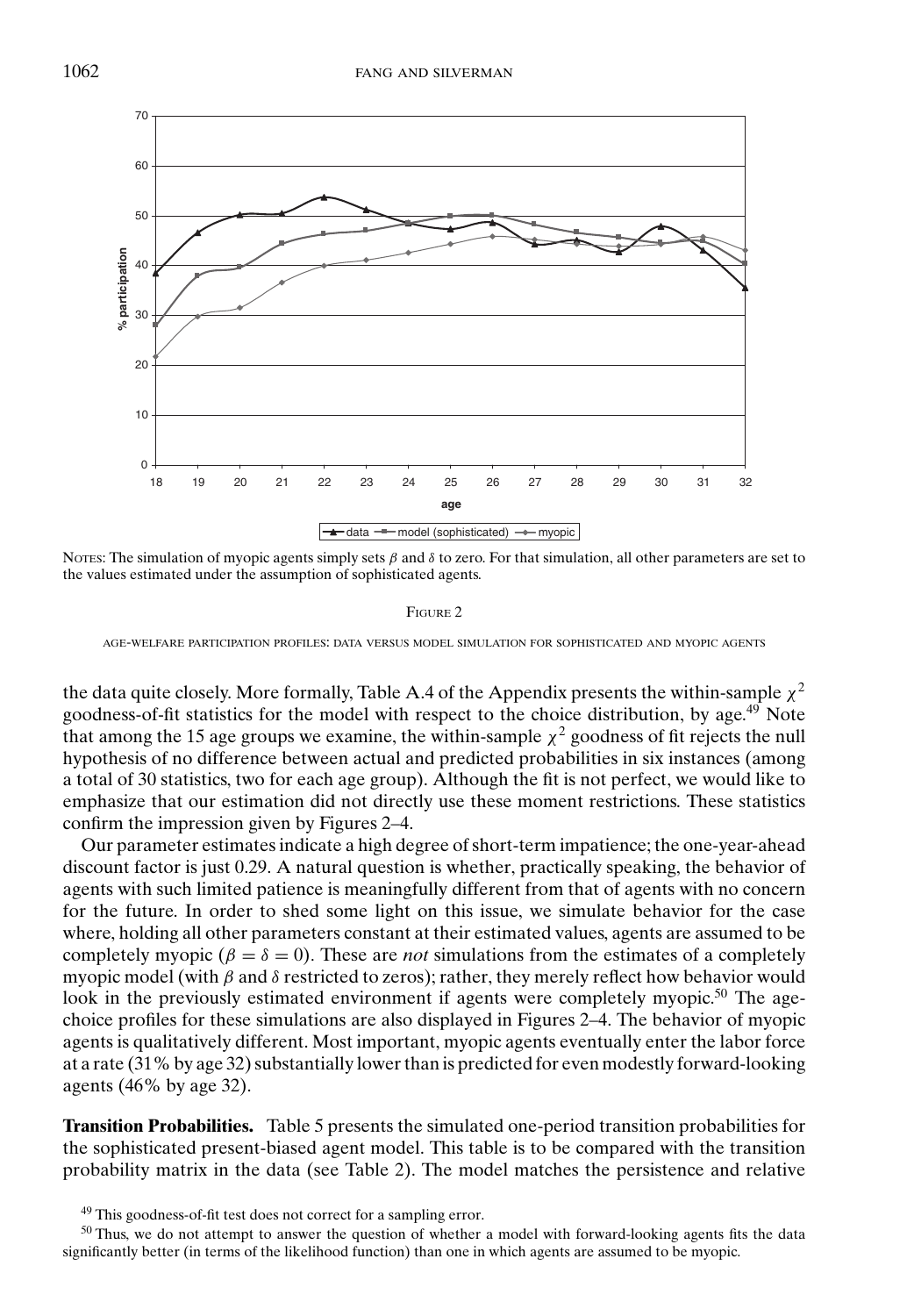NOTES: The simulation of myopic agents simply sets $\beta$ and $\delta$ to zero. For that simulation, all other parameters are set to the values estimated under the assumption of sophisticated agents.

FIGURE 2

AGE-WELFARE PARTICIPATION PROFILES: DATA VERSUS MODEL SIMULATION FOR SOPHISTICATED AND MYOPIC AGENTS

the data quite closely. More formally, Table A.4 of the Appendix presents the within-sample $\chi^2$ goodness-of-fit statistics for the model with respect to the choice distribution, by age.[49] Note that among the 15 age groups we examine, the within-sample $\chi^2$ goodness of fit rejects the null hypothesis of no difference between actual and predicted probabilities in six instances (among a total of 30 statistics, two for each age group). Although the fit is not perfect, we would like to emphasize that our estimation did not directly use these moment restrictions. These statistics confirm the impression given by Figures 2–4.

Our parameter estimates indicate a high degree of short-term impatience; the one-year-ahead discount factor is just 0.29. A natural question is whether, practically speaking, the behavior of agents with such limited patience is meaningfully different from that of agents with no concern for the future. In order to shed some light on this issue, we simulate behavior for the case where, holding all other parameters constant at their estimated values, agents are assumed to be completely myopic ($\beta = \delta = 0$). These are *not* simulations from the estimates of a completely myopic model (with $\beta$ and $\delta$ restricted to zeros); rather, they merely reflect how behavior would look in the previously estimated environment if agents were completely myopic.[50] The age-choice profiles for these simulations are also displayed in Figures 2–4. The behavior of myopic agents is qualitatively different. Most important, myopic agents eventually enter the labor force at a rate (31% by age 32) substantially lower than is predicted for even modestly forward-looking agents (46% by age 32).

**Transition Probabilities.** Table 5 presents the simulated one-period transition probabilities for the sophisticated present-biased agent model. This table is to be compared with the transition probability matrix in the data (see Table 2). The model matches the persistence and relative

[49] This goodness-of-fit test does not correct for a sampling error.

[50] Thus, we do not attempt to answer the question of whether a model with forward-looking agents fits the data significantly better (in terms of the likelihood function) than one in which agents are assumed to be myopic.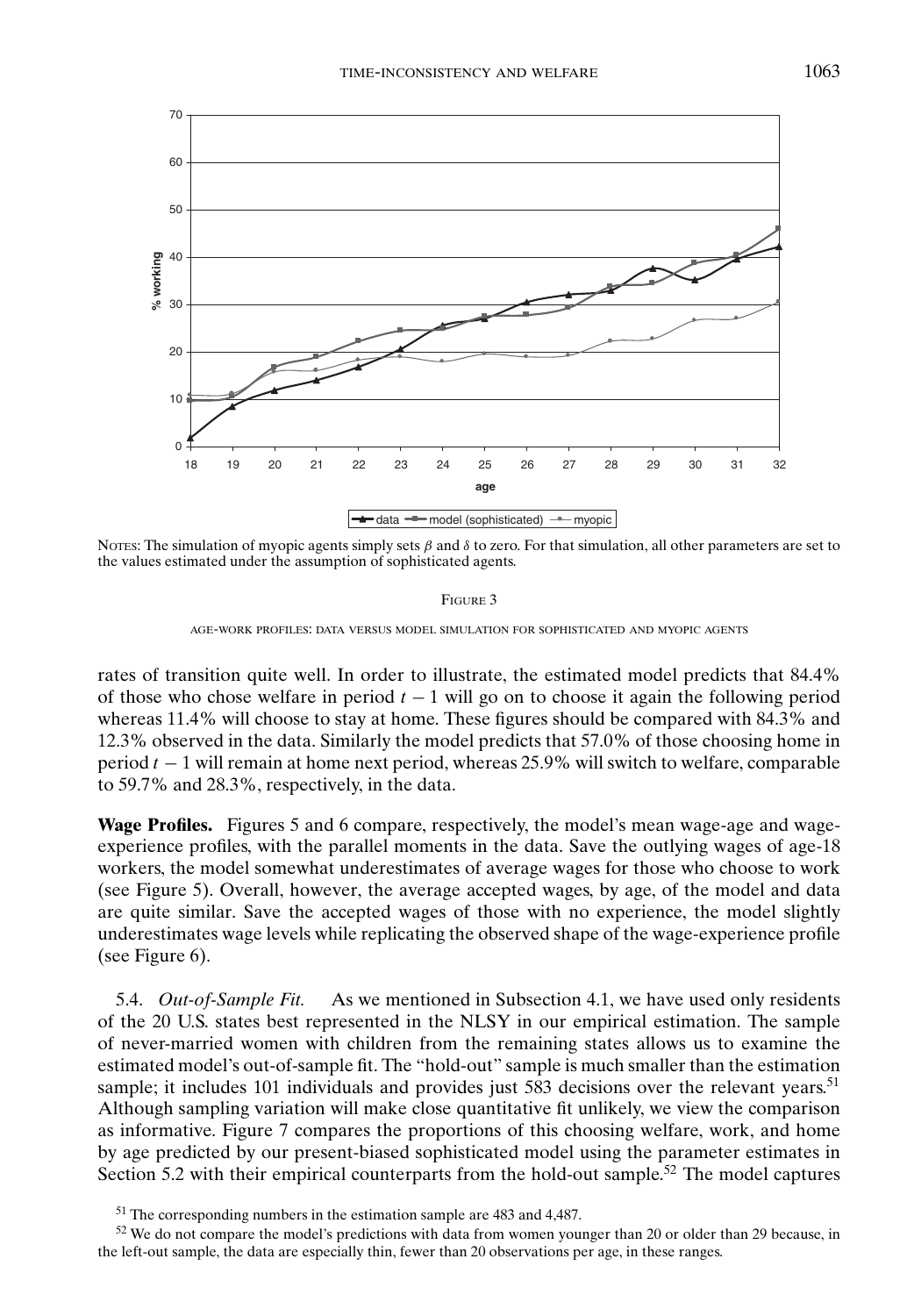NOTES: The simulation of myopic agents simply sets $\beta$ and $\delta$ to zero. For that simulation, all other parameters are set to the values estimated under the assumption of sophisticated agents.

FIGURE 3

AGE-WORK PROFILES: DATA VERSUS MODEL SIMULATION FOR SOPHISTICATED AND MYOPIC AGENTS

rates of transition quite well. In order to illustrate, the estimated model predicts that 84.4% of those who chose welfare in period $t-1$ will go on to choose it again the following period whereas 11.4% will choose to stay at home. These figures should be compared with 84.3% and 12.3% observed in the data. Similarly the model predicts that 57.0% of those choosing home in period $t-1$ will remain at home next period, whereas 25.9% will switch to welfare, comparable to 59.7% and 28.3%, respectively, in the data.

**Wage Profiles.** Figures 5 and 6 compare, respectively, the model's mean wage-age and wage-experience profiles, with the parallel moments in the data. Save the outlying wages of age-18 workers, the model somewhat underestimates of average wages for those who choose to work (see Figure 5). Overall, however, the average accepted wages, by age, of the model and data are quite similar. Save the accepted wages of those with no experience, the model slightly underestimates wage levels while replicating the observed shape of the wage-experience profile (see Figure 6).

5.4. *Out-of-Sample Fit.* As we mentioned in Subsection 4.1, we have used only residents of the 20 U.S. states best represented in the NLSY in our empirical estimation. The sample of never-married women with children from the remaining states allows us to examine the estimated model's out-of-sample fit. The "hold-out" sample is much smaller than the estimation sample; it includes 101 individuals and provides just 583 decisions over the relevant years.[51] Although sampling variation will make close quantitative fit unlikely, we view the comparison as informative. Figure 7 compares the proportions of this choosing welfare, work, and home by age predicted by our present-biased sophisticated model using the parameter estimates in Section 5.2 with their empirical counterparts from the hold-out sample.[52] The model captures

[51] The corresponding numbers in the estimation sample are 483 and 4,487.

[52] We do not compare the model's predictions with data from women younger than 20 or older than 29 because, in the left-out sample, the data are especially thin, fewer than 20 observations per age, in these ranges.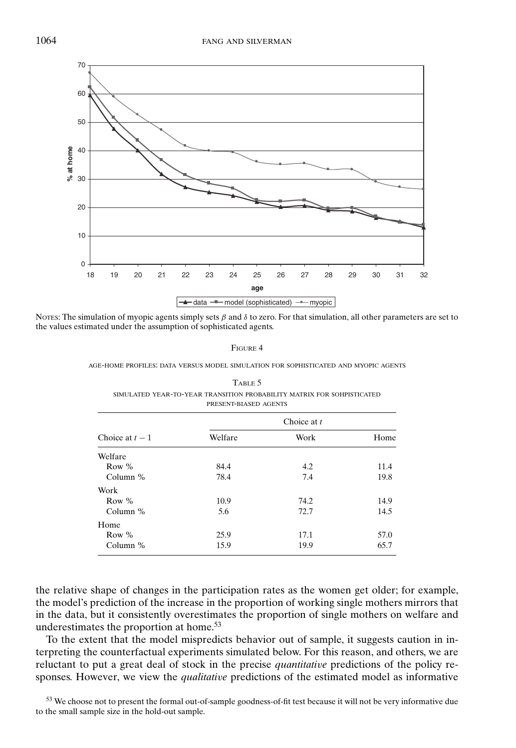NOTES: The simulation of myopic agents simply sets $\beta$ and $\delta$ to zero. For that simulation, all other parameters are set to the values estimated under the assumption of sophisticated agents.

FIGURE 4

AGE-HOME PROFILES: DATA VERSUS MODEL SIMULATION FOR SOPHISTICATED AND MYOPIC AGENTS

TABLE 5

SIMULATED YEAR-TO-YEAR TRANSITION PROBABILITY MATRIX FOR SOHPISTICATED PRESENT-BIASED AGENTS

| Choice at $t-1$ | Choice at $t$ | | |
|---|---|---|---|
| | Welfare | Work | Home |
| Welfare | | | |
| Row % | 84.4 | 4.2 | 11.4 |
| Column % | 78.4 | 7.4 | 19.8 |
| Work | | | |
| Row % | 10.9 | 74.2 | 14.9 |
| Column % | 5.6 | 72.7 | 14.5 |
| Home | | | |
| Row % | 25.9 | 17.1 | 57.0 |
| Column % | 15.9 | 19.9 | 65.7 |

the relative shape of changes in the participation rates as the women get older; for example, the model's prediction of the increase in the proportion of working single mothers mirrors that in the data, but it consistently overestimates the proportion of single mothers on welfare and underestimates the proportion at home.[53]

To the extent that the model mispredicts behavior out of sample, it suggests caution in interpreting the counterfactual experiments simulated below. For this reason, and others, we are reluctant to put a great deal of stock in the precise *quantitative* predictions of the policy responses. However, we view the *qualitative* predictions of the estimated model as informative

[53] We choose not to present the formal out-of-sample goodness-of-fit test because it will not be very informative due to the small sample size in the hold-out sample.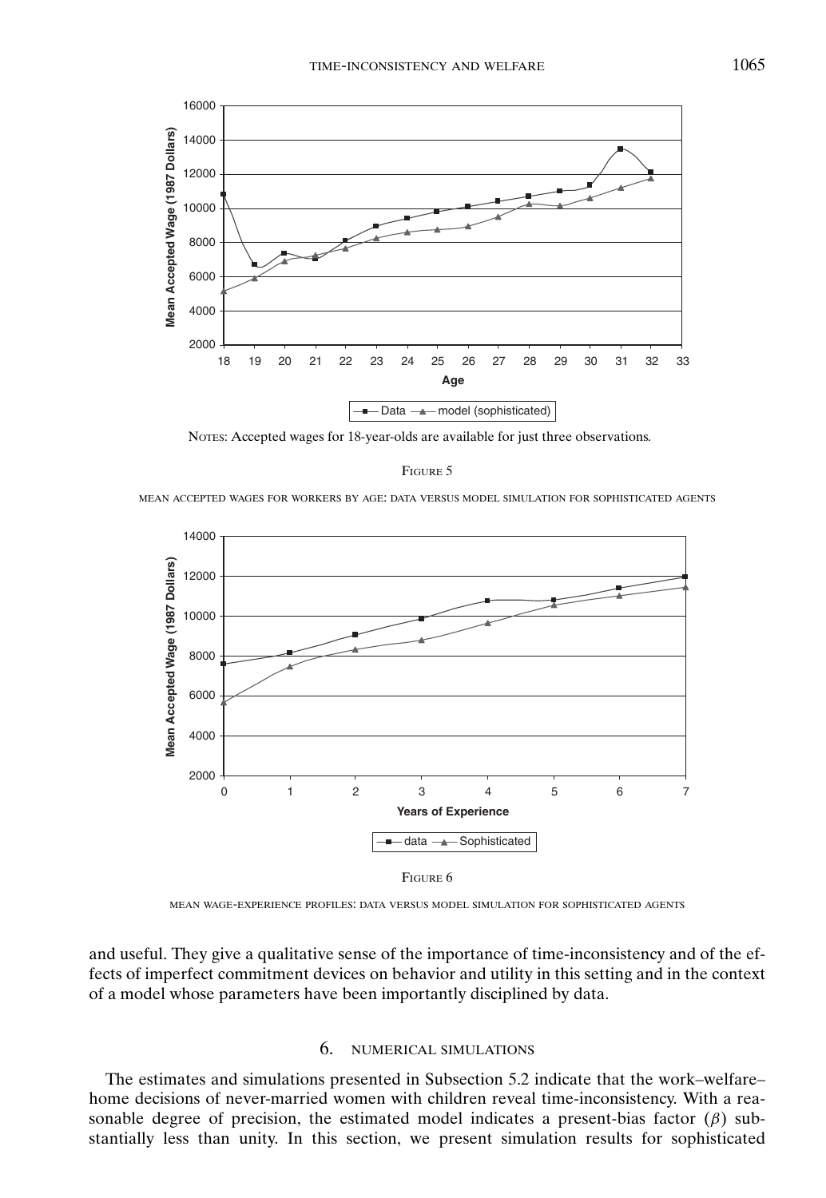NOTES: Accepted wages for 18-year-olds are available for just three observations.

FIGURE 5

MEAN ACCEPTED WAGES FOR WORKERS BY AGE: DATA VERSUS MODEL SIMULATION FOR SOPHISTICATED AGENTS

FIGURE 6

MEAN WAGE-EXPERIENCE PROFILES: DATA VERSUS MODEL SIMULATION FOR SOPHISTICATED AGENTS

and useful. They give a qualitative sense of the importance of time-inconsistency and of the effects of imperfect commitment devices on behavior and utility in this setting and in the context of a model whose parameters have been importantly disciplined by data.

## 6. NUMERICAL SIMULATIONS

The estimates and simulations presented in Subsection 5.2 indicate that the work–welfare–home decisions of never-married women with children reveal time-inconsistency. With a reasonable degree of precision, the estimated model indicates a present-bias factor ($\beta$) substantially less than unity. In this section, we present simulation results for sophisticated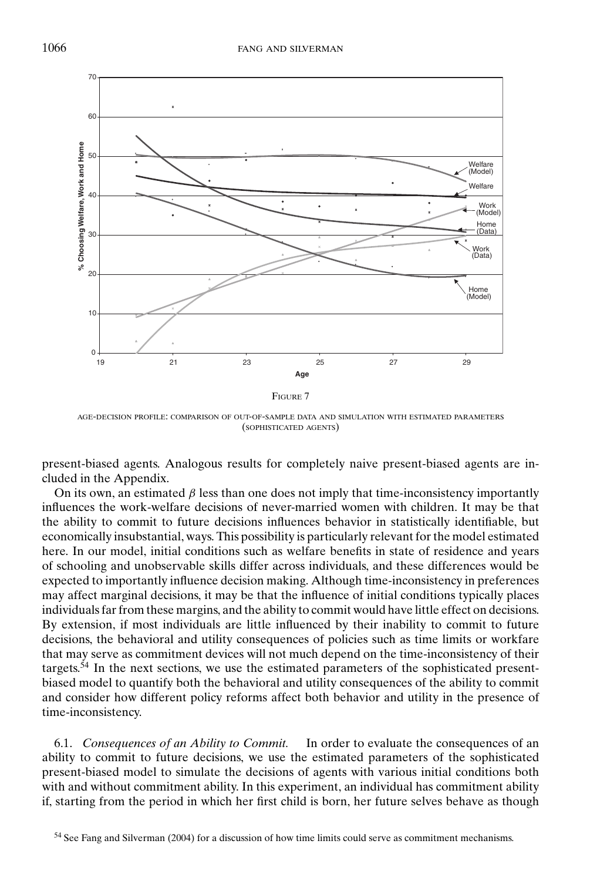FIGURE 7

AGE-DECISION PROFILE: COMPARISON OF OUT-OF-SAMPLE DATA AND SIMULATION WITH ESTIMATED PARAMETERS (SOPHISTICATED AGENTS)

present-biased agents. Analogous results for completely naive present-biased agents are included in the Appendix.

On its own, an estimated $\beta$ less than one does not imply that time-inconsistency importantly influences the work-welfare decisions of never-married women with children. It may be that the ability to commit to future decisions influences behavior in statistically identifiable, but economically insubstantial, ways. This possibility is particularly relevant for the model estimated here. In our model, initial conditions such as welfare benefits in state of residence and years of schooling and unobservable skills differ across individuals, and these differences would be expected to importantly influence decision making. Although time-inconsistency in preferences may affect marginal decisions, it may be that the influence of initial conditions typically places individuals far from these margins, and the ability to commit would have little effect on decisions. By extension, if most individuals are little influenced by their inability to commit to future decisions, the behavioral and utility consequences of policies such as time limits or workfare that may serve as commitment devices will not much depend on the time-inconsistency of their targets.[54] In the next sections, we use the estimated parameters of the sophisticated present-biased model to quantify both the behavioral and utility consequences of the ability to commit and consider how different policy reforms affect both behavior and utility in the presence of time-inconsistency.

6.1. *Consequences of an Ability to Commit.* In order to evaluate the consequences of an ability to commit to future decisions, we use the estimated parameters of the sophisticated present-biased model to simulate the decisions of agents with various initial conditions both with and without commitment ability. In this experiment, an individual has commitment ability if, starting from the period in which her first child is born, her future selves behave as though

[54] See Fang and Silverman (2004) for a discussion of how time limits could serve as commitment mechanisms.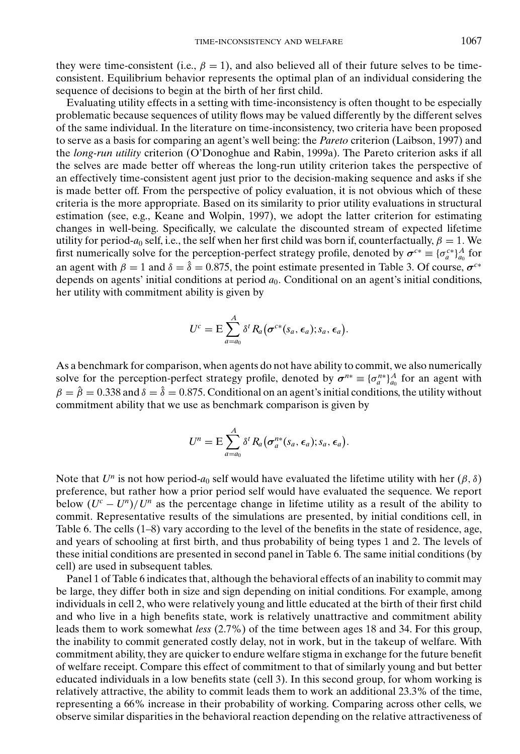they were time-consistent (i.e., $\beta = 1$), and also believed all of their future selves to be time-consistent. Equilibrium behavior represents the optimal plan of an individual considering the sequence of decisions to begin at the birth of her first child.

Evaluating utility effects in a setting with time-inconsistency is often thought to be especially problematic because sequences of utility flows may be valued differently by the different selves of the same individual. In the literature on time-inconsistency, two criteria have been proposed to serve as a basis for comparing an agent's well being: the *Pareto* criterion (Laibson, 1997) and the *long-run utility* criterion (O'Donoghue and Rabin, 1999a). The Pareto criterion asks if all the selves are made better off whereas the long-run utility criterion takes the perspective of an effectively time-consistent agent just prior to the decision-making sequence and asks if she is made better off. From the perspective of policy evaluation, it is not obvious which of these criteria is the more appropriate. Based on its similarity to prior utility evaluations in structural estimation (see, e.g., Keane and Wolpin, 1997), we adopt the latter criterion for estimating changes in well-being. Specifically, we calculate the discounted stream of expected lifetime utility for period-$a_0$ self, i.e., the self when her first child was born if, counterfactually, $\beta = 1$. We first numerically solve for the perception-perfect strategy profile, denoted by $\boldsymbol{\sigma}^{c*} \equiv \{\sigma_a^{c*}\}_{a_0}^{A}$ for an agent with $\beta = 1$ and $\delta = \hat{\delta} = 0.875$, the point estimate presented in Table 3. Of course, $\boldsymbol{\sigma}^{c*}$ depends on agents' initial conditions at period $a_0$. Conditional on an agent's initial conditions, her utility with commitment ability is given by

$$U^c = \mathrm{E}\sum_{a=a_0}^{A} \delta^t R_a\big(\boldsymbol{\sigma}^{c*}(s_a, \epsilon_a); s_a, \epsilon_a\big).$$

As a benchmark for comparison, when agents do not have ability to commit, we also numerically solve for the perception-perfect strategy profile, denoted by $\boldsymbol{\sigma}^{n*} \equiv \{\sigma_a^{n*}\}_{a_0}^{A}$ for an agent with $\beta = \hat{\beta} = 0.338$ and $\delta = \hat{\delta} = 0.875$. Conditional on an agent's initial conditions, the utility without commitment ability that we use as benchmark comparison is given by

$$U^n = \mathrm{E}\sum_{a=a_0}^{A} \delta^t R_a\big(\boldsymbol{\sigma}_a^{n*}(s_a, \epsilon_a); s_a, \epsilon_a\big).$$

Note that $U^n$ is not how period-$a_0$ self would have evaluated the lifetime utility with her $(\beta, \delta)$ preference, but rather how a prior period self would have evaluated the sequence. We report below $(U^c - U^n)/U^n$ as the percentage change in lifetime utility as a result of the ability to commit. Representative results of the simulations are presented, by initial conditions cell, in Table 6. The cells (1–8) vary according to the level of the benefits in the state of residence, age, and years of schooling at first birth, and thus probability of being types 1 and 2. The levels of these initial conditions are presented in second panel in Table 6. The same initial conditions (by cell) are used in subsequent tables.

Panel 1 of Table 6 indicates that, although the behavioral effects of an inability to commit may be large, they differ both in size and sign depending on initial conditions. For example, among individuals in cell 2, who were relatively young and little educated at the birth of their first child and who live in a high benefits state, work is relatively unattractive and commitment ability leads them to work somewhat *less* (2.7%) of the time between ages 18 and 34. For this group, the inability to commit generated costly delay, not in work, but in the takeup of welfare. With commitment ability, they are quicker to endure welfare stigma in exchange for the future benefit of welfare receipt. Compare this effect of commitment to that of similarly young and but better educated individuals in a low benefits state (cell 3). In this second group, for whom working is relatively attractive, the ability to commit leads them to work an additional 23.3% of the time, representing a 66% increase in their probability of working. Comparing across other cells, we observe similar disparities in the behavioral reaction depending on the relative attractiveness of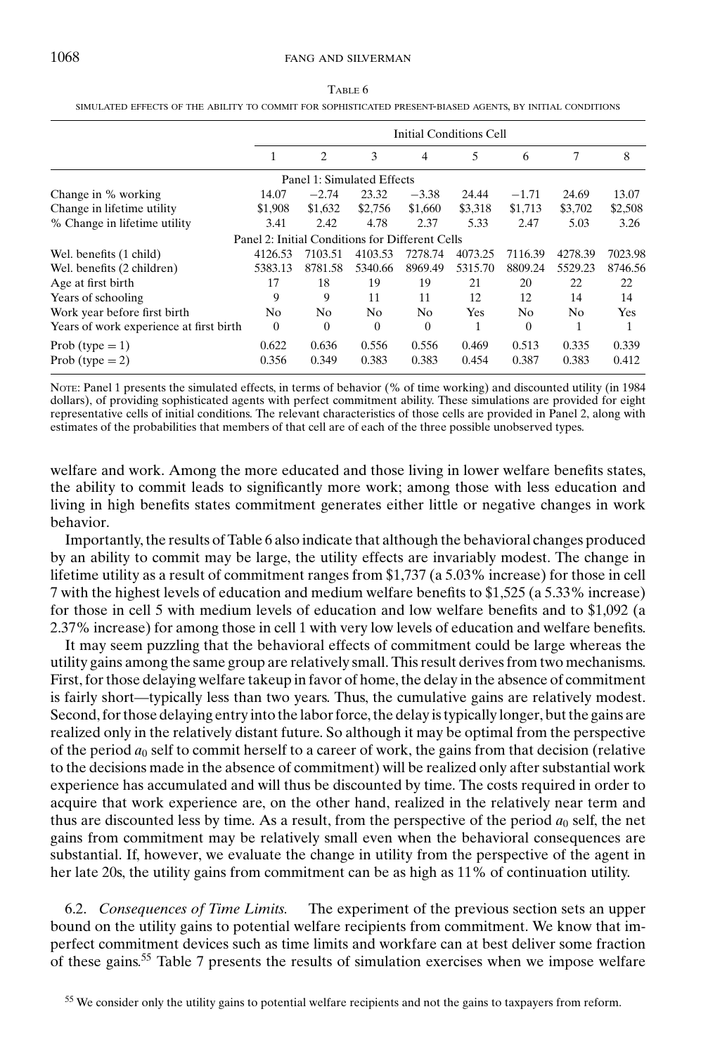Table 6

SIMULATED EFFECTS OF THE ABILITY TO COMMIT FOR SOPHISTICATED PRESENT-BIASED AGENTS, BY INITIAL CONDITIONS

| | Initial Conditions Cell | | | | | | | |
|---|---|---|---|---|---|---|---|---|
| | 1 | 2 | 3 | 4 | 5 | 6 | 7 | 8 |
| Panel 1: Simulated Effects | | | | | | | | |
| Change in % working | 14.07 | −2.74 | 23.32 | −3.38 | 24.44 | −1.71 | 24.69 | 13.07 |
| Change in lifetime utility | \$1,908 | \$1,632 | \$2,756 | \$1,660 | \$3,318 | \$1,713 | \$3,702 | \$2,508 |
| % Change in lifetime utility | 3.41 | 2.42 | 4.78 | 2.37 | 5.33 | 2.47 | 5.03 | 3.26 |
| Panel 2: Initial Conditions for Different Cells | | | | | | | | |
| Wel. benefits (1 child) | 4126.53 | 7103.51 | 4103.53 | 7278.74 | 4073.25 | 7116.39 | 4278.39 | 7023.98 |
| Wel. benefits (2 children) | 5383.13 | 8781.58 | 5340.66 | 8969.49 | 5315.70 | 8809.24 | 5529.23 | 8746.56 |
| Age at first birth | 17 | 18 | 19 | 19 | 21 | 20 | 22 | 22 |
| Years of schooling | 9 | 9 | 11 | 11 | 12 | 12 | 14 | 14 |
| Work year before first birth | No | No | No | No | Yes | No | No | Yes |
| Years of work experience at first birth | 0 | 0 | 0 | 0 | 1 | 0 | 1 | 1 |
| Prob (type = 1) | 0.622 | 0.636 | 0.556 | 0.556 | 0.469 | 0.513 | 0.335 | 0.339 |
| Prob (type = 2) | 0.356 | 0.349 | 0.383 | 0.383 | 0.454 | 0.387 | 0.383 | 0.412 |

NOTE: Panel 1 presents the simulated effects, in terms of behavior (% of time working) and discounted utility (in 1984 dollars), of providing sophisticated agents with perfect commitment ability. These simulations are provided for eight representative cells of initial conditions. The relevant characteristics of those cells are provided in Panel 2, along with estimates of the probabilities that members of that cell are of each of the three possible unobserved types.

welfare and work. Among the more educated and those living in lower welfare benefits states, the ability to commit leads to significantly more work; among those with less education and living in high benefits states commitment generates either little or negative changes in work behavior.

Importantly, the results of Table 6 also indicate that although the behavioral changes produced by an ability to commit may be large, the utility effects are invariably modest. The change in lifetime utility as a result of commitment ranges from \$1,737 (a 5.03% increase) for those in cell 7 with the highest levels of education and medium welfare benefits to \$1,525 (a 5.33% increase) for those in cell 5 with medium levels of education and low welfare benefits and to \$1,092 (a 2.37% increase) for among those in cell 1 with very low levels of education and welfare benefits.

It may seem puzzling that the behavioral effects of commitment could be large whereas the utility gains among the same group are relatively small. This result derives from two mechanisms. First, for those delaying welfare takeup in favor of home, the delay in the absence of commitment is fairly short—typically less than two years. Thus, the cumulative gains are relatively modest. Second, for those delaying entry into the labor force, the delay is typically longer, but the gains are realized only in the relatively distant future. So although it may be optimal from the perspective of the period $a_0$ self to commit herself to a career of work, the gains from that decision (relative to the decisions made in the absence of commitment) will be realized only after substantial work experience has accumulated and will thus be discounted by time. The costs required in order to acquire that work experience are, on the other hand, realized in the relatively near term and thus are discounted less by time. As a result, from the perspective of the period $a_0$ self, the net gains from commitment may be relatively small even when the behavioral consequences are substantial. If, however, we evaluate the change in utility from the perspective of the agent in her late 20s, the utility gains from commitment can be as high as 11% of continuation utility.

6.2. *Consequences of Time Limits.* The experiment of the previous section sets an upper bound on the utility gains to potential welfare recipients from commitment. We know that imperfect commitment devices such as time limits and workfare can at best deliver some fraction of these gains.[55] Table 7 presents the results of simulation exercises when we impose welfare

[55] We consider only the utility gains to potential welfare recipients and not the gains to taxpayers from reform.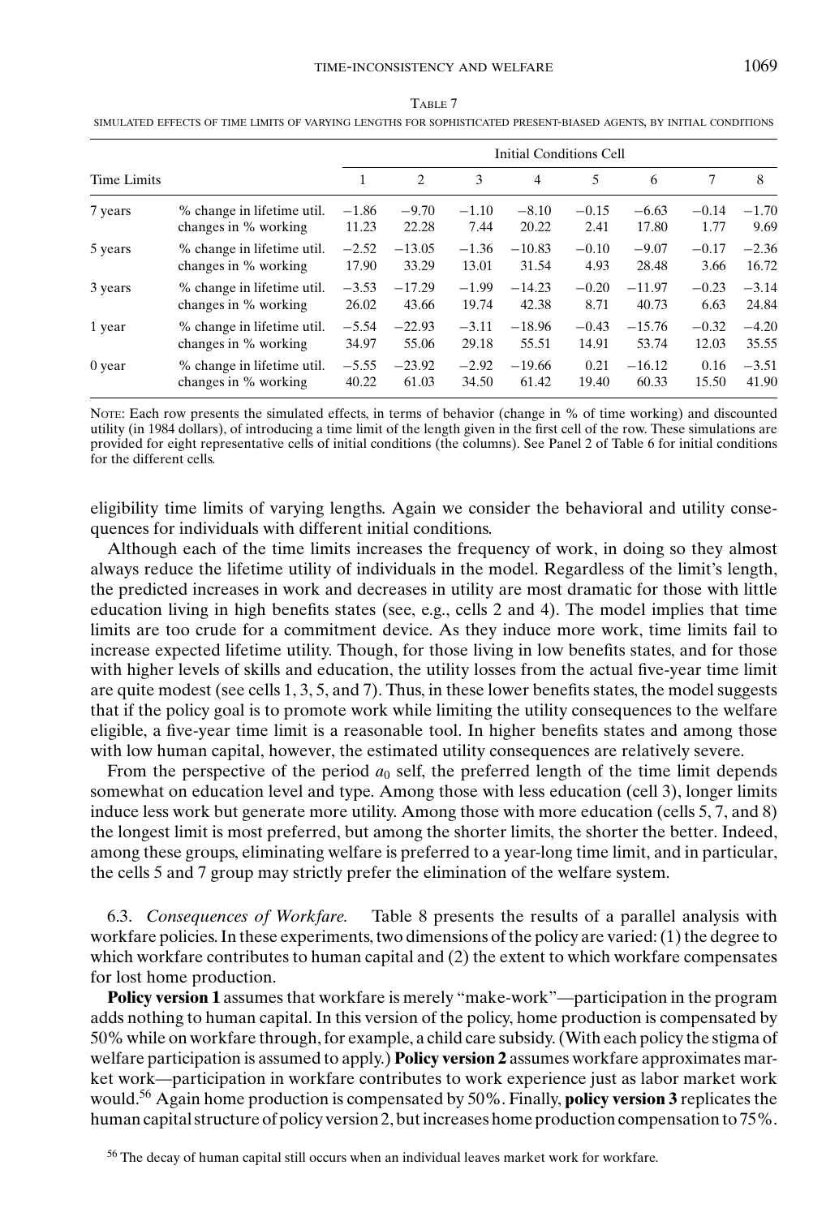Table 7

simulated effects of time limits of varying lengths for sophisticated present-biased agents, by initial conditions

| Time Limits | | Initial Conditions Cell | | | | | | | |
|---|---|---|---|---|---|---|---|---|---|
| | | 1 | 2 | 3 | 4 | 5 | 6 | 7 | 8 |
| 7 years | % change in lifetime util. | −1.86 | −9.70 | −1.10 | −8.10 | −0.15 | −6.63 | −0.14 | −1.70 |
| | changes in % working | 11.23 | 22.28 | 7.44 | 20.22 | 2.41 | 17.80 | 1.77 | 9.69 |
| 5 years | % change in lifetime util. | −2.52 | −13.05 | −1.36 | −10.83 | −0.10 | −9.07 | −0.17 | −2.36 |
| | changes in % working | 17.90 | 33.29 | 13.01 | 31.54 | 4.93 | 28.48 | 3.66 | 16.72 |
| 3 years | % change in lifetime util. | −3.53 | −17.29 | −1.99 | −14.23 | −0.20 | −11.97 | −0.23 | −3.14 |
| | changes in % working | 26.02 | 43.66 | 19.74 | 42.38 | 8.71 | 40.73 | 6.63 | 24.84 |
| 1 year | % change in lifetime util. | −5.54 | −22.93 | −3.11 | −18.96 | −0.43 | −15.76 | −0.32 | −4.20 |
| | changes in % working | 34.97 | 55.06 | 29.18 | 55.51 | 14.91 | 53.74 | 12.03 | 35.55 |
| 0 year | % change in lifetime util. | −5.55 | −23.92 | −2.92 | −19.66 | 0.21 | −16.12 | 0.16 | −3.51 |
| | changes in % working | 40.22 | 61.03 | 34.50 | 61.42 | 19.40 | 60.33 | 15.50 | 41.90 |

Note: Each row presents the simulated effects, in terms of behavior (change in % of time working) and discounted utility (in 1984 dollars), of introducing a time limit of the length given in the first cell of the row. These simulations are provided for eight representative cells of initial conditions (the columns). See Panel 2 of Table 6 for initial conditions for the different cells.

eligibility time limits of varying lengths. Again we consider the behavioral and utility consequences for individuals with different initial conditions.

Although each of the time limits increases the frequency of work, in doing so they almost always reduce the lifetime utility of individuals in the model. Regardless of the limit's length, the predicted increases in work and decreases in utility are most dramatic for those with little education living in high benefits states (see, e.g., cells 2 and 4). The model implies that time limits are too crude for a commitment device. As they induce more work, time limits fail to increase expected lifetime utility. Though, for those living in low benefits states, and for those with higher levels of skills and education, the utility losses from the actual five-year time limit are quite modest (see cells 1, 3, 5, and 7). Thus, in these lower benefits states, the model suggests that if the policy goal is to promote work while limiting the utility consequences to the welfare eligible, a five-year time limit is a reasonable tool. In higher benefits states and among those with low human capital, however, the estimated utility consequences are relatively severe.

From the perspective of the period $a_0$ self, the preferred length of the time limit depends somewhat on education level and type. Among those with less education (cell 3), longer limits induce less work but generate more utility. Among those with more education (cells 5, 7, and 8) the longest limit is most preferred, but among the shorter limits, the shorter the better. Indeed, among these groups, eliminating welfare is preferred to a year-long time limit, and in particular, the cells 5 and 7 group may strictly prefer the elimination of the welfare system.

6.3. *Consequences of Workfare.* Table 8 presents the results of a parallel analysis with workfare policies. In these experiments, two dimensions of the policy are varied: (1) the degree to which workfare contributes to human capital and (2) the extent to which workfare compensates for lost home production.

**Policy version 1** assumes that workfare is merely "make-work"—participation in the program adds nothing to human capital. In this version of the policy, home production is compensated by 50% while on workfare through, for example, a child care subsidy. (With each policy the stigma of welfare participation is assumed to apply.) **Policy version 2** assumes workfare approximates market work—participation in workfare contributes to work experience just as labor market work would.[56] Again home production is compensated by 50%. Finally, **policy version 3** replicates the human capital structure of policy version 2, but increases home production compensation to 75%.

[56] The decay of human capital still occurs when an individual leaves market work for workfare.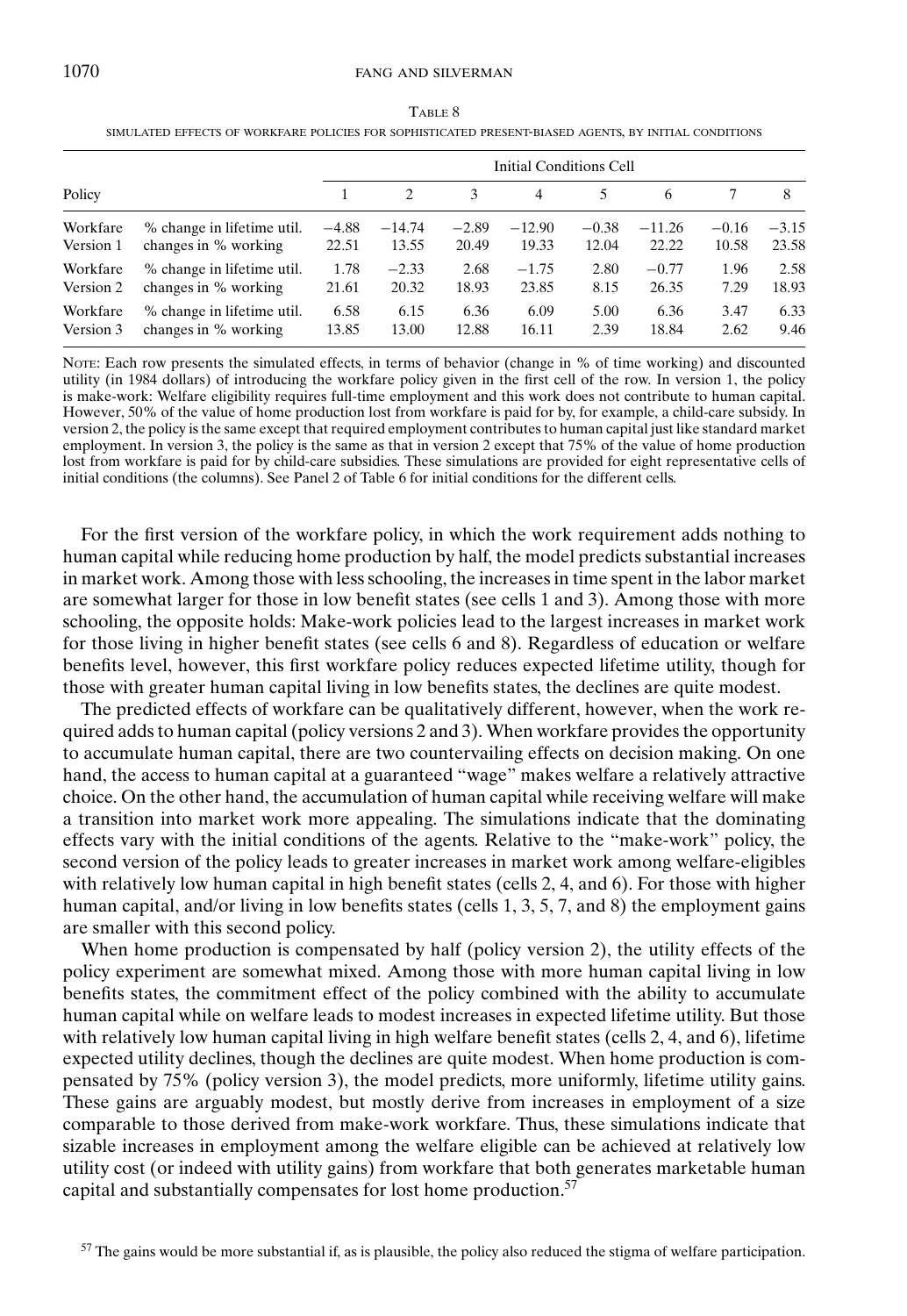TABLE 8

SIMULATED EFFECTS OF WORKFARE POLICIES FOR SOPHISTICATED PRESENT-BIASED AGENTS, BY INITIAL CONDITIONS

| Policy | | Initial Conditions Cell | | | | | | | |
|---|---|---|---|---|---|---|---|---|---|
| | | 1 | 2 | 3 | 4 | 5 | 6 | 7 | 8 |
| Workfare Version 1 | % change in lifetime util. | −4.88 | −14.74 | −2.89 | −12.90 | −0.38 | −11.26 | −0.16 | −3.15 |
| | changes in % working | 22.51 | 13.55 | 20.49 | 19.33 | 12.04 | 22.22 | 10.58 | 23.58 |
| Workfare Version 2 | % change in lifetime util. | 1.78 | −2.33 | 2.68 | −1.75 | 2.80 | −0.77 | 1.96 | 2.58 |
| | changes in % working | 21.61 | 20.32 | 18.93 | 23.85 | 8.15 | 26.35 | 7.29 | 18.93 |
| Workfare Version 3 | % change in lifetime util. | 6.58 | 6.15 | 6.36 | 6.09 | 5.00 | 6.36 | 3.47 | 6.33 |
| | changes in % working | 13.85 | 13.00 | 12.88 | 16.11 | 2.39 | 18.84 | 2.62 | 9.46 |

NOTE: Each row presents the simulated effects, in terms of behavior (change in % of time working) and discounted utility (in 1984 dollars) of introducing the workfare policy given in the first cell of the row. In version 1, the policy is make-work: Welfare eligibility requires full-time employment and this work does not contribute to human capital. However, 50% of the value of home production lost from workfare is paid for by, for example, a child-care subsidy. In version 2, the policy is the same except that required employment contributes to human capital just like standard market employment. In version 3, the policy is the same as that in version 2 except that 75% of the value of home production lost from workfare is paid for by child-care subsidies. These simulations are provided for eight representative cells of initial conditions (the columns). See Panel 2 of Table 6 for initial conditions for the different cells.

For the first version of the workfare policy, in which the work requirement adds nothing to human capital while reducing home production by half, the model predicts substantial increases in market work. Among those with less schooling, the increases in time spent in the labor market are somewhat larger for those in low benefit states (see cells 1 and 3). Among those with more schooling, the opposite holds: Make-work policies lead to the largest increases in market work for those living in higher benefit states (see cells 6 and 8). Regardless of education or welfare benefits level, however, this first workfare policy reduces expected lifetime utility, though for those with greater human capital living in low benefits states, the declines are quite modest.

The predicted effects of workfare can be qualitatively different, however, when the work required adds to human capital (policy versions 2 and 3). When workfare provides the opportunity to accumulate human capital, there are two countervailing effects on decision making. On one hand, the access to human capital at a guaranteed "wage" makes welfare a relatively attractive choice. On the other hand, the accumulation of human capital while receiving welfare will make a transition into market work more appealing. The simulations indicate that the dominating effects vary with the initial conditions of the agents. Relative to the "make-work" policy, the second version of the policy leads to greater increases in market work among welfare-eligibles with relatively low human capital in high benefit states (cells 2, 4, and 6). For those with higher human capital, and/or living in low benefits states (cells 1, 3, 5, 7, and 8) the employment gains are smaller with this second policy.

When home production is compensated by half (policy version 2), the utility effects of the policy experiment are somewhat mixed. Among those with more human capital living in low benefits states, the commitment effect of the policy combined with the ability to accumulate human capital while on welfare leads to modest increases in expected lifetime utility. But those with relatively low human capital living in high welfare benefit states (cells 2, 4, and 6), lifetime expected utility declines, though the declines are quite modest. When home production is compensated by 75% (policy version 3), the model predicts, more uniformly, lifetime utility gains. These gains are arguably modest, but mostly derive from increases in employment of a size comparable to those derived from make-work workfare. Thus, these simulations indicate that sizable increases in employment among the welfare eligible can be achieved at relatively low utility cost (or indeed with utility gains) from workfare that both generates marketable human capital and substantially compensates for lost home production.[57]

[57] The gains would be more substantial if, as is plausible, the policy also reduced the stigma of welfare participation.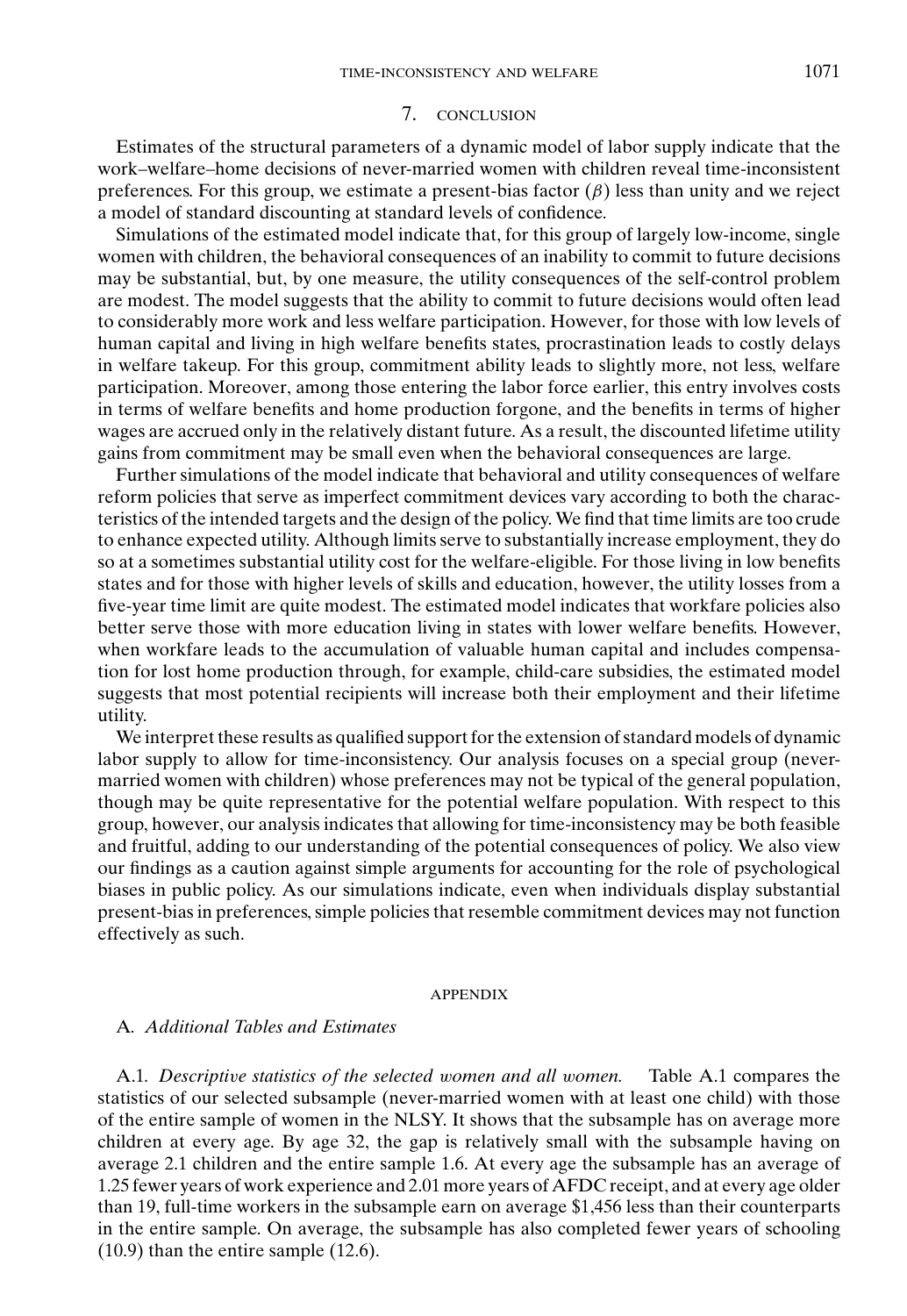## 7. CONCLUSION

Estimates of the structural parameters of a dynamic model of labor supply indicate that the work–welfare–home decisions of never-married women with children reveal time-inconsistent preferences. For this group, we estimate a present-bias factor ($\beta$) less than unity and we reject a model of standard discounting at standard levels of confidence.

Simulations of the estimated model indicate that, for this group of largely low-income, single women with children, the behavioral consequences of an inability to commit to future decisions may be substantial, but, by one measure, the utility consequences of the self-control problem are modest. The model suggests that the ability to commit to future decisions would often lead to considerably more work and less welfare participation. However, for those with low levels of human capital and living in high welfare benefits states, procrastination leads to costly delays in welfare takeup. For this group, commitment ability leads to slightly more, not less, welfare participation. Moreover, among those entering the labor force earlier, this entry involves costs in terms of welfare benefits and home production forgone, and the benefits in terms of higher wages are accrued only in the relatively distant future. As a result, the discounted lifetime utility gains from commitment may be small even when the behavioral consequences are large.

Further simulations of the model indicate that behavioral and utility consequences of welfare reform policies that serve as imperfect commitment devices vary according to both the characteristics of the intended targets and the design of the policy. We find that time limits are too crude to enhance expected utility. Although limits serve to substantially increase employment, they do so at a sometimes substantial utility cost for the welfare-eligible. For those living in low benefits states and for those with higher levels of skills and education, however, the utility losses from a five-year time limit are quite modest. The estimated model indicates that workfare policies also better serve those with more education living in states with lower welfare benefits. However, when workfare leads to the accumulation of valuable human capital and includes compensation for lost home production through, for example, child-care subsidies, the estimated model suggests that most potential recipients will increase both their employment and their lifetime utility.

We interpret these results as qualified support for the extension of standard models of dynamic labor supply to allow for time-inconsistency. Our analysis focuses on a special group (never-married women with children) whose preferences may not be typical of the general population, though may be quite representative for the potential welfare population. With respect to this group, however, our analysis indicates that allowing for time-inconsistency may be both feasible and fruitful, adding to our understanding of the potential consequences of policy. We also view our findings as a caution against simple arguments for accounting for the role of psychological biases in public policy. As our simulations indicate, even when individuals display substantial present-bias in preferences, simple policies that resemble commitment devices may not function effectively as such.

## APPENDIX

### A. *Additional Tables and Estimates*

A.1. *Descriptive statistics of the selected women and all women.* Table A.1 compares the statistics of our selected subsample (never-married women with at least one child) with those of the entire sample of women in the NLSY. It shows that the subsample has on average more children at every age. By age 32, the gap is relatively small with the subsample having on average 2.1 children and the entire sample 1.6. At every age the subsample has an average of 1.25 fewer years of work experience and 2.01 more years of AFDC receipt, and at every age older than 19, full-time workers in the subsample earn on average $1,456 less than their counterparts in the entire sample. On average, the subsample has also completed fewer years of schooling (10.9) than the entire sample (12.6).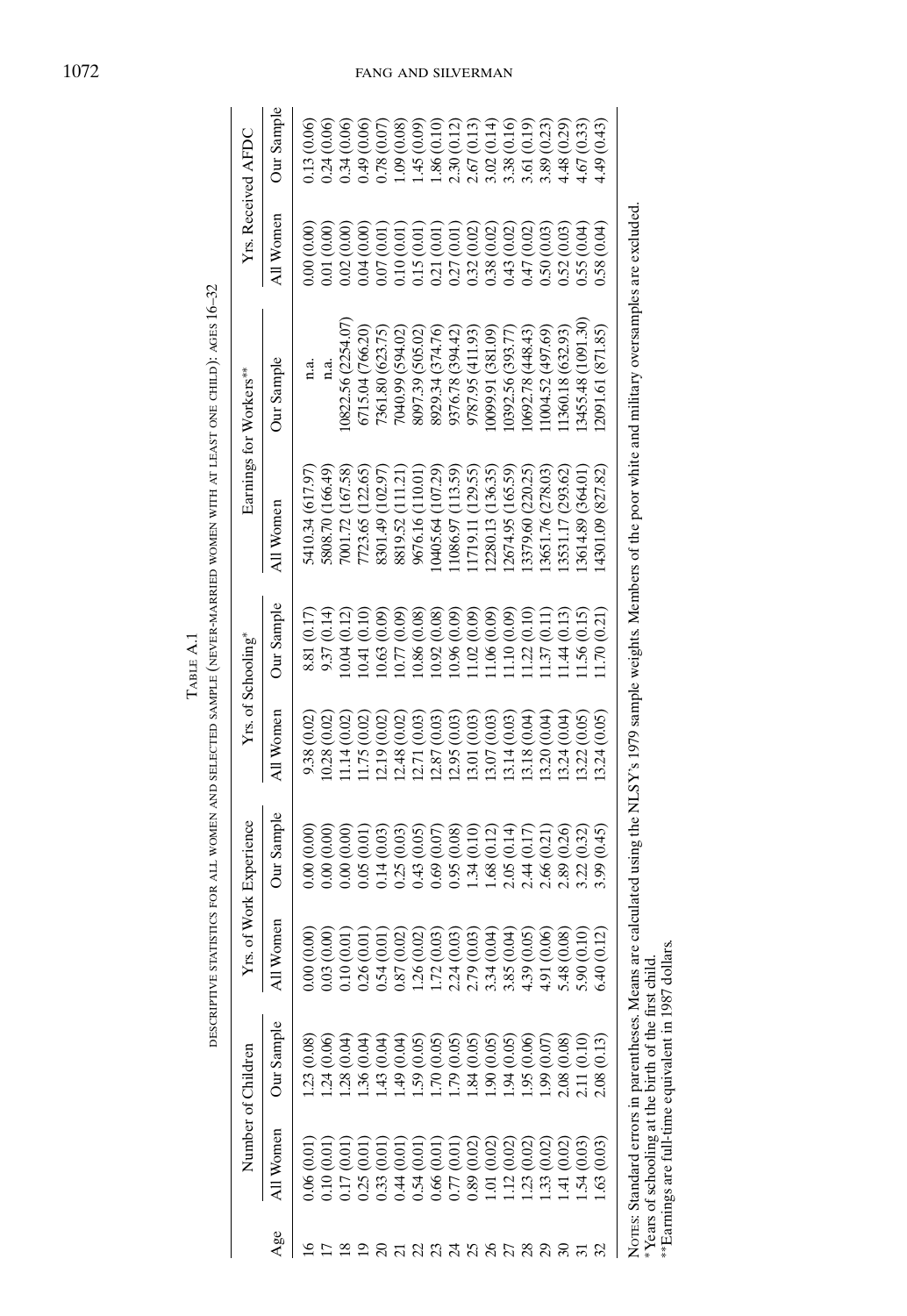TABLE A.1

DESCRIPTIVE STATISTICS FOR ALL WOMEN AND SELECTED SAMPLE (NEVER-MARRIED WOMEN WITH AT LEAST ONE CHILD): AGES 16–32

| Age | Number of Children | | Yrs. of Work Experience | | Yrs. of Schooling* | | Earnings for Workers** | | Yrs. Received AFDC | |
|---|---|---|---|---|---|---|---|---|---|---|
| | All Women | Our Sample | All Women | Our Sample | All Women | Our Sample | All Women | Our Sample | All Women | Our Sample |
| 16 | 0.06 (0.01) | 1.23 (0.08) | 0.00 (0.00) | 0.00 (0.00) | 9.38 (0.02) | 8.81 (0.17) | 5410.34 (617.97) | n.a. | 0.00 (0.00) | 0.13 (0.06) |
| 17 | 0.10 (0.01) | 1.24 (0.06) | 0.03 (0.00) | 0.00 (0.00) | 10.28 (0.02) | 9.37 (0.14) | 5808.70 (166.49) | n.a. | 0.01 (0.00) | 0.24 (0.06) |
| 18 | 0.17 (0.01) | 1.28 (0.04) | 0.10 (0.01) | 0.00 (0.00) | 11.14 (0.02) | 10.04 (0.12) | 7001.72 (167.58) | 10822.56 (2254.07) | 0.02 (0.00) | 0.34 (0.06) |
| 19 | 0.25 (0.01) | 1.36 (0.04) | 0.26 (0.01) | 0.05 (0.01) | 11.75 (0.02) | 10.41 (0.10) | 7723.65 (122.65) | 6715.04 (766.20) | 0.04 (0.00) | 0.49 (0.06) |
| 20 | 0.33 (0.01) | 1.43 (0.04) | 0.54 (0.01) | 0.14 (0.03) | 12.19 (0.02) | 10.63 (0.09) | 8301.49 (102.97) | 7361.80 (623.75) | 0.07 (0.01) | 0.78 (0.07) |
| 21 | 0.44 (0.01) | 1.49 (0.04) | 0.87 (0.02) | 0.25 (0.03) | 12.48 (0.02) | 10.77 (0.09) | 8819.52 (111.21) | 7040.99 (594.02) | 0.10 (0.01) | 1.09 (0.08) |
| 22 | 0.54 (0.01) | 1.59 (0.05) | 1.26 (0.02) | 0.43 (0.05) | 12.71 (0.03) | 10.86 (0.08) | 9676.16 (110.01) | 8097.39 (505.02) | 0.15 (0.01) | 1.45 (0.09) |
| 23 | 0.66 (0.01) | 1.70 (0.05) | 1.72 (0.03) | 0.69 (0.07) | 12.87 (0.03) | 10.92 (0.08) | 10405.64 (107.29) | 8929.34 (374.76) | 0.21 (0.01) | 1.86 (0.10) |
| 24 | 0.77 (0.01) | 1.79 (0.05) | 2.24 (0.03) | 0.95 (0.08) | 12.95 (0.03) | 10.96 (0.09) | 11086.97 (113.59) | 9376.78 (394.42) | 0.27 (0.01) | 2.30 (0.12) |
| 25 | 0.89 (0.02) | 1.84 (0.05) | 2.79 (0.03) | 1.34 (0.10) | 13.01 (0.03) | 11.02 (0.09) | 11719.11 (129.55) | 9787.95 (411.93) | 0.32 (0.02) | 2.67 (0.13) |
| 26 | 1.01 (0.02) | 1.90 (0.05) | 3.34 (0.04) | 1.68 (0.12) | 13.07 (0.03) | 11.06 (0.09) | 12280.13 (136.35) | 10099.91 (381.09) | 0.38 (0.02) | 3.02 (0.14) |
| 27 | 1.12 (0.02) | 1.94 (0.05) | 3.85 (0.04) | 2.05 (0.14) | 13.14 (0.03) | 11.10 (0.09) | 12674.95 (165.59) | 10392.56 (393.77) | 0.43 (0.02) | 3.38 (0.16) |
| 28 | 1.23 (0.02) | 1.95 (0.06) | 4.39 (0.05) | 2.44 (0.17) | 13.18 (0.04) | 11.22 (0.10) | 13379.60 (220.25) | 10692.78 (448.43) | 0.47 (0.02) | 3.61 (0.19) |
| 29 | 1.33 (0.02) | 1.99 (0.07) | 4.91 (0.06) | 2.66 (0.21) | 13.20 (0.04) | 11.37 (0.11) | 13651.76 (278.03) | 11004.52 (497.69) | 0.50 (0.03) | 3.89 (0.23) |
| 30 | 1.41 (0.02) | 2.08 (0.08) | 5.48 (0.08) | 2.89 (0.26) | 13.24 (0.04) | 11.44 (0.13) | 13531.17 (293.62) | 11360.18 (632.93) | 0.52 (0.03) | 4.48 (0.29) |
| 31 | 1.54 (0.03) | 2.11 (0.10) | 5.90 (0.10) | 3.22 (0.32) | 13.22 (0.05) | 11.56 (0.15) | 13614.89 (364.01) | 13455.48 (1091.30) | 0.55 (0.04) | 4.67 (0.33) |
| 32 | 1.63 (0.03) | 2.08 (0.13) | 6.40 (0.12) | 3.99 (0.45) | 13.24 (0.05) | 11.70 (0.21) | 14301.09 (827.82) | 12091.61 (871.85) | 0.58 (0.04) | 4.49 (0.43) |

NOTES: Standard errors in parentheses. Means are calculated using the NLSY's 1979 sample weights. Members of the poor white and military oversamples are excluded.
*Years of schooling at the birth of the first child.
**Earnings are full-time equivalent in 1987 dollars.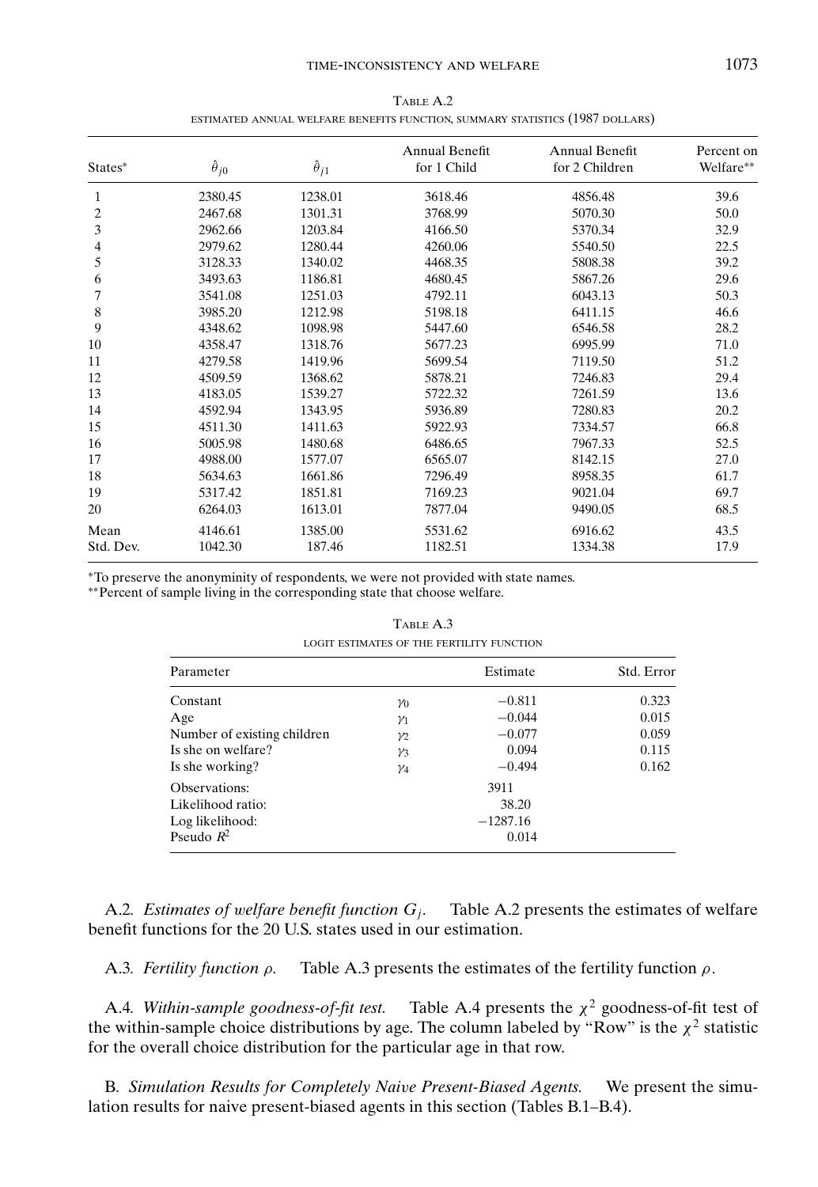TABLE A.2

ESTIMATED ANNUAL WELFARE BENEFITS FUNCTION, SUMMARY STATISTICS (1987 DOLLARS)

| States* | $\hat{\theta}_{j0}$ | $\hat{\theta}_{j1}$ | Annual Benefit for 1 Child | Annual Benefit for 2 Children | Percent on Welfare** |
|---|---|---|---|---|---|
| 1 | 2380.45 | 1238.01 | 3618.46 | 4856.48 | 39.6 |
| 2 | 2467.68 | 1301.31 | 3768.99 | 5070.30 | 50.0 |
| 3 | 2962.66 | 1203.84 | 4166.50 | 5370.34 | 32.9 |
| 4 | 2979.62 | 1280.44 | 4260.06 | 5540.50 | 22.5 |
| 5 | 3128.33 | 1340.02 | 4468.35 | 5808.38 | 39.2 |
| 6 | 3493.63 | 1186.81 | 4680.45 | 5867.26 | 29.6 |
| 7 | 3541.08 | 1251.03 | 4792.11 | 6043.13 | 50.3 |
| 8 | 3985.20 | 1212.98 | 5198.18 | 6411.15 | 46.6 |
| 9 | 4348.62 | 1098.98 | 5447.60 | 6546.58 | 28.2 |
| 10 | 4358.47 | 1318.76 | 5677.23 | 6995.99 | 71.0 |
| 11 | 4279.58 | 1419.96 | 5699.54 | 7119.50 | 51.2 |
| 12 | 4509.59 | 1368.62 | 5878.21 | 7246.83 | 29.4 |
| 13 | 4183.05 | 1539.27 | 5722.32 | 7261.59 | 13.6 |
| 14 | 4592.94 | 1343.95 | 5936.89 | 7280.83 | 20.2 |
| 15 | 4511.30 | 1411.63 | 5922.93 | 7334.57 | 66.8 |
| 16 | 5005.98 | 1480.68 | 6486.65 | 7967.33 | 52.5 |
| 17 | 4988.00 | 1577.07 | 6565.07 | 8142.15 | 27.0 |
| 18 | 5634.63 | 1661.86 | 7296.49 | 8958.35 | 61.7 |
| 19 | 5317.42 | 1851.81 | 7169.23 | 9021.04 | 69.7 |
| 20 | 6264.03 | 1613.01 | 7877.04 | 9490.05 | 68.5 |
| Mean | 4146.61 | 1385.00 | 5531.62 | 6916.62 | 43.5 |
| Std. Dev. | 1042.30 | 187.46 | 1182.51 | 1334.38 | 17.9 |

*To preserve the anonyminity of respondents, we were not provided with state names.
**Percent of sample living in the corresponding state that choose welfare.

TABLE A.3

LOGIT ESTIMATES OF THE FERTILITY FUNCTION

| Parameter | | Estimate | Std. Error |
|---|---|---|---|
| Constant | $\gamma_0$ | −0.811 | 0.323 |
| Age | $\gamma_1$ | −0.044 | 0.015 |
| Number of existing children | $\gamma_2$ | −0.077 | 0.059 |
| Is she on welfare? | $\gamma_3$ | 0.094 | 0.115 |
| Is she working? | $\gamma_4$ | −0.494 | 0.162 |
| Observations: | | 3911 | |
| Likelihood ratio: | | 38.20 | |
| Log likelihood: | | −1287.16 | |
| Pseudo $R^2$ | | 0.014 | |

A.2. *Estimates of welfare benefit function $G_j$.* Table A.2 presents the estimates of welfare benefit functions for the 20 U.S. states used in our estimation.

A.3. *Fertility function $\rho$.* Table A.3 presents the estimates of the fertility function $\rho$.

A.4. *Within-sample goodness-of-fit test.* Table A.4 presents the $\chi^2$ goodness-of-fit test of the within-sample choice distributions by age. The column labeled by "Row" is the $\chi^2$ statistic for the overall choice distribution for the particular age in that row.

B. *Simulation Results for Completely Naive Present-Biased Agents.* We present the simulation results for naive present-biased agents in this section (Tables B.1–B.4).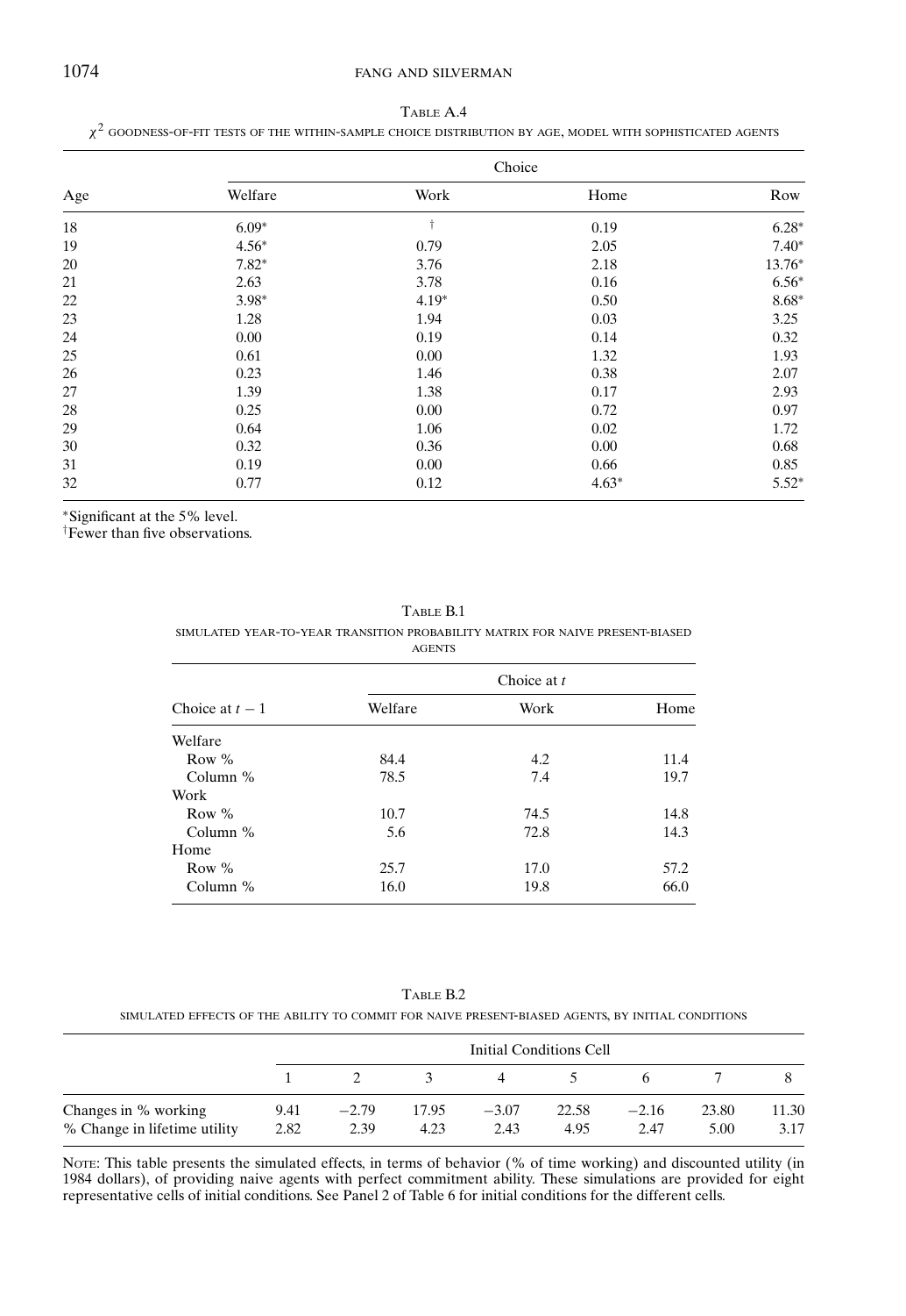TABLE A.4

$\chi^2$ GOODNESS-OF-FIT TESTS OF THE WITHIN-SAMPLE CHOICE DISTRIBUTION BY AGE, MODEL WITH SOPHISTICATED AGENTS

| Age | Choice | | | |
|---|---|---|---|---|
| | Welfare | Work | Home | Row |
| 18 | 6.09* | † | 0.19 | 6.28* |
| 19 | 4.56* | 0.79 | 2.05 | 7.40* |
| 20 | 7.82* | 3.76 | 2.18 | 13.76* |
| 21 | 2.63 | 3.78 | 0.16 | 6.56* |
| 22 | 3.98* | 4.19* | 0.50 | 8.68* |
| 23 | 1.28 | 1.94 | 0.03 | 3.25 |
| 24 | 0.00 | 0.19 | 0.14 | 0.32 |
| 25 | 0.61 | 0.00 | 1.32 | 1.93 |
| 26 | 0.23 | 1.46 | 0.38 | 2.07 |
| 27 | 1.39 | 1.38 | 0.17 | 2.93 |
| 28 | 0.25 | 0.00 | 0.72 | 0.97 |
| 29 | 0.64 | 1.06 | 0.02 | 1.72 |
| 30 | 0.32 | 0.36 | 0.00 | 0.68 |
| 31 | 0.19 | 0.00 | 0.66 | 0.85 |
| 32 | 0.77 | 0.12 | 4.63* | 5.52* |

*Significant at the 5% level.
†Fewer than five observations.

TABLE B.1

SIMULATED YEAR-TO-YEAR TRANSITION PROBABILITY MATRIX FOR NAIVE PRESENT-BIASED AGENTS

| Choice at $t-1$ | Choice at $t$ | | |
|---|---|---|---|
| | Welfare | Work | Home |
| Welfare | | | |
| Row % | 84.4 | 4.2 | 11.4 |
| Column % | 78.5 | 7.4 | 19.7 |
| Work | | | |
| Row % | 10.7 | 74.5 | 14.8 |
| Column % | 5.6 | 72.8 | 14.3 |
| Home | | | |
| Row % | 25.7 | 17.0 | 57.2 |
| Column % | 16.0 | 19.8 | 66.0 |

TABLE B.2

SIMULATED EFFECTS OF THE ABILITY TO COMMIT FOR NAIVE PRESENT-BIASED AGENTS, BY INITIAL CONDITIONS

| | Initial Conditions Cell | | | | | | | |
|---|---|---|---|---|---|---|---|---|
| | 1 | 2 | 3 | 4 | 5 | 6 | 7 | 8 |
| Changes in % working | 9.41 | −2.79 | 17.95 | −3.07 | 22.58 | −2.16 | 23.80 | 11.30 |
| % Change in lifetime utility | 2.82 | 2.39 | 4.23 | 2.43 | 4.95 | 2.47 | 5.00 | 3.17 |

NOTE: This table presents the simulated effects, in terms of behavior (% of time working) and discounted utility (in 1984 dollars), of providing naive agents with perfect commitment ability. These simulations are provided for eight representative cells of initial conditions. See Panel 2 of Table 6 for initial conditions for the different cells.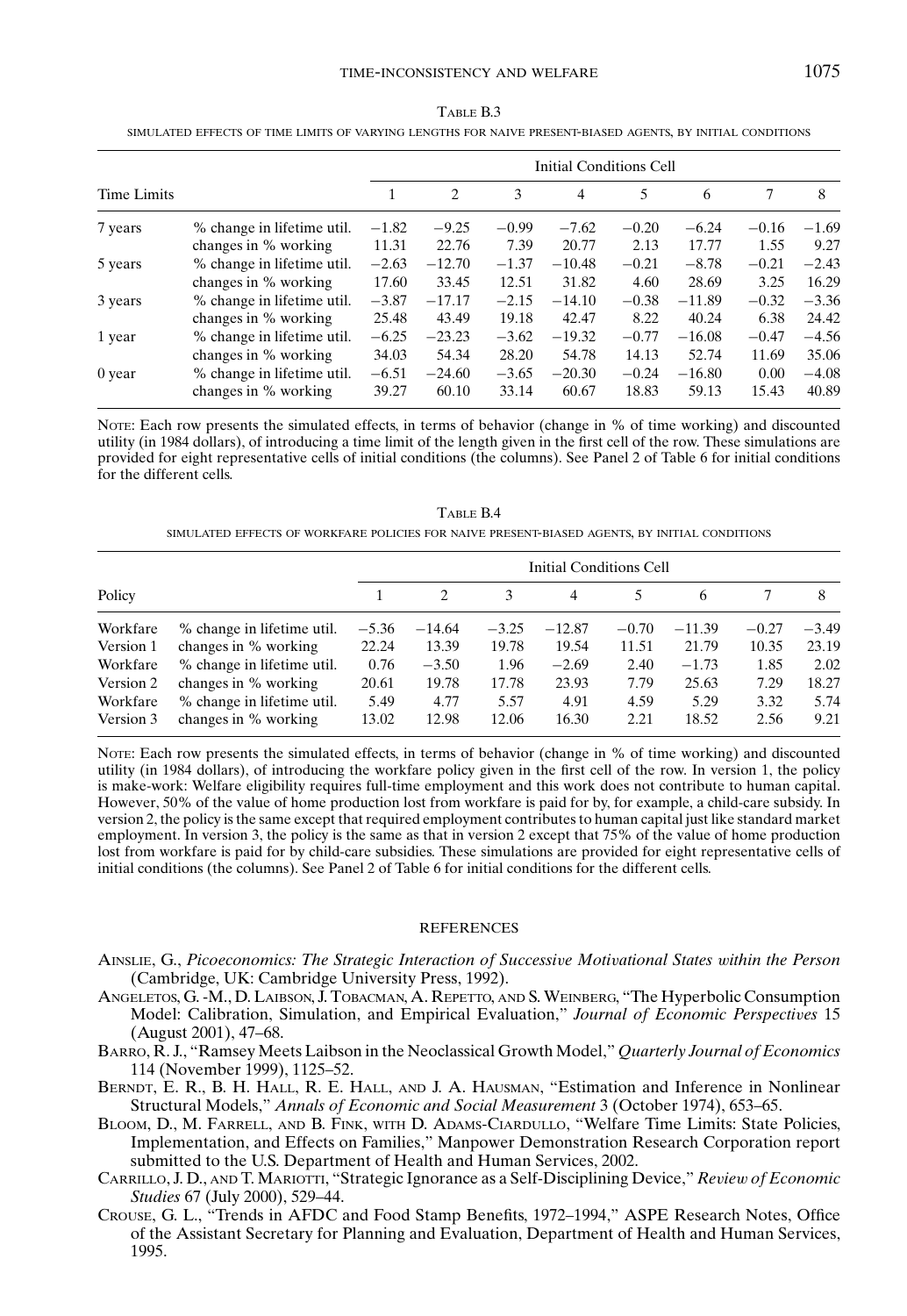TABLE B.3

SIMULATED EFFECTS OF TIME LIMITS OF VARYING LENGTHS FOR NAIVE PRESENT-BIASED AGENTS, BY INITIAL CONDITIONS

| Time Limits | | Initial Conditions Cell | | | | | | | |
|---|---|---|---|---|---|---|---|---|---|
| | | 1 | 2 | 3 | 4 | 5 | 6 | 7 | 8 |
| 7 years | % change in lifetime util. | −1.82 | −9.25 | −0.99 | −7.62 | −0.20 | −6.24 | −0.16 | −1.69 |
| | changes in % working | 11.31 | 22.76 | 7.39 | 20.77 | 2.13 | 17.77 | 1.55 | 9.27 |
| 5 years | % change in lifetime util. | −2.63 | −12.70 | −1.37 | −10.48 | −0.21 | −8.78 | −0.21 | −2.43 |
| | changes in % working | 17.60 | 33.45 | 12.51 | 31.82 | 4.60 | 28.69 | 3.25 | 16.29 |
| 3 years | % change in lifetime util. | −3.87 | −17.17 | −2.15 | −14.10 | −0.38 | −11.89 | −0.32 | −3.36 |
| | changes in % working | 25.48 | 43.49 | 19.18 | 42.47 | 8.22 | 40.24 | 6.38 | 24.42 |
| 1 year | % change in lifetime util. | −6.25 | −23.23 | −3.62 | −19.32 | −0.77 | −16.08 | −0.47 | −4.56 |
| | changes in % working | 34.03 | 54.34 | 28.20 | 54.78 | 14.13 | 52.74 | 11.69 | 35.06 |
| 0 year | % change in lifetime util. | −6.51 | −24.60 | −3.65 | −20.30 | −0.24 | −16.80 | 0.00 | −4.08 |
| | changes in % working | 39.27 | 60.10 | 33.14 | 60.67 | 18.83 | 59.13 | 15.43 | 40.89 |

NOTE: Each row presents the simulated effects, in terms of behavior (change in % of time working) and discounted utility (in 1984 dollars), of introducing a time limit of the length given in the first cell of the row. These simulations are provided for eight representative cells of initial conditions (the columns). See Panel 2 of Table 6 for initial conditions for the different cells.

TABLE B.4

SIMULATED EFFECTS OF WORKFARE POLICIES FOR NAIVE PRESENT-BIASED AGENTS, BY INITIAL CONDITIONS

| Policy | | Initial Conditions Cell | | | | | | | |
|---|---|---|---|---|---|---|---|---|---|
| | | 1 | 2 | 3 | 4 | 5 | 6 | 7 | 8 |
| Workfare | % change in lifetime util. | −5.36 | −14.64 | −3.25 | −12.87 | −0.70 | −11.39 | −0.27 | −3.49 |
| Version 1 | changes in % working | 22.24 | 13.39 | 19.78 | 19.54 | 11.51 | 21.79 | 10.35 | 23.19 |
| Workfare | % change in lifetime util. | 0.76 | −3.50 | 1.96 | −2.69 | 2.40 | −1.73 | 1.85 | 2.02 |
| Version 2 | changes in % working | 20.61 | 19.78 | 17.78 | 23.93 | 7.79 | 25.63 | 7.29 | 18.27 |
| Workfare | % change in lifetime util. | 5.49 | 4.77 | 5.57 | 4.91 | 4.59 | 5.29 | 3.32 | 5.74 |
| Version 3 | changes in % working | 13.02 | 12.98 | 12.06 | 16.30 | 2.21 | 18.52 | 2.56 | 9.21 |

NOTE: Each row presents the simulated effects, in terms of behavior (change in % of time working) and discounted utility (in 1984 dollars), of introducing the workfare policy given in the first cell of the row. In version 1, the policy is make-work: Welfare eligibility requires full-time employment and this work does not contribute to human capital. However, 50% of the value of home production lost from workfare is paid for by, for example, a child-care subsidy. In version 2, the policy is the same except that required employment contributes to human capital just like standard market employment. In version 3, the policy is the same as that in version 2 except that 75% of the value of home production lost from workfare is paid for by child-care subsidies. These simulations are provided for eight representative cells of initial conditions (the columns). See Panel 2 of Table 6 for initial conditions for the different cells.

## REFERENCES

AINSLIE, G., *Picoeconomics: The Strategic Interaction of Successive Motivational States within the Person* (Cambridge, UK: Cambridge University Press, 1992).

ANGELETOS, G. -M., D. LAIBSON, J. TOBACMAN, A. REPETTO, AND S. WEINBERG, "The Hyperbolic Consumption Model: Calibration, Simulation, and Empirical Evaluation," *Journal of Economic Perspectives* 15 (August 2001), 47–68.

BARRO, R. J., "Ramsey Meets Laibson in the Neoclassical Growth Model," *Quarterly Journal of Economics* 114 (November 1999), 1125–52.

BERNDT, E. R., B. H. HALL, R. E. HALL, AND J. A. HAUSMAN, "Estimation and Inference in Nonlinear Structural Models," *Annals of Economic and Social Measurement* 3 (October 1974), 653–65.

BLOOM, D., M. FARRELL, AND B. FINK, WITH D. ADAMS-CIARDULLO, "Welfare Time Limits: State Policies, Implementation, and Effects on Families," Manpower Demonstration Research Corporation report submitted to the U.S. Department of Health and Human Services, 2002.

CARRILLO, J. D., AND T. MARIOTTI, "Strategic Ignorance as a Self-Disciplining Device," *Review of Economic Studies* 67 (July 2000), 529–44.

CROUSE, G. L., "Trends in AFDC and Food Stamp Benefits, 1972–1994," ASPE Research Notes, Office of the Assistant Secretary for Planning and Evaluation, Department of Health and Human Services, 1995.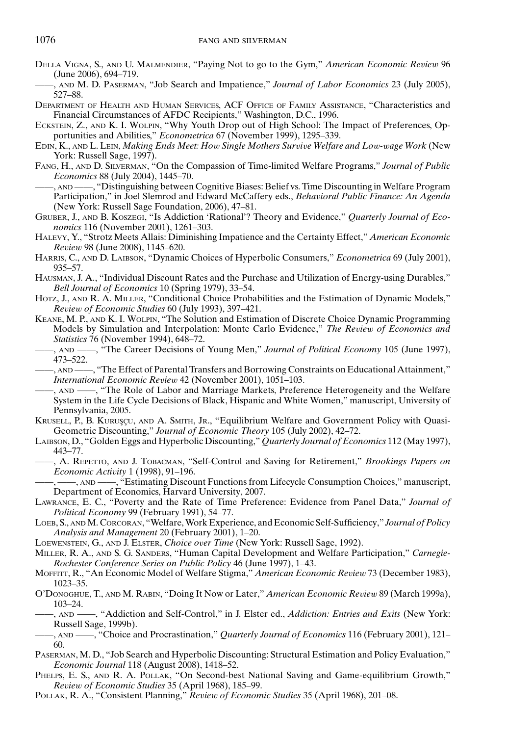Della Vigna, S., and U. Malmendier, "Paying Not to go to the Gym," *American Economic Review* 96 (June 2006), 694–719.

——, and M. D. Paserman, "Job Search and Impatience," *Journal of Labor Economics* 23 (July 2005), 527–88.

Department of Health and Human Services, ACF Office of Family Assistance, "Characteristics and Financial Circumstances of AFDC Recipients," Washington, D.C., 1996.

Eckstein, Z., and K. I. Wolpin, "Why Youth Drop out of High School: The Impact of Preferences, Opportunities and Abilities," *Econometrica* 67 (November 1999), 1295–339.

Edin, K., and L. Lein, *Making Ends Meet: How Single Mothers Survive Welfare and Low-wage Work* (New York: Russell Sage, 1997).

Fang, H., and D. Silverman, "On the Compassion of Time-limited Welfare Programs," *Journal of Public Economics* 88 (July 2004), 1445–70.

——, and ——, "Distinguishing between Cognitive Biases: Belief vs. Time Discounting in Welfare Program Participation," in Joel Slemrod and Edward McCaffery eds., *Behavioral Public Finance: An Agenda* (New York: Russell Sage Foundation, 2006), 47–81.

Gruber, J., and B. Koszegi, "Is Addiction 'Rational'? Theory and Evidence," *Quarterly Journal of Economics* 116 (November 2001), 1261–303.

Halevy, Y., "Strotz Meets Allais: Diminishing Impatience and the Certainty Effect," *American Economic Review* 98 (June 2008), 1145–620.

Harris, C., and D. Laibson, "Dynamic Choices of Hyperbolic Consumers," *Econometrica* 69 (July 2001), 935–57.

Hausman, J. A., "Individual Discount Rates and the Purchase and Utilization of Energy-using Durables," *Bell Journal of Economics* 10 (Spring 1979), 33–54.

Hotz, J., and R. A. Miller, "Conditional Choice Probabilities and the Estimation of Dynamic Models," *Review of Economic Studies* 60 (July 1993), 397–421.

Keane, M. P., and K. I. Wolpin, "The Solution and Estimation of Discrete Choice Dynamic Programming Models by Simulation and Interpolation: Monte Carlo Evidence," *The Review of Economics and Statistics* 76 (November 1994), 648–72.

——, and ——, "The Career Decisions of Young Men," *Journal of Political Economy* 105 (June 1997), 473–522.

——, and ——, "The Effect of Parental Transfers and Borrowing Constraints on Educational Attainment," *International Economic Review* 42 (November 2001), 1051–103.

——, and ——, "The Role of Labor and Marriage Markets, Preference Heterogeneity and the Welfare System in the Life Cycle Decisions of Black, Hispanic and White Women," manuscript, University of Pennsylvania, 2005.

Krusell, P., B. Kuruşçu, and A. Smith, Jr., "Equilibrium Welfare and Government Policy with Quasi-Geometric Discounting," *Journal of Economic Theory* 105 (July 2002), 42–72.

Laibson, D., "Golden Eggs and Hyperbolic Discounting," *Quarterly Journal of Economics* 112 (May 1997), 443–77.

——, A. Repetto, and J. Tobacman, "Self-Control and Saving for Retirement," *Brookings Papers on Economic Activity* 1 (1998), 91–196.

——, ——, and ——, "Estimating Discount Functions from Lifecycle Consumption Choices," manuscript, Department of Economics, Harvard University, 2007.

Lawrance, E. C., "Poverty and the Rate of Time Preference: Evidence from Panel Data," *Journal of Political Economy* 99 (February 1991), 54–77.

Loeb, S., and M. Corcoran, "Welfare, Work Experience, and Economic Self-Sufficiency," *Journal of Policy Analysis and Management* 20 (February 2001), 1–20.

Loewenstein, G., and J. Elster, *Choice over Time* (New York: Russell Sage, 1992).

Miller, R. A., and S. G. Sanders, "Human Capital Development and Welfare Participation," *Carnegie-Rochester Conference Series on Public Policy* 46 (June 1997), 1–43.

Moffitt, R., "An Economic Model of Welfare Stigma," *American Economic Review* 73 (December 1983), 1023–35.

O'Donoghue, T., and M. Rabin, "Doing It Now or Later," *American Economic Review* 89 (March 1999a), 103–24.

——, and ——, "Addiction and Self-Control," in J. Elster ed., *Addiction: Entries and Exits* (New York: Russell Sage, 1999b).

——, and ——, "Choice and Procrastination," *Quarterly Journal of Economics* 116 (February 2001), 121–60.

Paserman, M. D., "Job Search and Hyperbolic Discounting: Structural Estimation and Policy Evaluation," *Economic Journal* 118 (August 2008), 1418–52.

Phelps, E. S., and R. A. Pollak, "On Second-best National Saving and Game-equilibrium Growth," *Review of Economic Studies* 35 (April 1968), 185–99.

Pollak, R. A., "Consistent Planning," *Review of Economic Studies* 35 (April 1968), 201–08.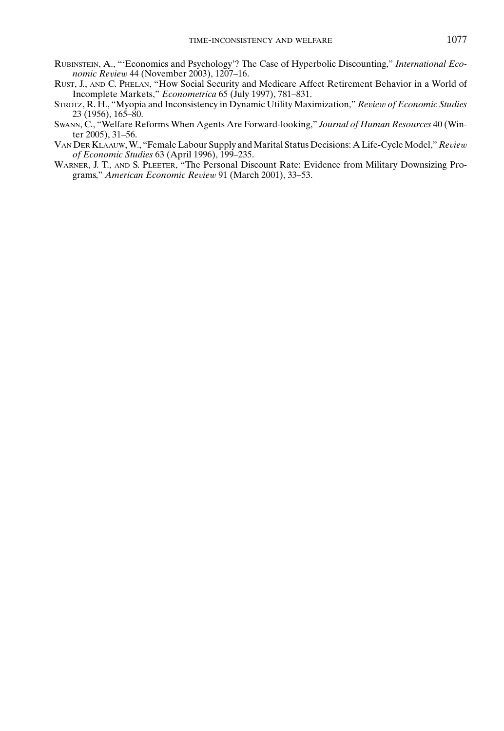Rubinstein, A., "'Economics and Psychology'? The Case of Hyperbolic Discounting," *International Economic Review* 44 (November 2003), 1207–16.

Rust, J., and C. Phelan, "How Social Security and Medicare Affect Retirement Behavior in a World of Incomplete Markets," *Econometrica* 65 (July 1997), 781–831.

Strotz, R. H., "Myopia and Inconsistency in Dynamic Utility Maximization," *Review of Economic Studies* 23 (1956), 165–80.

Swann, C., "Welfare Reforms When Agents Are Forward-looking," *Journal of Human Resources* 40 (Winter 2005), 31–56.

Van Der Klaauw, W., "Female Labour Supply and Marital Status Decisions: A Life-Cycle Model," *Review of Economic Studies* 63 (April 1996), 199–235.

Warner, J. T., and S. Pleeter, "The Personal Discount Rate: Evidence from Military Downsizing Programs," *American Economic Review* 91 (March 2001), 33–53.